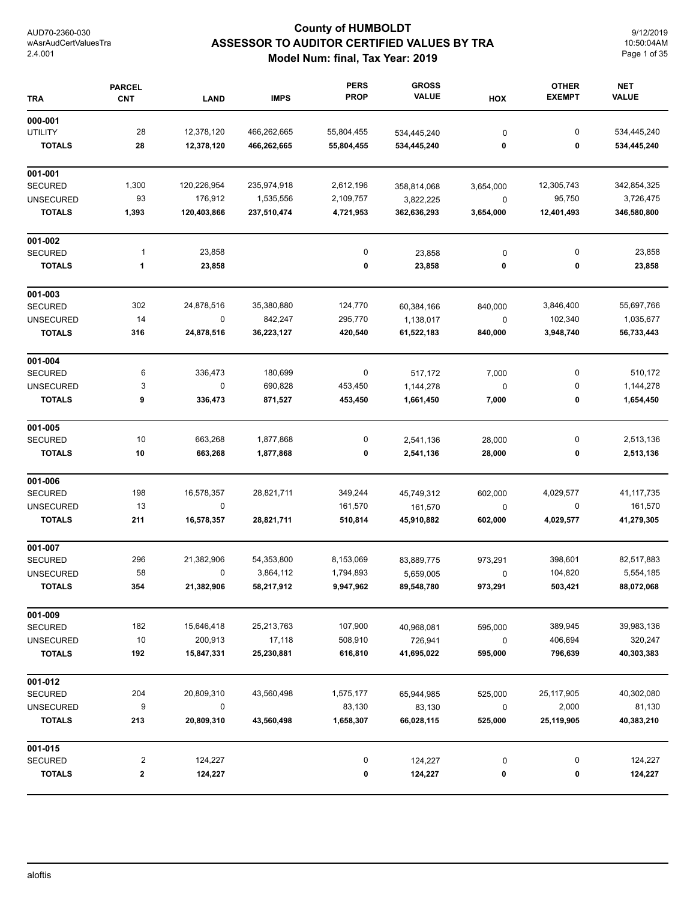AUD70-2360-030
wAsrAudCertValuesTra
2.4.001

# County of HUMBOLDT
## ASSESSOR TO AUDITOR CERTIFIED VALUES BY TRA
### Model Num: final, Tax Year: 2019

9/12/2019
10:50:04AM

| TRA | PARCEL CNT | LAND | IMPS | PERS PROP | GROSS VALUE | HOX | OTHER EXEMPT | NET VALUE |
|---|---|---|---|---|---|---|---|---|
| **000-001** | | | | | | | | |
| UTILITY | 28 | 12,378,120 | 466,262,665 | 55,804,455 | 534,445,240 | 0 | 0 | 534,445,240 |
| **TOTALS** | **28** | **12,378,120** | **466,262,665** | **55,804,455** | **534,445,240** | **0** | **0** | **534,445,240** |
| **001-001** | | | | | | | | |
| SECURED | 1,300 | 120,226,954 | 235,974,918 | 2,612,196 | 358,814,068 | 3,654,000 | 12,305,743 | 342,854,325 |
| UNSECURED | 93 | 176,912 | 1,535,556 | 2,109,757 | 3,822,225 | 0 | 95,750 | 3,726,475 |
| **TOTALS** | **1,393** | **120,403,866** | **237,510,474** | **4,721,953** | **362,636,293** | **3,654,000** | **12,401,493** | **346,580,800** |
| **001-002** | | | | | | | | |
| SECURED | 1 | 23,858 | | 0 | 23,858 | 0 | 0 | 23,858 |
| **TOTALS** | **1** | **23,858** | | **0** | **23,858** | **0** | **0** | **23,858** |
| **001-003** | | | | | | | | |
| SECURED | 302 | 24,878,516 | 35,380,880 | 124,770 | 60,384,166 | 840,000 | 3,846,400 | 55,697,766 |
| UNSECURED | 14 | 0 | 842,247 | 295,770 | 1,138,017 | 0 | 102,340 | 1,035,677 |
| **TOTALS** | **316** | **24,878,516** | **36,223,127** | **420,540** | **61,522,183** | **840,000** | **3,948,740** | **56,733,443** |
| **001-004** | | | | | | | | |
| SECURED | 6 | 336,473 | 180,699 | 0 | 517,172 | 7,000 | 0 | 510,172 |
| UNSECURED | 3 | 0 | 690,828 | 453,450 | 1,144,278 | 0 | 0 | 1,144,278 |
| **TOTALS** | **9** | **336,473** | **871,527** | **453,450** | **1,661,450** | **7,000** | **0** | **1,654,450** |
| **001-005** | | | | | | | | |
| SECURED | 10 | 663,268 | 1,877,868 | 0 | 2,541,136 | 28,000 | 0 | 2,513,136 |
| **TOTALS** | **10** | **663,268** | **1,877,868** | **0** | **2,541,136** | **28,000** | **0** | **2,513,136** |
| **001-006** | | | | | | | | |
| SECURED | 198 | 16,578,357 | 28,821,711 | 349,244 | 45,749,312 | 602,000 | 4,029,577 | 41,117,735 |
| UNSECURED | 13 | 0 | | 161,570 | 161,570 | 0 | 0 | 161,570 |
| **TOTALS** | **211** | **16,578,357** | **28,821,711** | **510,814** | **45,910,882** | **602,000** | **4,029,577** | **41,279,305** |
| **001-007** | | | | | | | | |
| SECURED | 296 | 21,382,906 | 54,353,800 | 8,153,069 | 83,889,775 | 973,291 | 398,601 | 82,517,883 |
| UNSECURED | 58 | 0 | 3,864,112 | 1,794,893 | 5,659,005 | 0 | 104,820 | 5,554,185 |
| **TOTALS** | **354** | **21,382,906** | **58,217,912** | **9,947,962** | **89,548,780** | **973,291** | **503,421** | **88,072,068** |
| **001-009** | | | | | | | | |
| SECURED | 182 | 15,646,418 | 25,213,763 | 107,900 | 40,968,081 | 595,000 | 389,945 | 39,983,136 |
| UNSECURED | 10 | 200,913 | 17,118 | 508,910 | 726,941 | 0 | 406,694 | 320,247 |
| **TOTALS** | **192** | **15,847,331** | **25,230,881** | **616,810** | **41,695,022** | **595,000** | **796,639** | **40,303,383** |
| **001-012** | | | | | | | | |
| SECURED | 204 | 20,809,310 | 43,560,498 | 1,575,177 | 65,944,985 | 525,000 | 25,117,905 | 40,302,080 |
| UNSECURED | 9 | 0 | | 83,130 | 83,130 | 0 | 2,000 | 81,130 |
| **TOTALS** | **213** | **20,809,310** | **43,560,498** | **1,658,307** | **66,028,115** | **525,000** | **25,119,905** | **40,383,210** |
| **001-015** | | | | | | | | |
| SECURED | 2 | 124,227 | | 0 | 124,227 | 0 | 0 | 124,227 |
| **TOTALS** | **2** | **124,227** | | **0** | **124,227** | **0** | **0** | **124,227** |

aloftis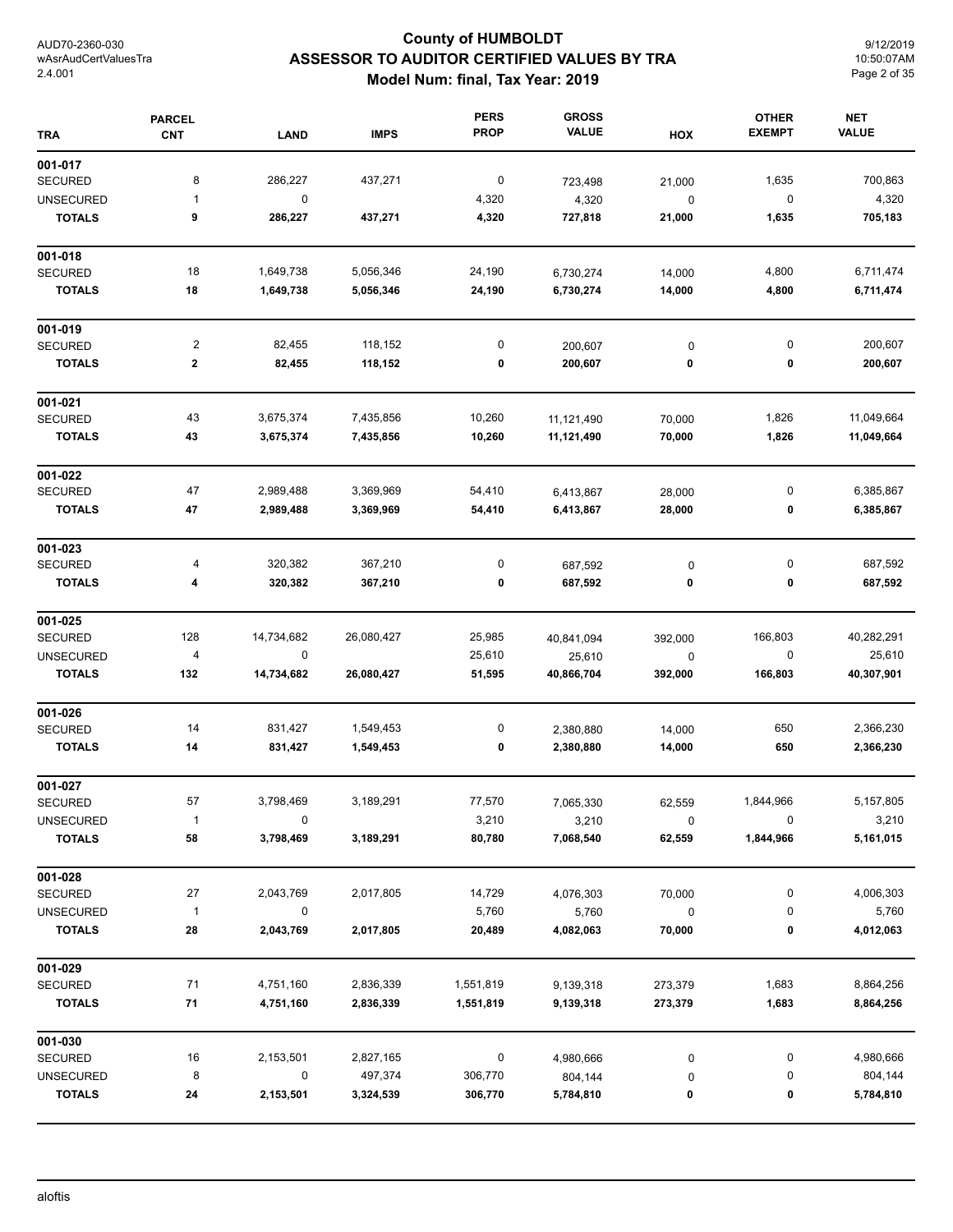# County of HUMBOLDT

## ASSESSOR TO AUDITOR CERTIFIED VALUES BY TRA

### Model Num: final, Tax Year: 2019

| TRA | PARCEL CNT | LAND | IMPS | PERS PROP | GROSS VALUE | HOX | OTHER EXEMPT | NET VALUE |
|---|---|---|---|---|---|---|---|---|
| **001-017** | | | | | | | | |
| SECURED | 8 | 286,227 | 437,271 | 0 | 723,498 | 21,000 | 1,635 | 700,863 |
| UNSECURED | 1 | 0 | | 4,320 | 4,320 | 0 | 0 | 4,320 |
| **TOTALS** | **9** | **286,227** | **437,271** | **4,320** | **727,818** | **21,000** | **1,635** | **705,183** |
| **001-018** | | | | | | | | |
| SECURED | 18 | 1,649,738 | 5,056,346 | 24,190 | 6,730,274 | 14,000 | 4,800 | 6,711,474 |
| **TOTALS** | **18** | **1,649,738** | **5,056,346** | **24,190** | **6,730,274** | **14,000** | **4,800** | **6,711,474** |
| **001-019** | | | | | | | | |
| SECURED | 2 | 82,455 | 118,152 | 0 | 200,607 | 0 | 0 | 200,607 |
| **TOTALS** | **2** | **82,455** | **118,152** | **0** | **200,607** | **0** | **0** | **200,607** |
| **001-021** | | | | | | | | |
| SECURED | 43 | 3,675,374 | 7,435,856 | 10,260 | 11,121,490 | 70,000 | 1,826 | 11,049,664 |
| **TOTALS** | **43** | **3,675,374** | **7,435,856** | **10,260** | **11,121,490** | **70,000** | **1,826** | **11,049,664** |
| **001-022** | | | | | | | | |
| SECURED | 47 | 2,989,488 | 3,369,969 | 54,410 | 6,413,867 | 28,000 | 0 | 6,385,867 |
| **TOTALS** | **47** | **2,989,488** | **3,369,969** | **54,410** | **6,413,867** | **28,000** | **0** | **6,385,867** |
| **001-023** | | | | | | | | |
| SECURED | 4 | 320,382 | 367,210 | 0 | 687,592 | 0 | 0 | 687,592 |
| **TOTALS** | **4** | **320,382** | **367,210** | **0** | **687,592** | **0** | **0** | **687,592** |
| **001-025** | | | | | | | | |
| SECURED | 128 | 14,734,682 | 26,080,427 | 25,985 | 40,841,094 | 392,000 | 166,803 | 40,282,291 |
| UNSECURED | 4 | 0 | | 25,610 | 25,610 | 0 | 0 | 25,610 |
| **TOTALS** | **132** | **14,734,682** | **26,080,427** | **51,595** | **40,866,704** | **392,000** | **166,803** | **40,307,901** |
| **001-026** | | | | | | | | |
| SECURED | 14 | 831,427 | 1,549,453 | 0 | 2,380,880 | 14,000 | 650 | 2,366,230 |
| **TOTALS** | **14** | **831,427** | **1,549,453** | **0** | **2,380,880** | **14,000** | **650** | **2,366,230** |
| **001-027** | | | | | | | | |
| SECURED | 57 | 3,798,469 | 3,189,291 | 77,570 | 7,065,330 | 62,559 | 1,844,966 | 5,157,805 |
| UNSECURED | 1 | 0 | | 3,210 | 3,210 | 0 | 0 | 3,210 |
| **TOTALS** | **58** | **3,798,469** | **3,189,291** | **80,780** | **7,068,540** | **62,559** | **1,844,966** | **5,161,015** |
| **001-028** | | | | | | | | |
| SECURED | 27 | 2,043,769 | 2,017,805 | 14,729 | 4,076,303 | 70,000 | 0 | 4,006,303 |
| UNSECURED | 1 | 0 | | 5,760 | 5,760 | 0 | 0 | 5,760 |
| **TOTALS** | **28** | **2,043,769** | **2,017,805** | **20,489** | **4,082,063** | **70,000** | **0** | **4,012,063** |
| **001-029** | | | | | | | | |
| SECURED | 71 | 4,751,160 | 2,836,339 | 1,551,819 | 9,139,318 | 273,379 | 1,683 | 8,864,256 |
| **TOTALS** | **71** | **4,751,160** | **2,836,339** | **1,551,819** | **9,139,318** | **273,379** | **1,683** | **8,864,256** |
| **001-030** | | | | | | | | |
| SECURED | 16 | 2,153,501 | 2,827,165 | 0 | 4,980,666 | 0 | 0 | 4,980,666 |
| UNSECURED | 8 | 0 | 497,374 | 306,770 | 804,144 | 0 | 0 | 804,144 |
| **TOTALS** | **24** | **2,153,501** | **3,324,539** | **306,770** | **5,784,810** | **0** | **0** | **5,784,810** |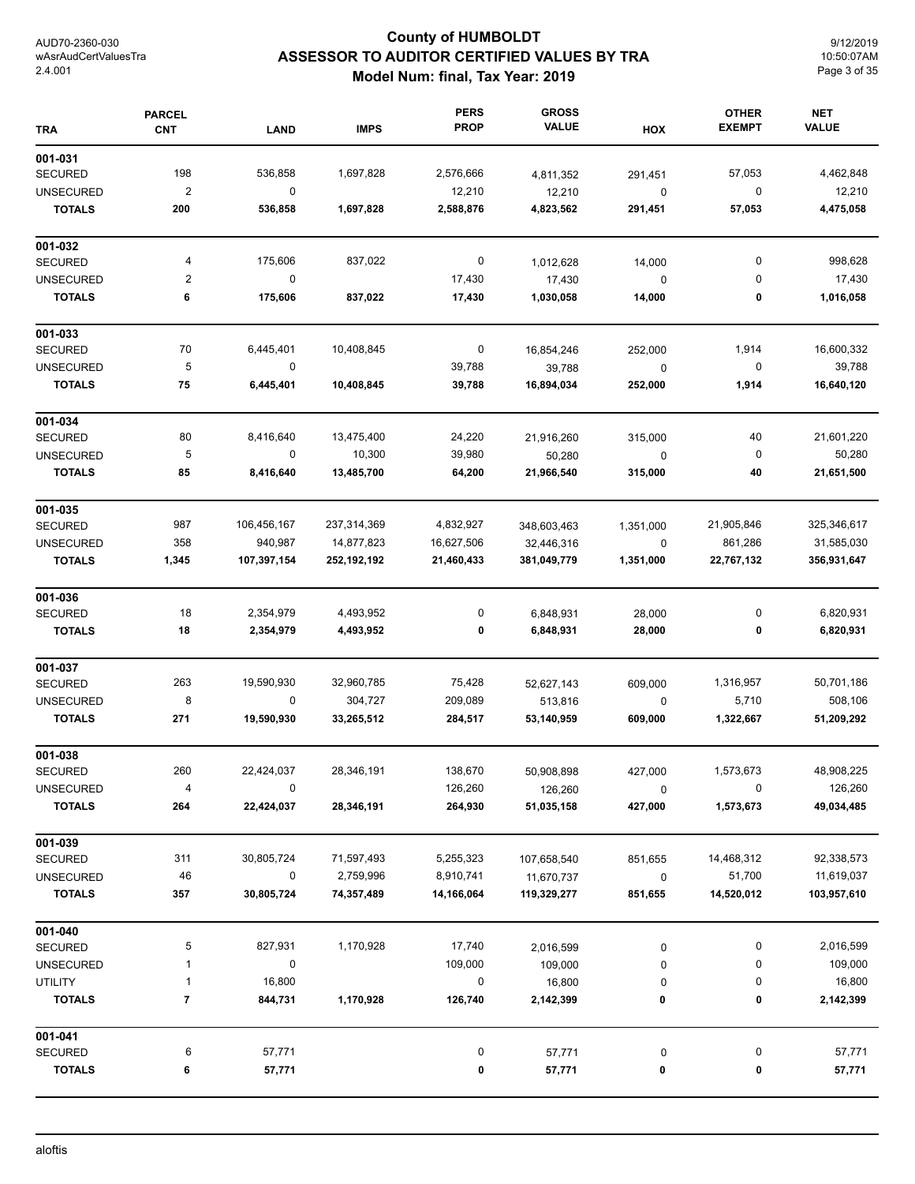# County of HUMBOLDT
## ASSESSOR TO AUDITOR CERTIFIED VALUES BY TRA
### Model Num: final, Tax Year: 2019

| TRA | PARCEL CNT | LAND | IMPS | PERS PROP | GROSS VALUE | HOX | OTHER EXEMPT | NET VALUE |
|---|---|---|---|---|---|---|---|---|
| **001-031** | | | | | | | | |
| SECURED | 198 | 536,858 | 1,697,828 | 2,576,666 | 4,811,352 | 291,451 | 57,053 | 4,462,848 |
| UNSECURED | 2 | 0 | | 12,210 | 12,210 | 0 | 0 | 12,210 |
| **TOTALS** | **200** | **536,858** | **1,697,828** | **2,588,876** | **4,823,562** | **291,451** | **57,053** | **4,475,058** |
| **001-032** | | | | | | | | |
| SECURED | 4 | 175,606 | 837,022 | 0 | 1,012,628 | 14,000 | 0 | 998,628 |
| UNSECURED | 2 | 0 | | 17,430 | 17,430 | 0 | 0 | 17,430 |
| **TOTALS** | **6** | **175,606** | **837,022** | **17,430** | **1,030,058** | **14,000** | **0** | **1,016,058** |
| **001-033** | | | | | | | | |
| SECURED | 70 | 6,445,401 | 10,408,845 | 0 | 16,854,246 | 252,000 | 1,914 | 16,600,332 |
| UNSECURED | 5 | 0 | | 39,788 | 39,788 | 0 | 0 | 39,788 |
| **TOTALS** | **75** | **6,445,401** | **10,408,845** | **39,788** | **16,894,034** | **252,000** | **1,914** | **16,640,120** |
| **001-034** | | | | | | | | |
| SECURED | 80 | 8,416,640 | 13,475,400 | 24,220 | 21,916,260 | 315,000 | 40 | 21,601,220 |
| UNSECURED | 5 | 0 | 10,300 | 39,980 | 50,280 | 0 | 0 | 50,280 |
| **TOTALS** | **85** | **8,416,640** | **13,485,700** | **64,200** | **21,966,540** | **315,000** | **40** | **21,651,500** |
| **001-035** | | | | | | | | |
| SECURED | 987 | 106,456,167 | 237,314,369 | 4,832,927 | 348,603,463 | 1,351,000 | 21,905,846 | 325,346,617 |
| UNSECURED | 358 | 940,987 | 14,877,823 | 16,627,506 | 32,446,316 | 0 | 861,286 | 31,585,030 |
| **TOTALS** | **1,345** | **107,397,154** | **252,192,192** | **21,460,433** | **381,049,779** | **1,351,000** | **22,767,132** | **356,931,647** |
| **001-036** | | | | | | | | |
| SECURED | 18 | 2,354,979 | 4,493,952 | 0 | 6,848,931 | 28,000 | 0 | 6,820,931 |
| **TOTALS** | **18** | **2,354,979** | **4,493,952** | **0** | **6,848,931** | **28,000** | **0** | **6,820,931** |
| **001-037** | | | | | | | | |
| SECURED | 263 | 19,590,930 | 32,960,785 | 75,428 | 52,627,143 | 609,000 | 1,316,957 | 50,701,186 |
| UNSECURED | 8 | 0 | 304,727 | 209,089 | 513,816 | 0 | 5,710 | 508,106 |
| **TOTALS** | **271** | **19,590,930** | **33,265,512** | **284,517** | **53,140,959** | **609,000** | **1,322,667** | **51,209,292** |
| **001-038** | | | | | | | | |
| SECURED | 260 | 22,424,037 | 28,346,191 | 138,670 | 50,908,898 | 427,000 | 1,573,673 | 48,908,225 |
| UNSECURED | 4 | 0 | | 126,260 | 126,260 | 0 | 0 | 126,260 |
| **TOTALS** | **264** | **22,424,037** | **28,346,191** | **264,930** | **51,035,158** | **427,000** | **1,573,673** | **49,034,485** |
| **001-039** | | | | | | | | |
| SECURED | 311 | 30,805,724 | 71,597,493 | 5,255,323 | 107,658,540 | 851,655 | 14,468,312 | 92,338,573 |
| UNSECURED | 46 | 0 | 2,759,996 | 8,910,741 | 11,670,737 | 0 | 51,700 | 11,619,037 |
| **TOTALS** | **357** | **30,805,724** | **74,357,489** | **14,166,064** | **119,329,277** | **851,655** | **14,520,012** | **103,957,610** |
| **001-040** | | | | | | | | |
| SECURED | 5 | 827,931 | 1,170,928 | 17,740 | 2,016,599 | 0 | 0 | 2,016,599 |
| UNSECURED | 1 | 0 | | 109,000 | 109,000 | 0 | 0 | 109,000 |
| UTILITY | 1 | 16,800 | | 0 | 16,800 | 0 | 0 | 16,800 |
| **TOTALS** | **7** | **844,731** | **1,170,928** | **126,740** | **2,142,399** | **0** | **0** | **2,142,399** |
| **001-041** | | | | | | | | |
| SECURED | 6 | 57,771 | | 0 | 57,771 | 0 | 0 | 57,771 |
| **TOTALS** | **6** | **57,771** | | **0** | **57,771** | **0** | **0** | **57,771** |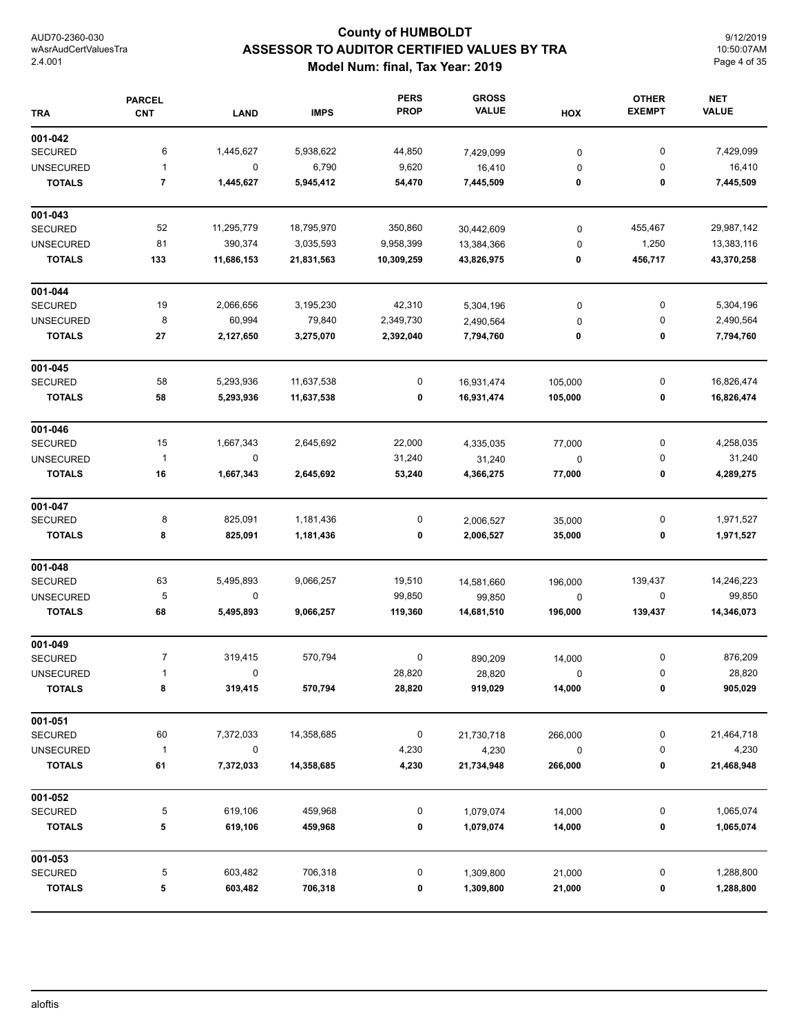# County of HUMBOLDT
## ASSESSOR TO AUDITOR CERTIFIED VALUES BY TRA
### Model Num: final, Tax Year: 2019

| TRA | PARCEL CNT | LAND | IMPS | PERS PROP | GROSS VALUE | HOX | OTHER EXEMPT | NET VALUE |
|---|---|---|---|---|---|---|---|---|
| **001-042** | | | | | | | | |
| SECURED | 6 | 1,445,627 | 5,938,622 | 44,850 | 7,429,099 | 0 | 0 | 7,429,099 |
| UNSECURED | 1 | 0 | 6,790 | 9,620 | 16,410 | 0 | 0 | 16,410 |
| **TOTALS** | **7** | **1,445,627** | **5,945,412** | **54,470** | **7,445,509** | **0** | **0** | **7,445,509** |
| **001-043** | | | | | | | | |
| SECURED | 52 | 11,295,779 | 18,795,970 | 350,860 | 30,442,609 | 0 | 455,467 | 29,987,142 |
| UNSECURED | 81 | 390,374 | 3,035,593 | 9,958,399 | 13,384,366 | 0 | 1,250 | 13,383,116 |
| **TOTALS** | **133** | **11,686,153** | **21,831,563** | **10,309,259** | **43,826,975** | **0** | **456,717** | **43,370,258** |
| **001-044** | | | | | | | | |
| SECURED | 19 | 2,066,656 | 3,195,230 | 42,310 | 5,304,196 | 0 | 0 | 5,304,196 |
| UNSECURED | 8 | 60,994 | 79,840 | 2,349,730 | 2,490,564 | 0 | 0 | 2,490,564 |
| **TOTALS** | **27** | **2,127,650** | **3,275,070** | **2,392,040** | **7,794,760** | **0** | **0** | **7,794,760** |
| **001-045** | | | | | | | | |
| SECURED | 58 | 5,293,936 | 11,637,538 | 0 | 16,931,474 | 105,000 | 0 | 16,826,474 |
| **TOTALS** | **58** | **5,293,936** | **11,637,538** | **0** | **16,931,474** | **105,000** | **0** | **16,826,474** |
| **001-046** | | | | | | | | |
| SECURED | 15 | 1,667,343 | 2,645,692 | 22,000 | 4,335,035 | 77,000 | 0 | 4,258,035 |
| UNSECURED | 1 | 0 | | 31,240 | 31,240 | 0 | 0 | 31,240 |
| **TOTALS** | **16** | **1,667,343** | **2,645,692** | **53,240** | **4,366,275** | **77,000** | **0** | **4,289,275** |
| **001-047** | | | | | | | | |
| SECURED | 8 | 825,091 | 1,181,436 | 0 | 2,006,527 | 35,000 | 0 | 1,971,527 |
| **TOTALS** | **8** | **825,091** | **1,181,436** | **0** | **2,006,527** | **35,000** | **0** | **1,971,527** |
| **001-048** | | | | | | | | |
| SECURED | 63 | 5,495,893 | 9,066,257 | 19,510 | 14,581,660 | 196,000 | 139,437 | 14,246,223 |
| UNSECURED | 5 | 0 | | 99,850 | 99,850 | 0 | 0 | 99,850 |
| **TOTALS** | **68** | **5,495,893** | **9,066,257** | **119,360** | **14,681,510** | **196,000** | **139,437** | **14,346,073** |
| **001-049** | | | | | | | | |
| SECURED | 7 | 319,415 | 570,794 | 0 | 890,209 | 14,000 | 0 | 876,209 |
| UNSECURED | 1 | 0 | | 28,820 | 28,820 | 0 | 0 | 28,820 |
| **TOTALS** | **8** | **319,415** | **570,794** | **28,820** | **919,029** | **14,000** | **0** | **905,029** |
| **001-051** | | | | | | | | |
| SECURED | 60 | 7,372,033 | 14,358,685 | 0 | 21,730,718 | 266,000 | 0 | 21,464,718 |
| UNSECURED | 1 | 0 | | 4,230 | 4,230 | 0 | 0 | 4,230 |
| **TOTALS** | **61** | **7,372,033** | **14,358,685** | **4,230** | **21,734,948** | **266,000** | **0** | **21,468,948** |
| **001-052** | | | | | | | | |
| SECURED | 5 | 619,106 | 459,968 | 0 | 1,079,074 | 14,000 | 0 | 1,065,074 |
| **TOTALS** | **5** | **619,106** | **459,968** | **0** | **1,079,074** | **14,000** | **0** | **1,065,074** |
| **001-053** | | | | | | | | |
| SECURED | 5 | 603,482 | 706,318 | 0 | 1,309,800 | 21,000 | 0 | 1,288,800 |
| **TOTALS** | **5** | **603,482** | **706,318** | **0** | **1,309,800** | **21,000** | **0** | **1,288,800** |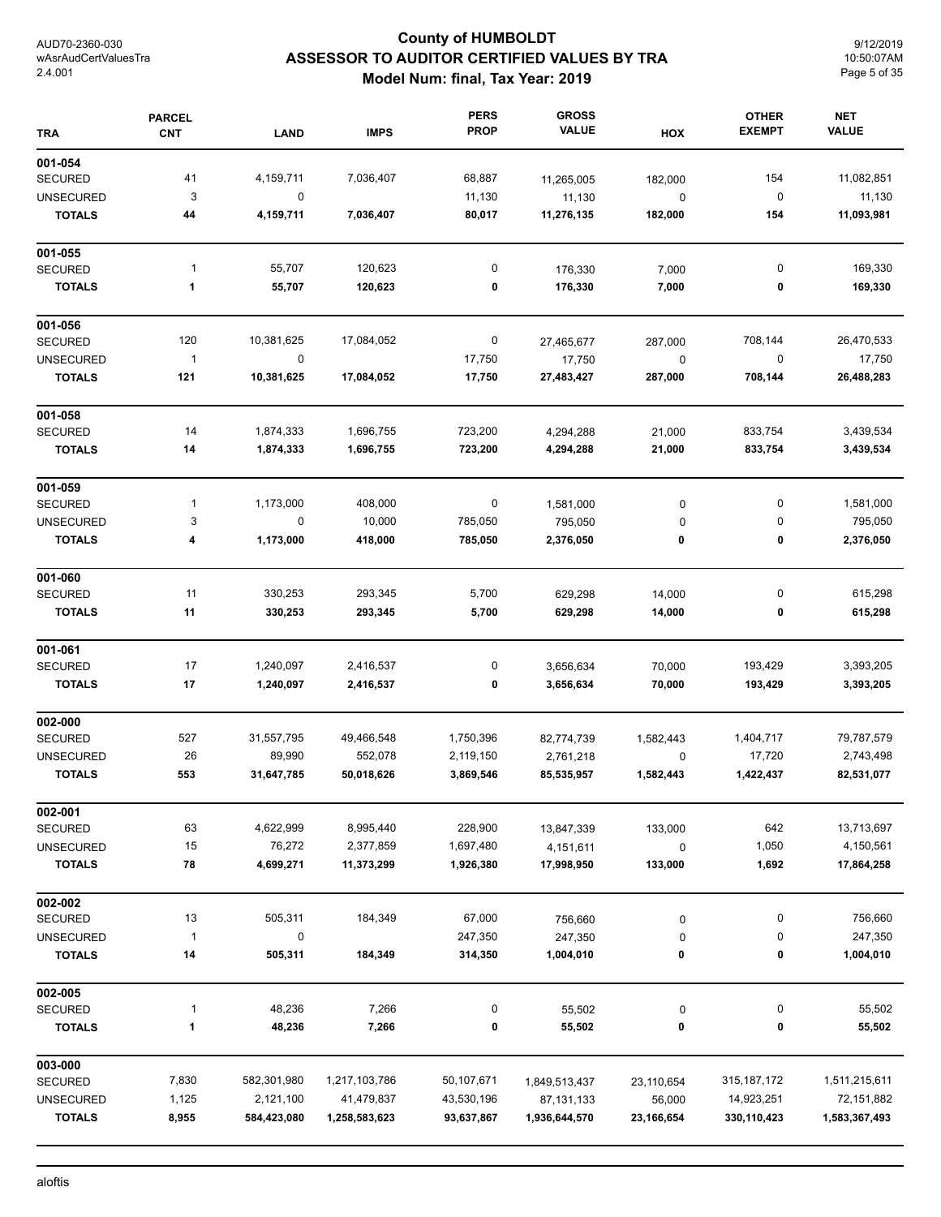# County of HUMBOLDT
## ASSESSOR TO AUDITOR CERTIFIED VALUES BY TRA
### Model Num: final, Tax Year: 2019

| TRA | PARCEL CNT | LAND | IMPS | PERS PROP | GROSS VALUE | HOX | OTHER EXEMPT | NET VALUE |
|---|---|---|---|---|---|---|---|---|
| **001-054** | | | | | | | | |
| SECURED | 41 | 4,159,711 | 7,036,407 | 68,887 | 11,265,005 | 182,000 | 154 | 11,082,851 |
| UNSECURED | 3 | 0 | | 11,130 | 11,130 | 0 | 0 | 11,130 |
| **TOTALS** | **44** | **4,159,711** | **7,036,407** | **80,017** | **11,276,135** | **182,000** | **154** | **11,093,981** |
| **001-055** | | | | | | | | |
| SECURED | 1 | 55,707 | 120,623 | 0 | 176,330 | 7,000 | 0 | 169,330 |
| **TOTALS** | **1** | **55,707** | **120,623** | **0** | **176,330** | **7,000** | **0** | **169,330** |
| **001-056** | | | | | | | | |
| SECURED | 120 | 10,381,625 | 17,084,052 | 0 | 27,465,677 | 287,000 | 708,144 | 26,470,533 |
| UNSECURED | 1 | 0 | | 17,750 | 17,750 | 0 | 0 | 17,750 |
| **TOTALS** | **121** | **10,381,625** | **17,084,052** | **17,750** | **27,483,427** | **287,000** | **708,144** | **26,488,283** |
| **001-058** | | | | | | | | |
| SECURED | 14 | 1,874,333 | 1,696,755 | 723,200 | 4,294,288 | 21,000 | 833,754 | 3,439,534 |
| **TOTALS** | **14** | **1,874,333** | **1,696,755** | **723,200** | **4,294,288** | **21,000** | **833,754** | **3,439,534** |
| **001-059** | | | | | | | | |
| SECURED | 1 | 1,173,000 | 408,000 | 0 | 1,581,000 | 0 | 0 | 1,581,000 |
| UNSECURED | 3 | 0 | 10,000 | 785,050 | 795,050 | 0 | 0 | 795,050 |
| **TOTALS** | **4** | **1,173,000** | **418,000** | **785,050** | **2,376,050** | **0** | **0** | **2,376,050** |
| **001-060** | | | | | | | | |
| SECURED | 11 | 330,253 | 293,345 | 5,700 | 629,298 | 14,000 | 0 | 615,298 |
| **TOTALS** | **11** | **330,253** | **293,345** | **5,700** | **629,298** | **14,000** | **0** | **615,298** |
| **001-061** | | | | | | | | |
| SECURED | 17 | 1,240,097 | 2,416,537 | 0 | 3,656,634 | 70,000 | 193,429 | 3,393,205 |
| **TOTALS** | **17** | **1,240,097** | **2,416,537** | **0** | **3,656,634** | **70,000** | **193,429** | **3,393,205** |
| **002-000** | | | | | | | | |
| SECURED | 527 | 31,557,795 | 49,466,548 | 1,750,396 | 82,774,739 | 1,582,443 | 1,404,717 | 79,787,579 |
| UNSECURED | 26 | 89,990 | 552,078 | 2,119,150 | 2,761,218 | 0 | 17,720 | 2,743,498 |
| **TOTALS** | **553** | **31,647,785** | **50,018,626** | **3,869,546** | **85,535,957** | **1,582,443** | **1,422,437** | **82,531,077** |
| **002-001** | | | | | | | | |
| SECURED | 63 | 4,622,999 | 8,995,440 | 228,900 | 13,847,339 | 133,000 | 642 | 13,713,697 |
| UNSECURED | 15 | 76,272 | 2,377,859 | 1,697,480 | 4,151,611 | 0 | 1,050 | 4,150,561 |
| **TOTALS** | **78** | **4,699,271** | **11,373,299** | **1,926,380** | **17,998,950** | **133,000** | **1,692** | **17,864,258** |
| **002-002** | | | | | | | | |
| SECURED | 13 | 505,311 | 184,349 | 67,000 | 756,660 | 0 | 0 | 756,660 |
| UNSECURED | 1 | 0 | | 247,350 | 247,350 | 0 | 0 | 247,350 |
| **TOTALS** | **14** | **505,311** | **184,349** | **314,350** | **1,004,010** | **0** | **0** | **1,004,010** |
| **002-005** | | | | | | | | |
| SECURED | 1 | 48,236 | 7,266 | 0 | 55,502 | 0 | 0 | 55,502 |
| **TOTALS** | **1** | **48,236** | **7,266** | **0** | **55,502** | **0** | **0** | **55,502** |
| **003-000** | | | | | | | | |
| SECURED | 7,830 | 582,301,980 | 1,217,103,786 | 50,107,671 | 1,849,513,437 | 23,110,654 | 315,187,172 | 1,511,215,611 |
| UNSECURED | 1,125 | 2,121,100 | 41,479,837 | 43,530,196 | 87,131,133 | 56,000 | 14,923,251 | 72,151,882 |
| **TOTALS** | **8,955** | **584,423,080** | **1,258,583,623** | **93,637,867** | **1,936,644,570** | **23,166,654** | **330,110,423** | **1,583,367,493** |

aloftis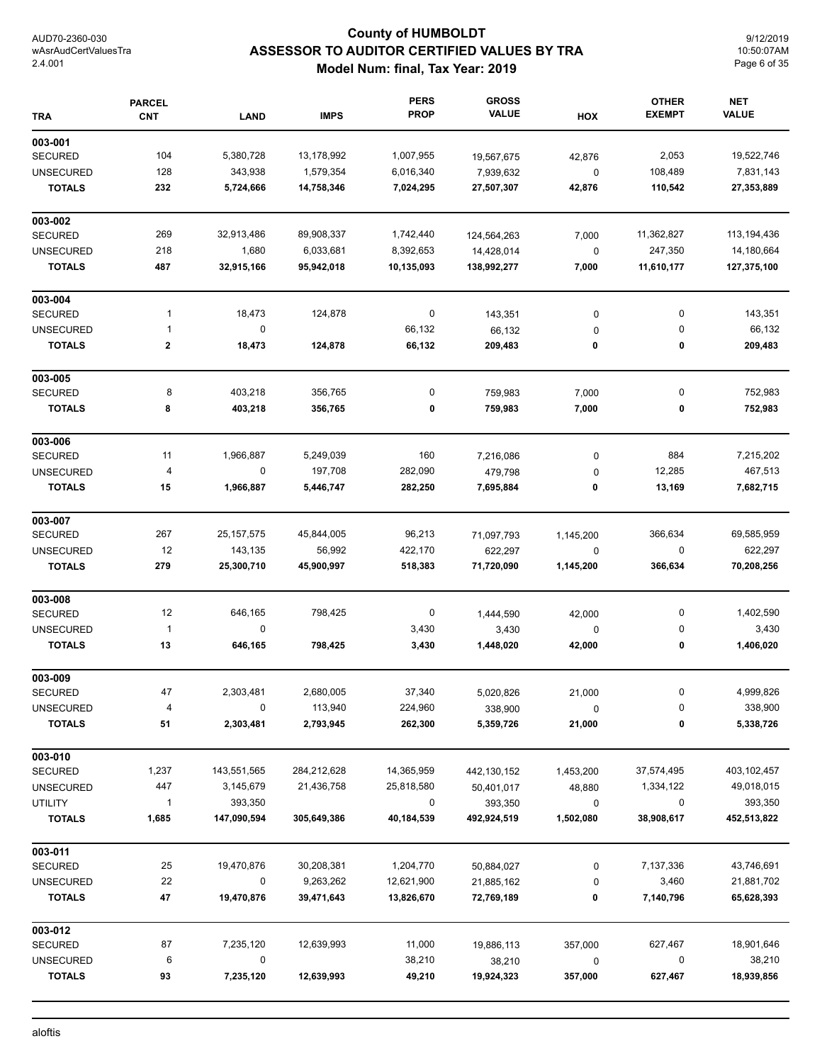# County of HUMBOLDT
## ASSESSOR TO AUDITOR CERTIFIED VALUES BY TRA
### Model Num: final, Tax Year: 2019

| TRA | PARCEL CNT | LAND | IMPS | PERS PROP | GROSS VALUE | HOX | OTHER EXEMPT | NET VALUE |
|---|---|---|---|---|---|---|---|---|
| **003-001** | | | | | | | | |
| SECURED | 104 | 5,380,728 | 13,178,992 | 1,007,955 | 19,567,675 | 42,876 | 2,053 | 19,522,746 |
| UNSECURED | 128 | 343,938 | 1,579,354 | 6,016,340 | 7,939,632 | 0 | 108,489 | 7,831,143 |
| **TOTALS** | **232** | **5,724,666** | **14,758,346** | **7,024,295** | **27,507,307** | **42,876** | **110,542** | **27,353,889** |
| **003-002** | | | | | | | | |
| SECURED | 269 | 32,913,486 | 89,908,337 | 1,742,440 | 124,564,263 | 7,000 | 11,362,827 | 113,194,436 |
| UNSECURED | 218 | 1,680 | 6,033,681 | 8,392,653 | 14,428,014 | 0 | 247,350 | 14,180,664 |
| **TOTALS** | **487** | **32,915,166** | **95,942,018** | **10,135,093** | **138,992,277** | **7,000** | **11,610,177** | **127,375,100** |
| **003-004** | | | | | | | | |
| SECURED | 1 | 18,473 | 124,878 | 0 | 143,351 | 0 | 0 | 143,351 |
| UNSECURED | 1 | 0 | | 66,132 | 66,132 | 0 | 0 | 66,132 |
| **TOTALS** | **2** | **18,473** | **124,878** | **66,132** | **209,483** | **0** | **0** | **209,483** |
| **003-005** | | | | | | | | |
| SECURED | 8 | 403,218 | 356,765 | 0 | 759,983 | 7,000 | 0 | 752,983 |
| **TOTALS** | **8** | **403,218** | **356,765** | **0** | **759,983** | **7,000** | **0** | **752,983** |
| **003-006** | | | | | | | | |
| SECURED | 11 | 1,966,887 | 5,249,039 | 160 | 7,216,086 | 0 | 884 | 7,215,202 |
| UNSECURED | 4 | 0 | 197,708 | 282,090 | 479,798 | 0 | 12,285 | 467,513 |
| **TOTALS** | **15** | **1,966,887** | **5,446,747** | **282,250** | **7,695,884** | **0** | **13,169** | **7,682,715** |
| **003-007** | | | | | | | | |
| SECURED | 267 | 25,157,575 | 45,844,005 | 96,213 | 71,097,793 | 1,145,200 | 366,634 | 69,585,959 |
| UNSECURED | 12 | 143,135 | 56,992 | 422,170 | 622,297 | 0 | 0 | 622,297 |
| **TOTALS** | **279** | **25,300,710** | **45,900,997** | **518,383** | **71,720,090** | **1,145,200** | **366,634** | **70,208,256** |
| **003-008** | | | | | | | | |
| SECURED | 12 | 646,165 | 798,425 | 0 | 1,444,590 | 42,000 | 0 | 1,402,590 |
| UNSECURED | 1 | 0 | | 3,430 | 3,430 | 0 | 0 | 3,430 |
| **TOTALS** | **13** | **646,165** | **798,425** | **3,430** | **1,448,020** | **42,000** | **0** | **1,406,020** |
| **003-009** | | | | | | | | |
| SECURED | 47 | 2,303,481 | 2,680,005 | 37,340 | 5,020,826 | 21,000 | 0 | 4,999,826 |
| UNSECURED | 4 | 0 | 113,940 | 224,960 | 338,900 | 0 | 0 | 338,900 |
| **TOTALS** | **51** | **2,303,481** | **2,793,945** | **262,300** | **5,359,726** | **21,000** | **0** | **5,338,726** |
| **003-010** | | | | | | | | |
| SECURED | 1,237 | 143,551,565 | 284,212,628 | 14,365,959 | 442,130,152 | 1,453,200 | 37,574,495 | 403,102,457 |
| UNSECURED | 447 | 3,145,679 | 21,436,758 | 25,818,580 | 50,401,017 | 48,880 | 1,334,122 | 49,018,015 |
| UTILITY | 1 | 393,350 | | 0 | 393,350 | 0 | 0 | 393,350 |
| **TOTALS** | **1,685** | **147,090,594** | **305,649,386** | **40,184,539** | **492,924,519** | **1,502,080** | **38,908,617** | **452,513,822** |
| **003-011** | | | | | | | | |
| SECURED | 25 | 19,470,876 | 30,208,381 | 1,204,770 | 50,884,027 | 0 | 7,137,336 | 43,746,691 |
| UNSECURED | 22 | 0 | 9,263,262 | 12,621,900 | 21,885,162 | 0 | 3,460 | 21,881,702 |
| **TOTALS** | **47** | **19,470,876** | **39,471,643** | **13,826,670** | **72,769,189** | **0** | **7,140,796** | **65,628,393** |
| **003-012** | | | | | | | | |
| SECURED | 87 | 7,235,120 | 12,639,993 | 11,000 | 19,886,113 | 357,000 | 627,467 | 18,901,646 |
| UNSECURED | 6 | 0 | | 38,210 | 38,210 | 0 | 0 | 38,210 |
| **TOTALS** | **93** | **7,235,120** | **12,639,993** | **49,210** | **19,924,323** | **357,000** | **627,467** | **18,939,856** |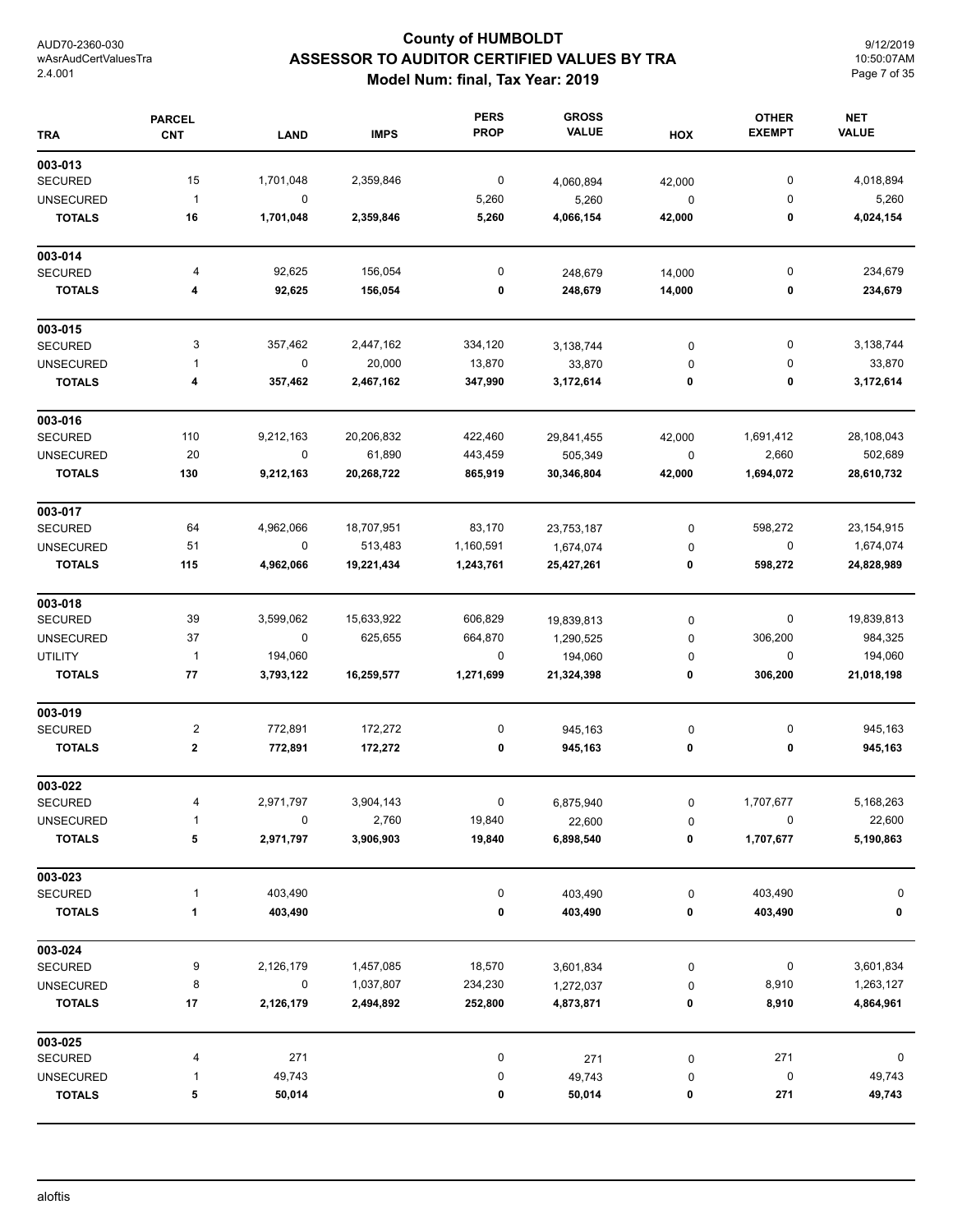# County of HUMBOLDT
## ASSESSOR TO AUDITOR CERTIFIED VALUES BY TRA
### Model Num: final, Tax Year: 2019

AUD70-2360-030
wAsrAudCertValuesTra
2.4.001

9/12/2019
10:50:07AM

| TRA | PARCEL CNT | LAND | IMPS | PERS PROP | GROSS VALUE | HOX | OTHER EXEMPT | NET VALUE |
|---|---|---|---|---|---|---|---|---|
| **003-013** | | | | | | | | |
| SECURED | 15 | 1,701,048 | 2,359,846 | 0 | 4,060,894 | 42,000 | 0 | 4,018,894 |
| UNSECURED | 1 | 0 | | 5,260 | 5,260 | 0 | 0 | 5,260 |
| **TOTALS** | **16** | **1,701,048** | **2,359,846** | **5,260** | **4,066,154** | **42,000** | **0** | **4,024,154** |
| **003-014** | | | | | | | | |
| SECURED | 4 | 92,625 | 156,054 | 0 | 248,679 | 14,000 | 0 | 234,679 |
| **TOTALS** | **4** | **92,625** | **156,054** | **0** | **248,679** | **14,000** | **0** | **234,679** |
| **003-015** | | | | | | | | |
| SECURED | 3 | 357,462 | 2,447,162 | 334,120 | 3,138,744 | 0 | 0 | 3,138,744 |
| UNSECURED | 1 | 0 | 20,000 | 13,870 | 33,870 | 0 | 0 | 33,870 |
| **TOTALS** | **4** | **357,462** | **2,467,162** | **347,990** | **3,172,614** | **0** | **0** | **3,172,614** |
| **003-016** | | | | | | | | |
| SECURED | 110 | 9,212,163 | 20,206,832 | 422,460 | 29,841,455 | 42,000 | 1,691,412 | 28,108,043 |
| UNSECURED | 20 | 0 | 61,890 | 443,459 | 505,349 | 0 | 2,660 | 502,689 |
| **TOTALS** | **130** | **9,212,163** | **20,268,722** | **865,919** | **30,346,804** | **42,000** | **1,694,072** | **28,610,732** |
| **003-017** | | | | | | | | |
| SECURED | 64 | 4,962,066 | 18,707,951 | 83,170 | 23,753,187 | 0 | 598,272 | 23,154,915 |
| UNSECURED | 51 | 0 | 513,483 | 1,160,591 | 1,674,074 | 0 | 0 | 1,674,074 |
| **TOTALS** | **115** | **4,962,066** | **19,221,434** | **1,243,761** | **25,427,261** | **0** | **598,272** | **24,828,989** |
| **003-018** | | | | | | | | |
| SECURED | 39 | 3,599,062 | 15,633,922 | 606,829 | 19,839,813 | 0 | 0 | 19,839,813 |
| UNSECURED | 37 | 0 | 625,655 | 664,870 | 1,290,525 | 0 | 306,200 | 984,325 |
| UTILITY | 1 | 194,060 | | 0 | 194,060 | 0 | 0 | 194,060 |
| **TOTALS** | **77** | **3,793,122** | **16,259,577** | **1,271,699** | **21,324,398** | **0** | **306,200** | **21,018,198** |
| **003-019** | | | | | | | | |
| SECURED | 2 | 772,891 | 172,272 | 0 | 945,163 | 0 | 0 | 945,163 |
| **TOTALS** | **2** | **772,891** | **172,272** | **0** | **945,163** | **0** | **0** | **945,163** |
| **003-022** | | | | | | | | |
| SECURED | 4 | 2,971,797 | 3,904,143 | 0 | 6,875,940 | 0 | 1,707,677 | 5,168,263 |
| UNSECURED | 1 | 0 | 2,760 | 19,840 | 22,600 | 0 | 0 | 22,600 |
| **TOTALS** | **5** | **2,971,797** | **3,906,903** | **19,840** | **6,898,540** | **0** | **1,707,677** | **5,190,863** |
| **003-023** | | | | | | | | |
| SECURED | 1 | 403,490 | | 0 | 403,490 | 0 | 403,490 | 0 |
| **TOTALS** | **1** | **403,490** | | **0** | **403,490** | **0** | **403,490** | **0** |
| **003-024** | | | | | | | | |
| SECURED | 9 | 2,126,179 | 1,457,085 | 18,570 | 3,601,834 | 0 | 0 | 3,601,834 |
| UNSECURED | 8 | 0 | 1,037,807 | 234,230 | 1,272,037 | 0 | 8,910 | 1,263,127 |
| **TOTALS** | **17** | **2,126,179** | **2,494,892** | **252,800** | **4,873,871** | **0** | **8,910** | **4,864,961** |
| **003-025** | | | | | | | | |
| SECURED | 4 | 271 | | 0 | 271 | 0 | 271 | 0 |
| UNSECURED | 1 | 49,743 | | 0 | 49,743 | 0 | 0 | 49,743 |
| **TOTALS** | **5** | **50,014** | | **0** | **50,014** | **0** | **271** | **49,743** |

aloftis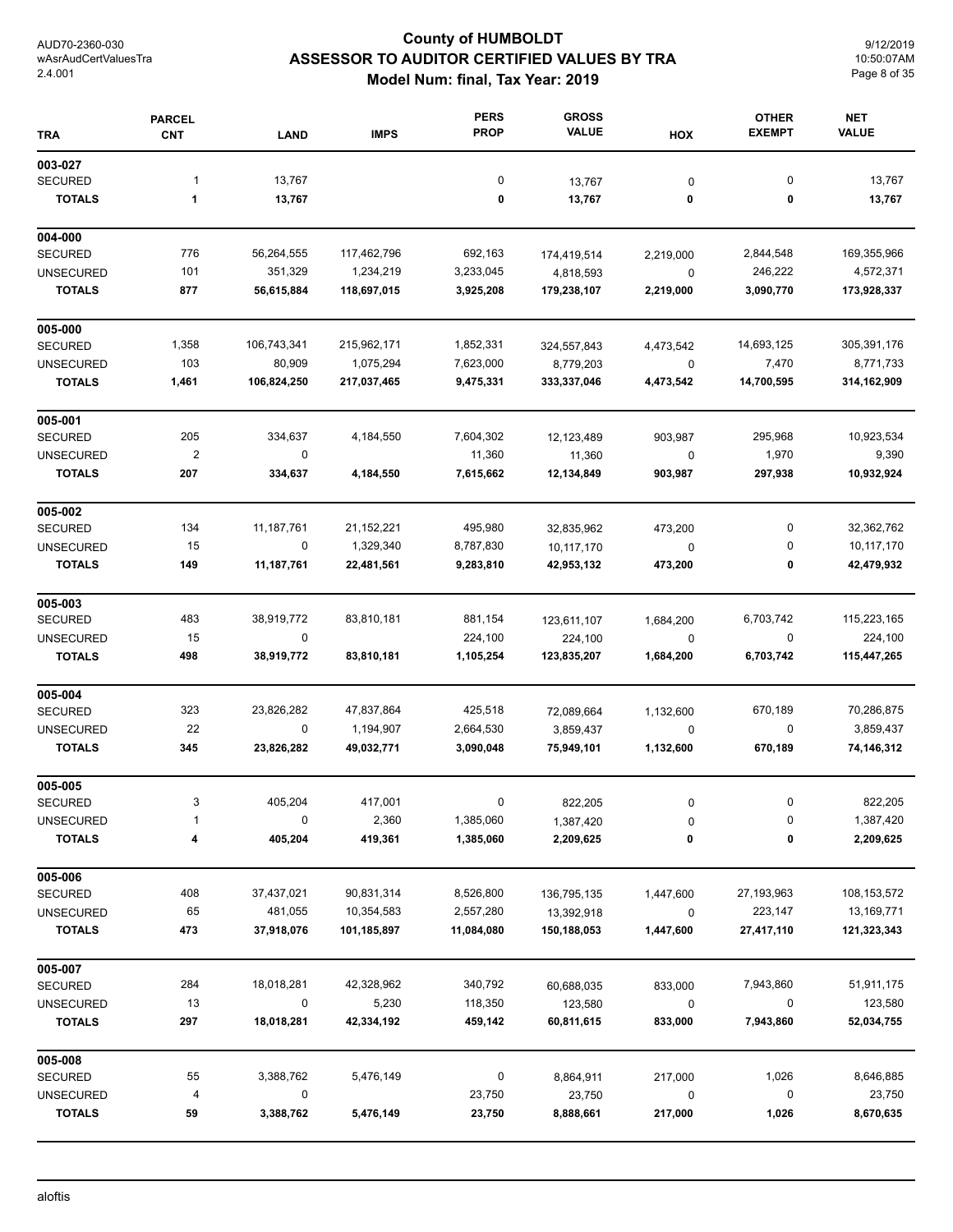# County of HUMBOLDT
## ASSESSOR TO AUDITOR CERTIFIED VALUES BY TRA
### Model Num: final, Tax Year: 2019

AUD70-2360-030
wAsrAudCertValuesTra
2.4.001

9/12/2019
10:50:07AM

| TRA | PARCEL CNT | LAND | IMPS | PERS PROP | GROSS VALUE | HOX | OTHER EXEMPT | NET VALUE |
|---|---|---|---|---|---|---|---|---|
| **003-027** | | | | | | | | |
| SECURED | 1 | 13,767 | | 0 | 13,767 | 0 | 0 | 13,767 |
| **TOTALS** | **1** | **13,767** | | **0** | **13,767** | **0** | **0** | **13,767** |
| **004-000** | | | | | | | | |
| SECURED | 776 | 56,264,555 | 117,462,796 | 692,163 | 174,419,514 | 2,219,000 | 2,844,548 | 169,355,966 |
| UNSECURED | 101 | 351,329 | 1,234,219 | 3,233,045 | 4,818,593 | 0 | 246,222 | 4,572,371 |
| **TOTALS** | **877** | **56,615,884** | **118,697,015** | **3,925,208** | **179,238,107** | **2,219,000** | **3,090,770** | **173,928,337** |
| **005-000** | | | | | | | | |
| SECURED | 1,358 | 106,743,341 | 215,962,171 | 1,852,331 | 324,557,843 | 4,473,542 | 14,693,125 | 305,391,176 |
| UNSECURED | 103 | 80,909 | 1,075,294 | 7,623,000 | 8,779,203 | 0 | 7,470 | 8,771,733 |
| **TOTALS** | **1,461** | **106,824,250** | **217,037,465** | **9,475,331** | **333,337,046** | **4,473,542** | **14,700,595** | **314,162,909** |
| **005-001** | | | | | | | | |
| SECURED | 205 | 334,637 | 4,184,550 | 7,604,302 | 12,123,489 | 903,987 | 295,968 | 10,923,534 |
| UNSECURED | 2 | 0 | | 11,360 | 11,360 | 0 | 1,970 | 9,390 |
| **TOTALS** | **207** | **334,637** | **4,184,550** | **7,615,662** | **12,134,849** | **903,987** | **297,938** | **10,932,924** |
| **005-002** | | | | | | | | |
| SECURED | 134 | 11,187,761 | 21,152,221 | 495,980 | 32,835,962 | 473,200 | 0 | 32,362,762 |
| UNSECURED | 15 | 0 | 1,329,340 | 8,787,830 | 10,117,170 | 0 | 0 | 10,117,170 |
| **TOTALS** | **149** | **11,187,761** | **22,481,561** | **9,283,810** | **42,953,132** | **473,200** | **0** | **42,479,932** |
| **005-003** | | | | | | | | |
| SECURED | 483 | 38,919,772 | 83,810,181 | 881,154 | 123,611,107 | 1,684,200 | 6,703,742 | 115,223,165 |
| UNSECURED | 15 | 0 | | 224,100 | 224,100 | 0 | 0 | 224,100 |
| **TOTALS** | **498** | **38,919,772** | **83,810,181** | **1,105,254** | **123,835,207** | **1,684,200** | **6,703,742** | **115,447,265** |
| **005-004** | | | | | | | | |
| SECURED | 323 | 23,826,282 | 47,837,864 | 425,518 | 72,089,664 | 1,132,600 | 670,189 | 70,286,875 |
| UNSECURED | 22 | 0 | 1,194,907 | 2,664,530 | 3,859,437 | 0 | 0 | 3,859,437 |
| **TOTALS** | **345** | **23,826,282** | **49,032,771** | **3,090,048** | **75,949,101** | **1,132,600** | **670,189** | **74,146,312** |
| **005-005** | | | | | | | | |
| SECURED | 3 | 405,204 | 417,001 | 0 | 822,205 | 0 | 0 | 822,205 |
| UNSECURED | 1 | 0 | 2,360 | 1,385,060 | 1,387,420 | 0 | 0 | 1,387,420 |
| **TOTALS** | **4** | **405,204** | **419,361** | **1,385,060** | **2,209,625** | **0** | **0** | **2,209,625** |
| **005-006** | | | | | | | | |
| SECURED | 408 | 37,437,021 | 90,831,314 | 8,526,800 | 136,795,135 | 1,447,600 | 27,193,963 | 108,153,572 |
| UNSECURED | 65 | 481,055 | 10,354,583 | 2,557,280 | 13,392,918 | 0 | 223,147 | 13,169,771 |
| **TOTALS** | **473** | **37,918,076** | **101,185,897** | **11,084,080** | **150,188,053** | **1,447,600** | **27,417,110** | **121,323,343** |
| **005-007** | | | | | | | | |
| SECURED | 284 | 18,018,281 | 42,328,962 | 340,792 | 60,688,035 | 833,000 | 7,943,860 | 51,911,175 |
| UNSECURED | 13 | 0 | 5,230 | 118,350 | 123,580 | 0 | 0 | 123,580 |
| **TOTALS** | **297** | **18,018,281** | **42,334,192** | **459,142** | **60,811,615** | **833,000** | **7,943,860** | **52,034,755** |
| **005-008** | | | | | | | | |
| SECURED | 55 | 3,388,762 | 5,476,149 | 0 | 8,864,911 | 217,000 | 1,026 | 8,646,885 |
| UNSECURED | 4 | 0 | | 23,750 | 23,750 | 0 | 0 | 23,750 |
| **TOTALS** | **59** | **3,388,762** | **5,476,149** | **23,750** | **8,888,661** | **217,000** | **1,026** | **8,670,635** |

aloftis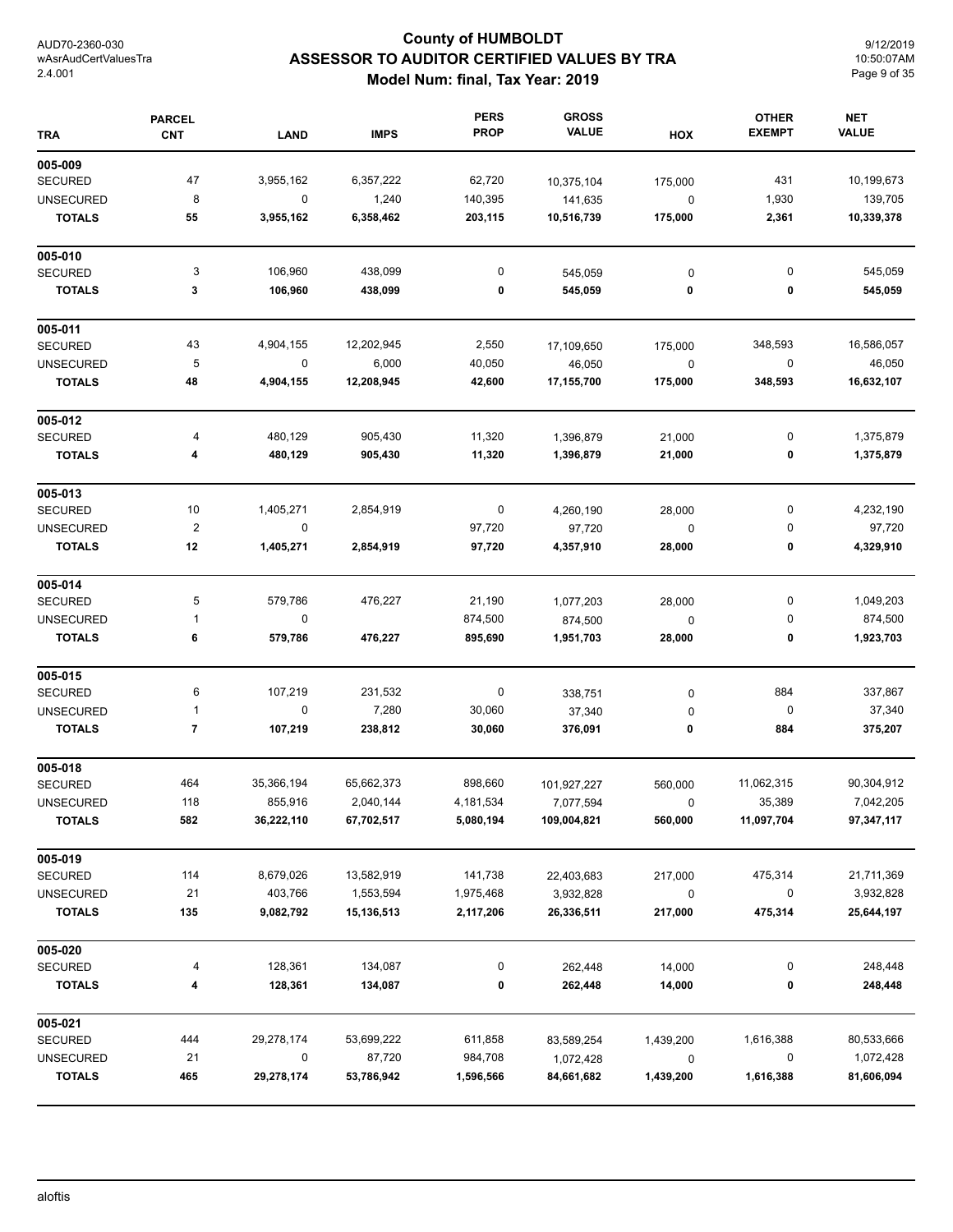# County of HUMBOLDT
## ASSESSOR TO AUDITOR CERTIFIED VALUES BY TRA
### Model Num: final, Tax Year: 2019

| TRA | PARCEL CNT | LAND | IMPS | PERS PROP | GROSS VALUE | HOX | OTHER EXEMPT | NET VALUE |
|---|---|---|---|---|---|---|---|---|
| **005-009** | | | | | | | | |
| SECURED | 47 | 3,955,162 | 6,357,222 | 62,720 | 10,375,104 | 175,000 | 431 | 10,199,673 |
| UNSECURED | 8 | 0 | 1,240 | 140,395 | 141,635 | 0 | 1,930 | 139,705 |
| **TOTALS** | **55** | **3,955,162** | **6,358,462** | **203,115** | **10,516,739** | **175,000** | **2,361** | **10,339,378** |
| **005-010** | | | | | | | | |
| SECURED | 3 | 106,960 | 438,099 | 0 | 545,059 | 0 | 0 | 545,059 |
| **TOTALS** | **3** | **106,960** | **438,099** | **0** | **545,059** | **0** | **0** | **545,059** |
| **005-011** | | | | | | | | |
| SECURED | 43 | 4,904,155 | 12,202,945 | 2,550 | 17,109,650 | 175,000 | 348,593 | 16,586,057 |
| UNSECURED | 5 | 0 | 6,000 | 40,050 | 46,050 | 0 | 0 | 46,050 |
| **TOTALS** | **48** | **4,904,155** | **12,208,945** | **42,600** | **17,155,700** | **175,000** | **348,593** | **16,632,107** |
| **005-012** | | | | | | | | |
| SECURED | 4 | 480,129 | 905,430 | 11,320 | 1,396,879 | 21,000 | 0 | 1,375,879 |
| **TOTALS** | **4** | **480,129** | **905,430** | **11,320** | **1,396,879** | **21,000** | **0** | **1,375,879** |
| **005-013** | | | | | | | | |
| SECURED | 10 | 1,405,271 | 2,854,919 | 0 | 4,260,190 | 28,000 | 0 | 4,232,190 |
| UNSECURED | 2 | 0 | | 97,720 | 97,720 | 0 | 0 | 97,720 |
| **TOTALS** | **12** | **1,405,271** | **2,854,919** | **97,720** | **4,357,910** | **28,000** | **0** | **4,329,910** |
| **005-014** | | | | | | | | |
| SECURED | 5 | 579,786 | 476,227 | 21,190 | 1,077,203 | 28,000 | 0 | 1,049,203 |
| UNSECURED | 1 | 0 | | 874,500 | 874,500 | 0 | 0 | 874,500 |
| **TOTALS** | **6** | **579,786** | **476,227** | **895,690** | **1,951,703** | **28,000** | **0** | **1,923,703** |
| **005-015** | | | | | | | | |
| SECURED | 6 | 107,219 | 231,532 | 0 | 338,751 | 0 | 884 | 337,867 |
| UNSECURED | 1 | 0 | 7,280 | 30,060 | 37,340 | 0 | 0 | 37,340 |
| **TOTALS** | **7** | **107,219** | **238,812** | **30,060** | **376,091** | **0** | **884** | **375,207** |
| **005-018** | | | | | | | | |
| SECURED | 464 | 35,366,194 | 65,662,373 | 898,660 | 101,927,227 | 560,000 | 11,062,315 | 90,304,912 |
| UNSECURED | 118 | 855,916 | 2,040,144 | 4,181,534 | 7,077,594 | 0 | 35,389 | 7,042,205 |
| **TOTALS** | **582** | **36,222,110** | **67,702,517** | **5,080,194** | **109,004,821** | **560,000** | **11,097,704** | **97,347,117** |
| **005-019** | | | | | | | | |
| SECURED | 114 | 8,679,026 | 13,582,919 | 141,738 | 22,403,683 | 217,000 | 475,314 | 21,711,369 |
| UNSECURED | 21 | 403,766 | 1,553,594 | 1,975,468 | 3,932,828 | 0 | 0 | 3,932,828 |
| **TOTALS** | **135** | **9,082,792** | **15,136,513** | **2,117,206** | **26,336,511** | **217,000** | **475,314** | **25,644,197** |
| **005-020** | | | | | | | | |
| SECURED | 4 | 128,361 | 134,087 | 0 | 262,448 | 14,000 | 0 | 248,448 |
| **TOTALS** | **4** | **128,361** | **134,087** | **0** | **262,448** | **14,000** | **0** | **248,448** |
| **005-021** | | | | | | | | |
| SECURED | 444 | 29,278,174 | 53,699,222 | 611,858 | 83,589,254 | 1,439,200 | 1,616,388 | 80,533,666 |
| UNSECURED | 21 | 0 | 87,720 | 984,708 | 1,072,428 | 0 | 0 | 1,072,428 |
| **TOTALS** | **465** | **29,278,174** | **53,786,942** | **1,596,566** | **84,661,682** | **1,439,200** | **1,616,388** | **81,606,094** |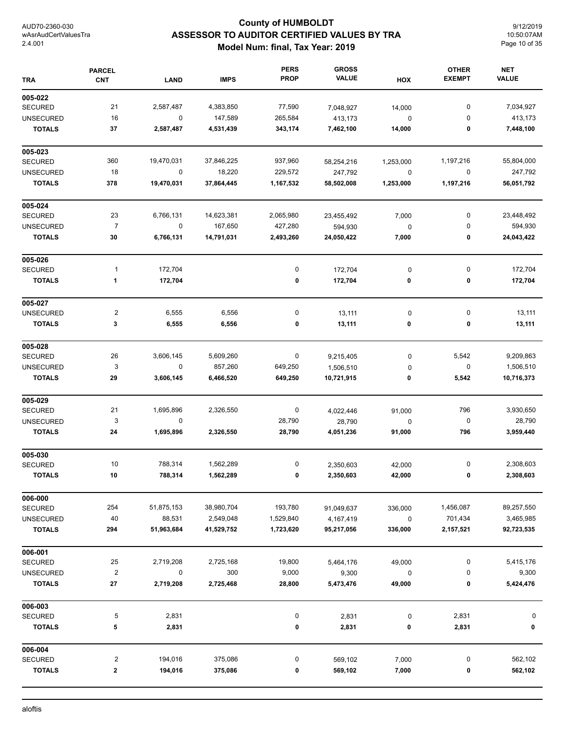# County of HUMBOLDT
## ASSESSOR TO AUDITOR CERTIFIED VALUES BY TRA
### Model Num: final, Tax Year: 2019

AUD70-2360-030
wAsrAudCertValuesTra
2.4.001

9/12/2019
10:50:07AM

| TRA | PARCEL CNT | LAND | IMPS | PERS PROP | GROSS VALUE | HOX | OTHER EXEMPT | NET VALUE |
|---|---|---|---|---|---|---|---|---|
| **005-022** | | | | | | | | |
| SECURED | 21 | 2,587,487 | 4,383,850 | 77,590 | 7,048,927 | 14,000 | 0 | 7,034,927 |
| UNSECURED | 16 | 0 | 147,589 | 265,584 | 413,173 | 0 | 0 | 413,173 |
| **TOTALS** | **37** | **2,587,487** | **4,531,439** | **343,174** | **7,462,100** | **14,000** | **0** | **7,448,100** |
| **005-023** | | | | | | | | |
| SECURED | 360 | 19,470,031 | 37,846,225 | 937,960 | 58,254,216 | 1,253,000 | 1,197,216 | 55,804,000 |
| UNSECURED | 18 | 0 | 18,220 | 229,572 | 247,792 | 0 | 0 | 247,792 |
| **TOTALS** | **378** | **19,470,031** | **37,864,445** | **1,167,532** | **58,502,008** | **1,253,000** | **1,197,216** | **56,051,792** |
| **005-024** | | | | | | | | |
| SECURED | 23 | 6,766,131 | 14,623,381 | 2,065,980 | 23,455,492 | 7,000 | 0 | 23,448,492 |
| UNSECURED | 7 | 0 | 167,650 | 427,280 | 594,930 | 0 | 0 | 594,930 |
| **TOTALS** | **30** | **6,766,131** | **14,791,031** | **2,493,260** | **24,050,422** | **7,000** | **0** | **24,043,422** |
| **005-026** | | | | | | | | |
| SECURED | 1 | 172,704 | | 0 | 172,704 | 0 | 0 | 172,704 |
| **TOTALS** | **1** | **172,704** | | **0** | **172,704** | **0** | **0** | **172,704** |
| **005-027** | | | | | | | | |
| UNSECURED | 2 | 6,555 | 6,556 | 0 | 13,111 | 0 | 0 | 13,111 |
| **TOTALS** | **3** | **6,555** | **6,556** | **0** | **13,111** | **0** | **0** | **13,111** |
| **005-028** | | | | | | | | |
| SECURED | 26 | 3,606,145 | 5,609,260 | 0 | 9,215,405 | 0 | 5,542 | 9,209,863 |
| UNSECURED | 3 | 0 | 857,260 | 649,250 | 1,506,510 | 0 | 0 | 1,506,510 |
| **TOTALS** | **29** | **3,606,145** | **6,466,520** | **649,250** | **10,721,915** | **0** | **5,542** | **10,716,373** |
| **005-029** | | | | | | | | |
| SECURED | 21 | 1,695,896 | 2,326,550 | 0 | 4,022,446 | 91,000 | 796 | 3,930,650 |
| UNSECURED | 3 | 0 | | 28,790 | 28,790 | 0 | 0 | 28,790 |
| **TOTALS** | **24** | **1,695,896** | **2,326,550** | **28,790** | **4,051,236** | **91,000** | **796** | **3,959,440** |
| **005-030** | | | | | | | | |
| SECURED | 10 | 788,314 | 1,562,289 | 0 | 2,350,603 | 42,000 | 0 | 2,308,603 |
| **TOTALS** | **10** | **788,314** | **1,562,289** | **0** | **2,350,603** | **42,000** | **0** | **2,308,603** |
| **006-000** | | | | | | | | |
| SECURED | 254 | 51,875,153 | 38,980,704 | 193,780 | 91,049,637 | 336,000 | 1,456,087 | 89,257,550 |
| UNSECURED | 40 | 88,531 | 2,549,048 | 1,529,840 | 4,167,419 | 0 | 701,434 | 3,465,985 |
| **TOTALS** | **294** | **51,963,684** | **41,529,752** | **1,723,620** | **95,217,056** | **336,000** | **2,157,521** | **92,723,535** |
| **006-001** | | | | | | | | |
| SECURED | 25 | 2,719,208 | 2,725,168 | 19,800 | 5,464,176 | 49,000 | 0 | 5,415,176 |
| UNSECURED | 2 | 0 | 300 | 9,000 | 9,300 | 0 | 0 | 9,300 |
| **TOTALS** | **27** | **2,719,208** | **2,725,468** | **28,800** | **5,473,476** | **49,000** | **0** | **5,424,476** |
| **006-003** | | | | | | | | |
| SECURED | 5 | 2,831 | | 0 | 2,831 | 0 | 2,831 | 0 |
| **TOTALS** | **5** | **2,831** | | **0** | **2,831** | **0** | **2,831** | **0** |
| **006-004** | | | | | | | | |
| SECURED | 2 | 194,016 | 375,086 | 0 | 569,102 | 7,000 | 0 | 562,102 |
| **TOTALS** | **2** | **194,016** | **375,086** | **0** | **569,102** | **7,000** | **0** | **562,102** |

aloftis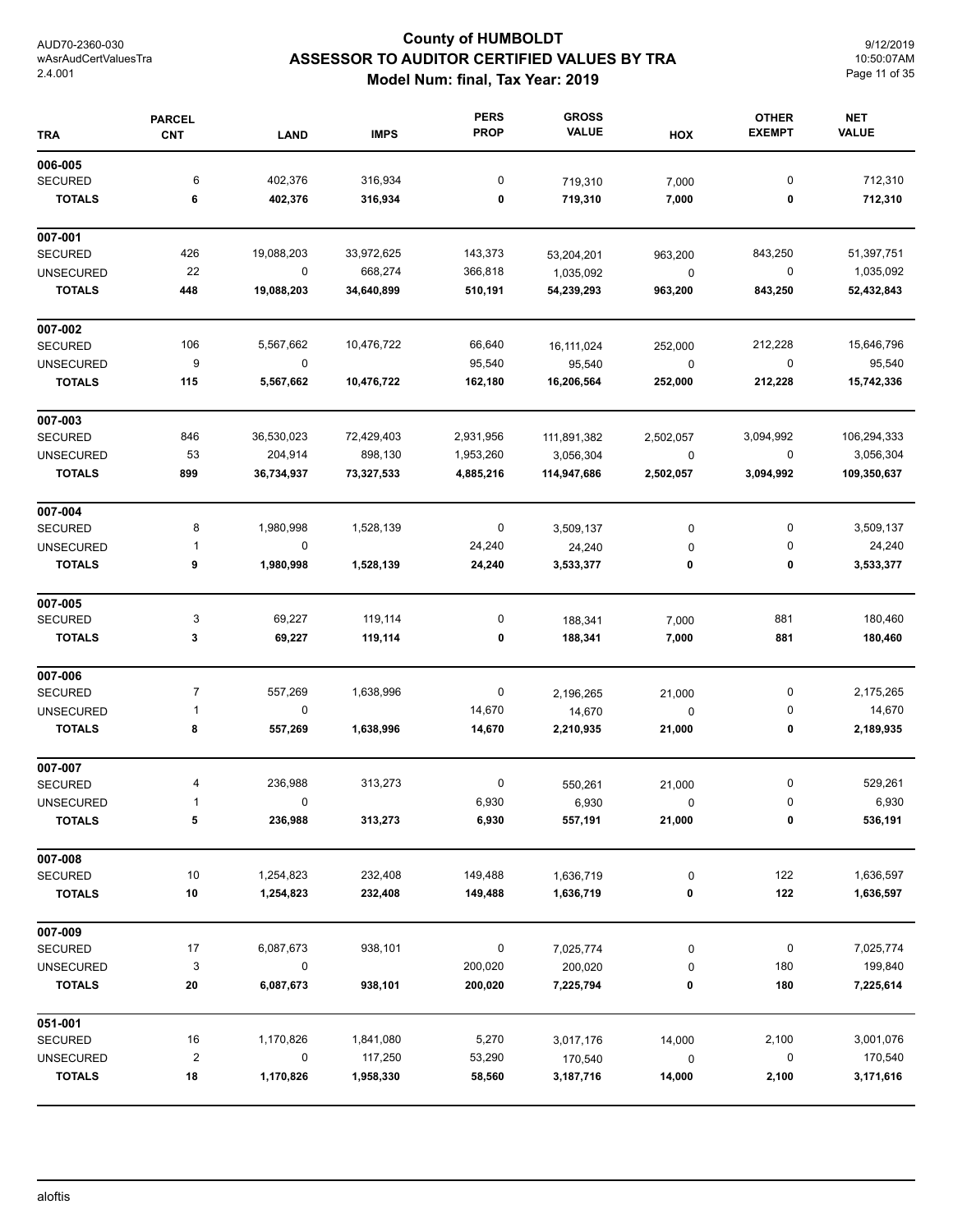# County of HUMBOLDT
## ASSESSOR TO AUDITOR CERTIFIED VALUES BY TRA
### Model Num: final, Tax Year: 2019

AUD70-2360-030
wAsrAudCertValuesTra
2.4.001

9/12/2019
10:50:07AM

| TRA | PARCEL CNT | LAND | IMPS | PERS PROP | GROSS VALUE | HOX | OTHER EXEMPT | NET VALUE |
|---|---|---|---|---|---|---|---|---|
| **006-005** | | | | | | | | |
| SECURED | 6 | 402,376 | 316,934 | 0 | 719,310 | 7,000 | 0 | 712,310 |
| **TOTALS** | **6** | **402,376** | **316,934** | **0** | **719,310** | **7,000** | **0** | **712,310** |
| **007-001** | | | | | | | | |
| SECURED | 426 | 19,088,203 | 33,972,625 | 143,373 | 53,204,201 | 963,200 | 843,250 | 51,397,751 |
| UNSECURED | 22 | 0 | 668,274 | 366,818 | 1,035,092 | 0 | 0 | 1,035,092 |
| **TOTALS** | **448** | **19,088,203** | **34,640,899** | **510,191** | **54,239,293** | **963,200** | **843,250** | **52,432,843** |
| **007-002** | | | | | | | | |
| SECURED | 106 | 5,567,662 | 10,476,722 | 66,640 | 16,111,024 | 252,000 | 212,228 | 15,646,796 |
| UNSECURED | 9 | 0 | | 95,540 | 95,540 | 0 | 0 | 95,540 |
| **TOTALS** | **115** | **5,567,662** | **10,476,722** | **162,180** | **16,206,564** | **252,000** | **212,228** | **15,742,336** |
| **007-003** | | | | | | | | |
| SECURED | 846 | 36,530,023 | 72,429,403 | 2,931,956 | 111,891,382 | 2,502,057 | 3,094,992 | 106,294,333 |
| UNSECURED | 53 | 204,914 | 898,130 | 1,953,260 | 3,056,304 | 0 | 0 | 3,056,304 |
| **TOTALS** | **899** | **36,734,937** | **73,327,533** | **4,885,216** | **114,947,686** | **2,502,057** | **3,094,992** | **109,350,637** |
| **007-004** | | | | | | | | |
| SECURED | 8 | 1,980,998 | 1,528,139 | 0 | 3,509,137 | 0 | 0 | 3,509,137 |
| UNSECURED | 1 | 0 | | 24,240 | 24,240 | 0 | 0 | 24,240 |
| **TOTALS** | **9** | **1,980,998** | **1,528,139** | **24,240** | **3,533,377** | **0** | **0** | **3,533,377** |
| **007-005** | | | | | | | | |
| SECURED | 3 | 69,227 | 119,114 | 0 | 188,341 | 7,000 | 881 | 180,460 |
| **TOTALS** | **3** | **69,227** | **119,114** | **0** | **188,341** | **7,000** | **881** | **180,460** |
| **007-006** | | | | | | | | |
| SECURED | 7 | 557,269 | 1,638,996 | 0 | 2,196,265 | 21,000 | 0 | 2,175,265 |
| UNSECURED | 1 | 0 | | 14,670 | 14,670 | 0 | 0 | 14,670 |
| **TOTALS** | **8** | **557,269** | **1,638,996** | **14,670** | **2,210,935** | **21,000** | **0** | **2,189,935** |
| **007-007** | | | | | | | | |
| SECURED | 4 | 236,988 | 313,273 | 0 | 550,261 | 21,000 | 0 | 529,261 |
| UNSECURED | 1 | 0 | | 6,930 | 6,930 | 0 | 0 | 6,930 |
| **TOTALS** | **5** | **236,988** | **313,273** | **6,930** | **557,191** | **21,000** | **0** | **536,191** |
| **007-008** | | | | | | | | |
| SECURED | 10 | 1,254,823 | 232,408 | 149,488 | 1,636,719 | 0 | 122 | 1,636,597 |
| **TOTALS** | **10** | **1,254,823** | **232,408** | **149,488** | **1,636,719** | **0** | **122** | **1,636,597** |
| **007-009** | | | | | | | | |
| SECURED | 17 | 6,087,673 | 938,101 | 0 | 7,025,774 | 0 | 0 | 7,025,774 |
| UNSECURED | 3 | 0 | | 200,020 | 200,020 | 0 | 180 | 199,840 |
| **TOTALS** | **20** | **6,087,673** | **938,101** | **200,020** | **7,225,794** | **0** | **180** | **7,225,614** |
| **051-001** | | | | | | | | |
| SECURED | 16 | 1,170,826 | 1,841,080 | 5,270 | 3,017,176 | 14,000 | 2,100 | 3,001,076 |
| UNSECURED | 2 | 0 | 117,250 | 53,290 | 170,540 | 0 | 0 | 170,540 |
| **TOTALS** | **18** | **1,170,826** | **1,958,330** | **58,560** | **3,187,716** | **14,000** | **2,100** | **3,171,616** |

aloftis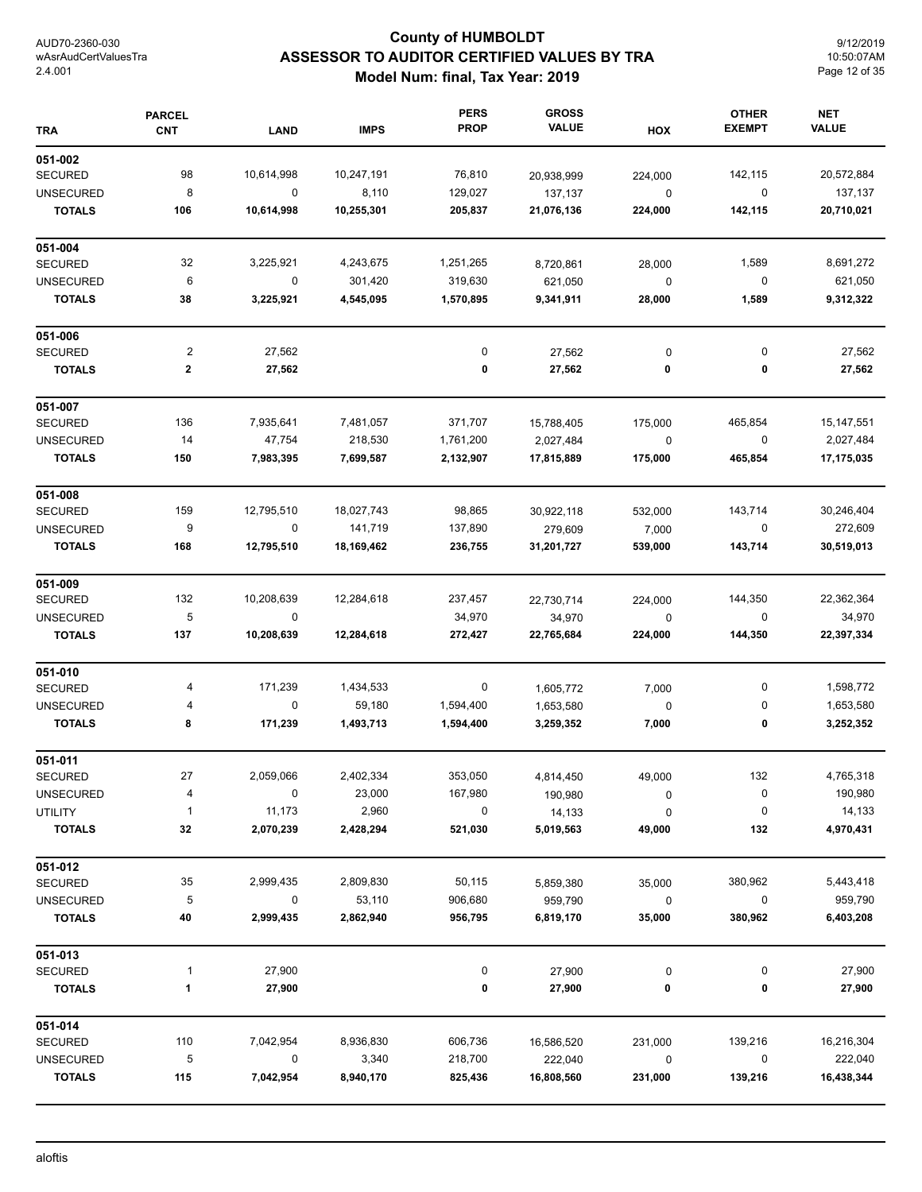# County of HUMBOLDT
## ASSESSOR TO AUDITOR CERTIFIED VALUES BY TRA
### Model Num: final, Tax Year: 2019

| TRA | PARCEL CNT | LAND | IMPS | PERS PROP | GROSS VALUE | HOX | OTHER EXEMPT | NET VALUE |
|---|---|---|---|---|---|---|---|---|
| **051-002** | | | | | | | | |
| SECURED | 98 | 10,614,998 | 10,247,191 | 76,810 | 20,938,999 | 224,000 | 142,115 | 20,572,884 |
| UNSECURED | 8 | 0 | 8,110 | 129,027 | 137,137 | 0 | 0 | 137,137 |
| **TOTALS** | **106** | **10,614,998** | **10,255,301** | **205,837** | **21,076,136** | **224,000** | **142,115** | **20,710,021** |
| **051-004** | | | | | | | | |
| SECURED | 32 | 3,225,921 | 4,243,675 | 1,251,265 | 8,720,861 | 28,000 | 1,589 | 8,691,272 |
| UNSECURED | 6 | 0 | 301,420 | 319,630 | 621,050 | 0 | 0 | 621,050 |
| **TOTALS** | **38** | **3,225,921** | **4,545,095** | **1,570,895** | **9,341,911** | **28,000** | **1,589** | **9,312,322** |
| **051-006** | | | | | | | | |
| SECURED | 2 | 27,562 | | 0 | 27,562 | 0 | 0 | 27,562 |
| **TOTALS** | **2** | **27,562** | | **0** | **27,562** | **0** | **0** | **27,562** |
| **051-007** | | | | | | | | |
| SECURED | 136 | 7,935,641 | 7,481,057 | 371,707 | 15,788,405 | 175,000 | 465,854 | 15,147,551 |
| UNSECURED | 14 | 47,754 | 218,530 | 1,761,200 | 2,027,484 | 0 | 0 | 2,027,484 |
| **TOTALS** | **150** | **7,983,395** | **7,699,587** | **2,132,907** | **17,815,889** | **175,000** | **465,854** | **17,175,035** |
| **051-008** | | | | | | | | |
| SECURED | 159 | 12,795,510 | 18,027,743 | 98,865 | 30,922,118 | 532,000 | 143,714 | 30,246,404 |
| UNSECURED | 9 | 0 | 141,719 | 137,890 | 279,609 | 7,000 | 0 | 272,609 |
| **TOTALS** | **168** | **12,795,510** | **18,169,462** | **236,755** | **31,201,727** | **539,000** | **143,714** | **30,519,013** |
| **051-009** | | | | | | | | |
| SECURED | 132 | 10,208,639 | 12,284,618 | 237,457 | 22,730,714 | 224,000 | 144,350 | 22,362,364 |
| UNSECURED | 5 | 0 | | 34,970 | 34,970 | 0 | 0 | 34,970 |
| **TOTALS** | **137** | **10,208,639** | **12,284,618** | **272,427** | **22,765,684** | **224,000** | **144,350** | **22,397,334** |
| **051-010** | | | | | | | | |
| SECURED | 4 | 171,239 | 1,434,533 | 0 | 1,605,772 | 7,000 | 0 | 1,598,772 |
| UNSECURED | 4 | 0 | 59,180 | 1,594,400 | 1,653,580 | 0 | 0 | 1,653,580 |
| **TOTALS** | **8** | **171,239** | **1,493,713** | **1,594,400** | **3,259,352** | **7,000** | **0** | **3,252,352** |
| **051-011** | | | | | | | | |
| SECURED | 27 | 2,059,066 | 2,402,334 | 353,050 | 4,814,450 | 49,000 | 132 | 4,765,318 |
| UNSECURED | 4 | 0 | 23,000 | 167,980 | 190,980 | 0 | 0 | 190,980 |
| UTILITY | 1 | 11,173 | 2,960 | 0 | 14,133 | 0 | 0 | 14,133 |
| **TOTALS** | **32** | **2,070,239** | **2,428,294** | **521,030** | **5,019,563** | **49,000** | **132** | **4,970,431** |
| **051-012** | | | | | | | | |
| SECURED | 35 | 2,999,435 | 2,809,830 | 50,115 | 5,859,380 | 35,000 | 380,962 | 5,443,418 |
| UNSECURED | 5 | 0 | 53,110 | 906,680 | 959,790 | 0 | 0 | 959,790 |
| **TOTALS** | **40** | **2,999,435** | **2,862,940** | **956,795** | **6,819,170** | **35,000** | **380,962** | **6,403,208** |
| **051-013** | | | | | | | | |
| SECURED | 1 | 27,900 | | 0 | 27,900 | 0 | 0 | 27,900 |
| **TOTALS** | **1** | **27,900** | | **0** | **27,900** | **0** | **0** | **27,900** |
| **051-014** | | | | | | | | |
| SECURED | 110 | 7,042,954 | 8,936,830 | 606,736 | 16,586,520 | 231,000 | 139,216 | 16,216,304 |
| UNSECURED | 5 | 0 | 3,340 | 218,700 | 222,040 | 0 | 0 | 222,040 |
| **TOTALS** | **115** | **7,042,954** | **8,940,170** | **825,436** | **16,808,560** | **231,000** | **139,216** | **16,438,344** |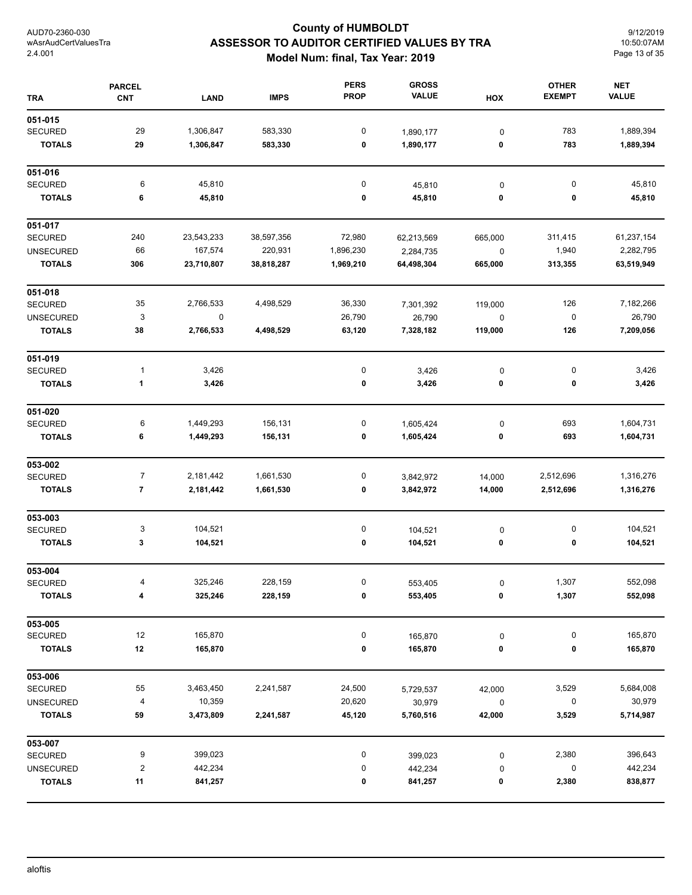# County of HUMBOLDT
## ASSESSOR TO AUDITOR CERTIFIED VALUES BY TRA
### Model Num: final, Tax Year: 2019

| TRA | PARCEL CNT | LAND | IMPS | PERS PROP | GROSS VALUE | HOX | OTHER EXEMPT | NET VALUE |
|---|---|---|---|---|---|---|---|---|
| **051-015** | | | | | | | | |
| SECURED | 29 | 1,306,847 | 583,330 | 0 | 1,890,177 | 0 | 783 | 1,889,394 |
| **TOTALS** | **29** | **1,306,847** | **583,330** | **0** | **1,890,177** | **0** | **783** | **1,889,394** |
| **051-016** | | | | | | | | |
| SECURED | 6 | 45,810 | | 0 | 45,810 | 0 | 0 | 45,810 |
| **TOTALS** | **6** | **45,810** | | **0** | **45,810** | **0** | **0** | **45,810** |
| **051-017** | | | | | | | | |
| SECURED | 240 | 23,543,233 | 38,597,356 | 72,980 | 62,213,569 | 665,000 | 311,415 | 61,237,154 |
| UNSECURED | 66 | 167,574 | 220,931 | 1,896,230 | 2,284,735 | 0 | 1,940 | 2,282,795 |
| **TOTALS** | **306** | **23,710,807** | **38,818,287** | **1,969,210** | **64,498,304** | **665,000** | **313,355** | **63,519,949** |
| **051-018** | | | | | | | | |
| SECURED | 35 | 2,766,533 | 4,498,529 | 36,330 | 7,301,392 | 119,000 | 126 | 7,182,266 |
| UNSECURED | 3 | 0 | | 26,790 | 26,790 | 0 | 0 | 26,790 |
| **TOTALS** | **38** | **2,766,533** | **4,498,529** | **63,120** | **7,328,182** | **119,000** | **126** | **7,209,056** |
| **051-019** | | | | | | | | |
| SECURED | 1 | 3,426 | | 0 | 3,426 | 0 | 0 | 3,426 |
| **TOTALS** | **1** | **3,426** | | **0** | **3,426** | **0** | **0** | **3,426** |
| **051-020** | | | | | | | | |
| SECURED | 6 | 1,449,293 | 156,131 | 0 | 1,605,424 | 0 | 693 | 1,604,731 |
| **TOTALS** | **6** | **1,449,293** | **156,131** | **0** | **1,605,424** | **0** | **693** | **1,604,731** |
| **053-002** | | | | | | | | |
| SECURED | 7 | 2,181,442 | 1,661,530 | 0 | 3,842,972 | 14,000 | 2,512,696 | 1,316,276 |
| **TOTALS** | **7** | **2,181,442** | **1,661,530** | **0** | **3,842,972** | **14,000** | **2,512,696** | **1,316,276** |
| **053-003** | | | | | | | | |
| SECURED | 3 | 104,521 | | 0 | 104,521 | 0 | 0 | 104,521 |
| **TOTALS** | **3** | **104,521** | | **0** | **104,521** | **0** | **0** | **104,521** |
| **053-004** | | | | | | | | |
| SECURED | 4 | 325,246 | 228,159 | 0 | 553,405 | 0 | 1,307 | 552,098 |
| **TOTALS** | **4** | **325,246** | **228,159** | **0** | **553,405** | **0** | **1,307** | **552,098** |
| **053-005** | | | | | | | | |
| SECURED | 12 | 165,870 | | 0 | 165,870 | 0 | 0 | 165,870 |
| **TOTALS** | **12** | **165,870** | | **0** | **165,870** | **0** | **0** | **165,870** |
| **053-006** | | | | | | | | |
| SECURED | 55 | 3,463,450 | 2,241,587 | 24,500 | 5,729,537 | 42,000 | 3,529 | 5,684,008 |
| UNSECURED | 4 | 10,359 | | 20,620 | 30,979 | 0 | 0 | 30,979 |
| **TOTALS** | **59** | **3,473,809** | **2,241,587** | **45,120** | **5,760,516** | **42,000** | **3,529** | **5,714,987** |
| **053-007** | | | | | | | | |
| SECURED | 9 | 399,023 | | 0 | 399,023 | 0 | 2,380 | 396,643 |
| UNSECURED | 2 | 442,234 | | 0 | 442,234 | 0 | 0 | 442,234 |
| **TOTALS** | **11** | **841,257** | | **0** | **841,257** | **0** | **2,380** | **838,877** |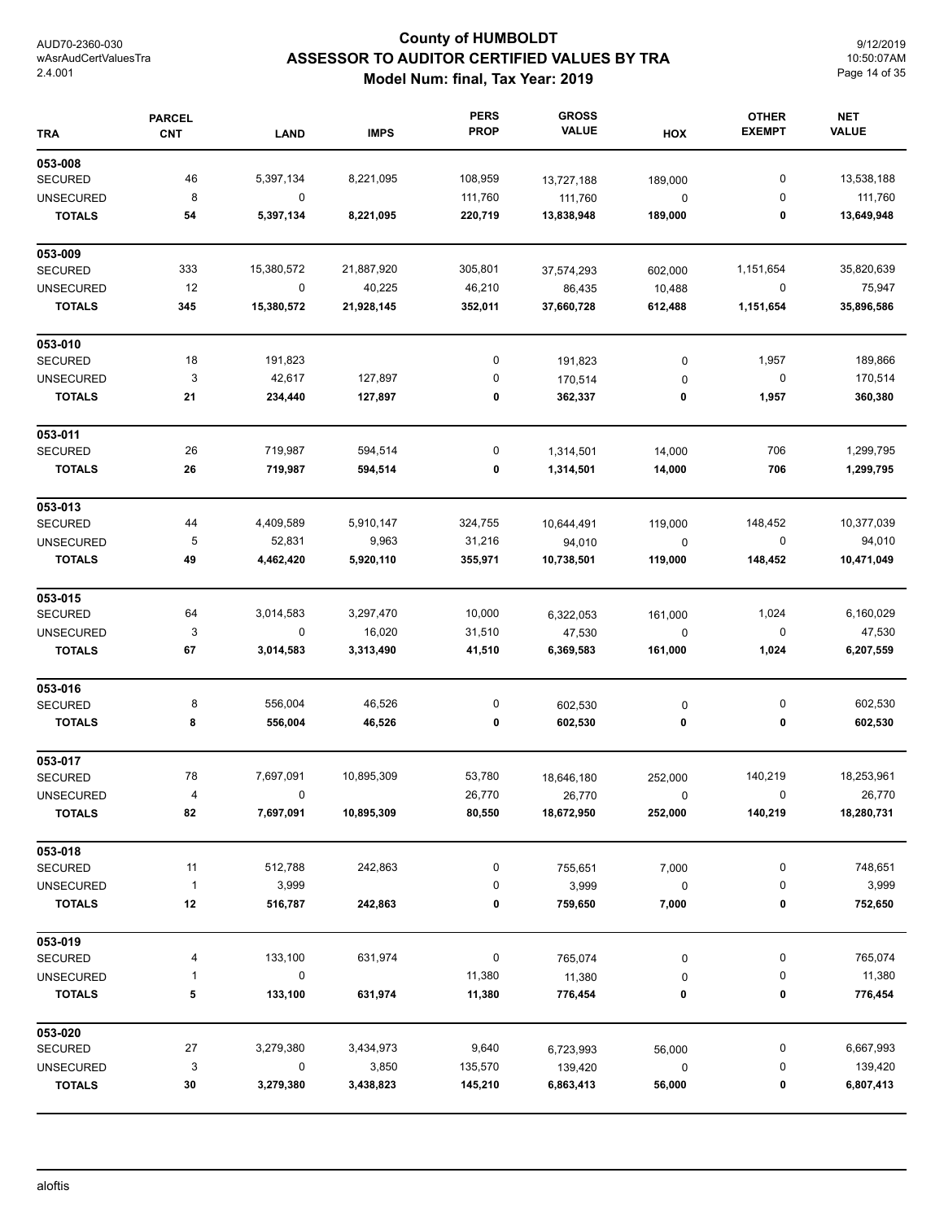# County of HUMBOLDT
## ASSESSOR TO AUDITOR CERTIFIED VALUES BY TRA
### Model Num: final, Tax Year: 2019

| TRA | PARCEL CNT | LAND | IMPS | PERS PROP | GROSS VALUE | HOX | OTHER EXEMPT | NET VALUE |
|---|---|---|---|---|---|---|---|---|
| **053-008** | | | | | | | | |
| SECURED | 46 | 5,397,134 | 8,221,095 | 108,959 | 13,727,188 | 189,000 | 0 | 13,538,188 |
| UNSECURED | 8 | 0 | | 111,760 | 111,760 | 0 | 0 | 111,760 |
| **TOTALS** | **54** | **5,397,134** | **8,221,095** | **220,719** | **13,838,948** | **189,000** | **0** | **13,649,948** |
| **053-009** | | | | | | | | |
| SECURED | 333 | 15,380,572 | 21,887,920 | 305,801 | 37,574,293 | 602,000 | 1,151,654 | 35,820,639 |
| UNSECURED | 12 | 0 | 40,225 | 46,210 | 86,435 | 10,488 | 0 | 75,947 |
| **TOTALS** | **345** | **15,380,572** | **21,928,145** | **352,011** | **37,660,728** | **612,488** | **1,151,654** | **35,896,586** |
| **053-010** | | | | | | | | |
| SECURED | 18 | 191,823 | | 0 | 191,823 | 0 | 1,957 | 189,866 |
| UNSECURED | 3 | 42,617 | 127,897 | 0 | 170,514 | 0 | 0 | 170,514 |
| **TOTALS** | **21** | **234,440** | **127,897** | **0** | **362,337** | **0** | **1,957** | **360,380** |
| **053-011** | | | | | | | | |
| SECURED | 26 | 719,987 | 594,514 | 0 | 1,314,501 | 14,000 | 706 | 1,299,795 |
| **TOTALS** | **26** | **719,987** | **594,514** | **0** | **1,314,501** | **14,000** | **706** | **1,299,795** |
| **053-013** | | | | | | | | |
| SECURED | 44 | 4,409,589 | 5,910,147 | 324,755 | 10,644,491 | 119,000 | 148,452 | 10,377,039 |
| UNSECURED | 5 | 52,831 | 9,963 | 31,216 | 94,010 | 0 | 0 | 94,010 |
| **TOTALS** | **49** | **4,462,420** | **5,920,110** | **355,971** | **10,738,501** | **119,000** | **148,452** | **10,471,049** |
| **053-015** | | | | | | | | |
| SECURED | 64 | 3,014,583 | 3,297,470 | 10,000 | 6,322,053 | 161,000 | 1,024 | 6,160,029 |
| UNSECURED | 3 | 0 | 16,020 | 31,510 | 47,530 | 0 | 0 | 47,530 |
| **TOTALS** | **67** | **3,014,583** | **3,313,490** | **41,510** | **6,369,583** | **161,000** | **1,024** | **6,207,559** |
| **053-016** | | | | | | | | |
| SECURED | 8 | 556,004 | 46,526 | 0 | 602,530 | 0 | 0 | 602,530 |
| **TOTALS** | **8** | **556,004** | **46,526** | **0** | **602,530** | **0** | **0** | **602,530** |
| **053-017** | | | | | | | | |
| SECURED | 78 | 7,697,091 | 10,895,309 | 53,780 | 18,646,180 | 252,000 | 140,219 | 18,253,961 |
| UNSECURED | 4 | 0 | | 26,770 | 26,770 | 0 | 0 | 26,770 |
| **TOTALS** | **82** | **7,697,091** | **10,895,309** | **80,550** | **18,672,950** | **252,000** | **140,219** | **18,280,731** |
| **053-018** | | | | | | | | |
| SECURED | 11 | 512,788 | 242,863 | 0 | 755,651 | 7,000 | 0 | 748,651 |
| UNSECURED | 1 | 3,999 | | 0 | 3,999 | 0 | 0 | 3,999 |
| **TOTALS** | **12** | **516,787** | **242,863** | **0** | **759,650** | **7,000** | **0** | **752,650** |
| **053-019** | | | | | | | | |
| SECURED | 4 | 133,100 | 631,974 | 0 | 765,074 | 0 | 0 | 765,074 |
| UNSECURED | 1 | 0 | | 11,380 | 11,380 | 0 | 0 | 11,380 |
| **TOTALS** | **5** | **133,100** | **631,974** | **11,380** | **776,454** | **0** | **0** | **776,454** |
| **053-020** | | | | | | | | |
| SECURED | 27 | 3,279,380 | 3,434,973 | 9,640 | 6,723,993 | 56,000 | 0 | 6,667,993 |
| UNSECURED | 3 | 0 | 3,850 | 135,570 | 139,420 | 0 | 0 | 139,420 |
| **TOTALS** | **30** | **3,279,380** | **3,438,823** | **145,210** | **6,863,413** | **56,000** | **0** | **6,807,413** |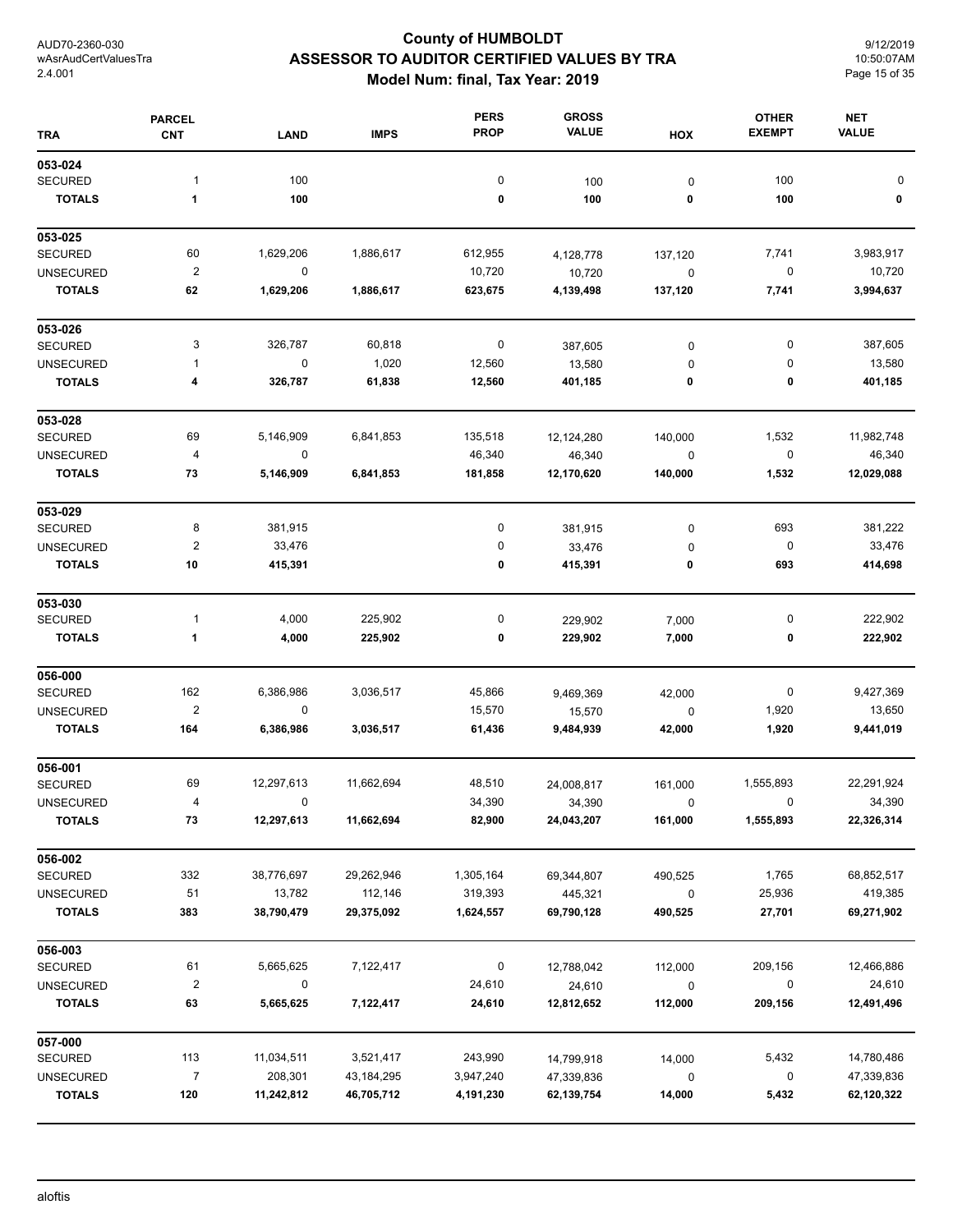# County of HUMBOLDT
## ASSESSOR TO AUDITOR CERTIFIED VALUES BY TRA
### Model Num: final, Tax Year: 2019

AUD70-2360-030
wAsrAudCertValuesTra
2.4.001

9/12/2019
10:50:07AM

| TRA | PARCEL CNT | LAND | IMPS | PERS PROP | GROSS VALUE | HOX | OTHER EXEMPT | NET VALUE |
|---|---|---|---|---|---|---|---|---|
| **053-024** | | | | | | | | |
| SECURED | 1 | 100 | | 0 | 100 | 0 | 100 | 0 |
| **TOTALS** | **1** | **100** | | **0** | **100** | **0** | **100** | **0** |
| **053-025** | | | | | | | | |
| SECURED | 60 | 1,629,206 | 1,886,617 | 612,955 | 4,128,778 | 137,120 | 7,741 | 3,983,917 |
| UNSECURED | 2 | 0 | | 10,720 | 10,720 | 0 | 0 | 10,720 |
| **TOTALS** | **62** | **1,629,206** | **1,886,617** | **623,675** | **4,139,498** | **137,120** | **7,741** | **3,994,637** |
| **053-026** | | | | | | | | |
| SECURED | 3 | 326,787 | 60,818 | 0 | 387,605 | 0 | 0 | 387,605 |
| UNSECURED | 1 | 0 | 1,020 | 12,560 | 13,580 | 0 | 0 | 13,580 |
| **TOTALS** | **4** | **326,787** | **61,838** | **12,560** | **401,185** | **0** | **0** | **401,185** |
| **053-028** | | | | | | | | |
| SECURED | 69 | 5,146,909 | 6,841,853 | 135,518 | 12,124,280 | 140,000 | 1,532 | 11,982,748 |
| UNSECURED | 4 | 0 | | 46,340 | 46,340 | 0 | 0 | 46,340 |
| **TOTALS** | **73** | **5,146,909** | **6,841,853** | **181,858** | **12,170,620** | **140,000** | **1,532** | **12,029,088** |
| **053-029** | | | | | | | | |
| SECURED | 8 | 381,915 | | 0 | 381,915 | 0 | 693 | 381,222 |
| UNSECURED | 2 | 33,476 | | 0 | 33,476 | 0 | 0 | 33,476 |
| **TOTALS** | **10** | **415,391** | | **0** | **415,391** | **0** | **693** | **414,698** |
| **053-030** | | | | | | | | |
| SECURED | 1 | 4,000 | 225,902 | 0 | 229,902 | 7,000 | 0 | 222,902 |
| **TOTALS** | **1** | **4,000** | **225,902** | **0** | **229,902** | **7,000** | **0** | **222,902** |
| **056-000** | | | | | | | | |
| SECURED | 162 | 6,386,986 | 3,036,517 | 45,866 | 9,469,369 | 42,000 | 0 | 9,427,369 |
| UNSECURED | 2 | 0 | | 15,570 | 15,570 | 0 | 1,920 | 13,650 |
| **TOTALS** | **164** | **6,386,986** | **3,036,517** | **61,436** | **9,484,939** | **42,000** | **1,920** | **9,441,019** |
| **056-001** | | | | | | | | |
| SECURED | 69 | 12,297,613 | 11,662,694 | 48,510 | 24,008,817 | 161,000 | 1,555,893 | 22,291,924 |
| UNSECURED | 4 | 0 | | 34,390 | 34,390 | 0 | 0 | 34,390 |
| **TOTALS** | **73** | **12,297,613** | **11,662,694** | **82,900** | **24,043,207** | **161,000** | **1,555,893** | **22,326,314** |
| **056-002** | | | | | | | | |
| SECURED | 332 | 38,776,697 | 29,262,946 | 1,305,164 | 69,344,807 | 490,525 | 1,765 | 68,852,517 |
| UNSECURED | 51 | 13,782 | 112,146 | 319,393 | 445,321 | 0 | 25,936 | 419,385 |
| **TOTALS** | **383** | **38,790,479** | **29,375,092** | **1,624,557** | **69,790,128** | **490,525** | **27,701** | **69,271,902** |
| **056-003** | | | | | | | | |
| SECURED | 61 | 5,665,625 | 7,122,417 | 0 | 12,788,042 | 112,000 | 209,156 | 12,466,886 |
| UNSECURED | 2 | 0 | | 24,610 | 24,610 | 0 | 0 | 24,610 |
| **TOTALS** | **63** | **5,665,625** | **7,122,417** | **24,610** | **12,812,652** | **112,000** | **209,156** | **12,491,496** |
| **057-000** | | | | | | | | |
| SECURED | 113 | 11,034,511 | 3,521,417 | 243,990 | 14,799,918 | 14,000 | 5,432 | 14,780,486 |
| UNSECURED | 7 | 208,301 | 43,184,295 | 3,947,240 | 47,339,836 | 0 | 0 | 47,339,836 |
| **TOTALS** | **120** | **11,242,812** | **46,705,712** | **4,191,230** | **62,139,754** | **14,000** | **5,432** | **62,120,322** |

aloftis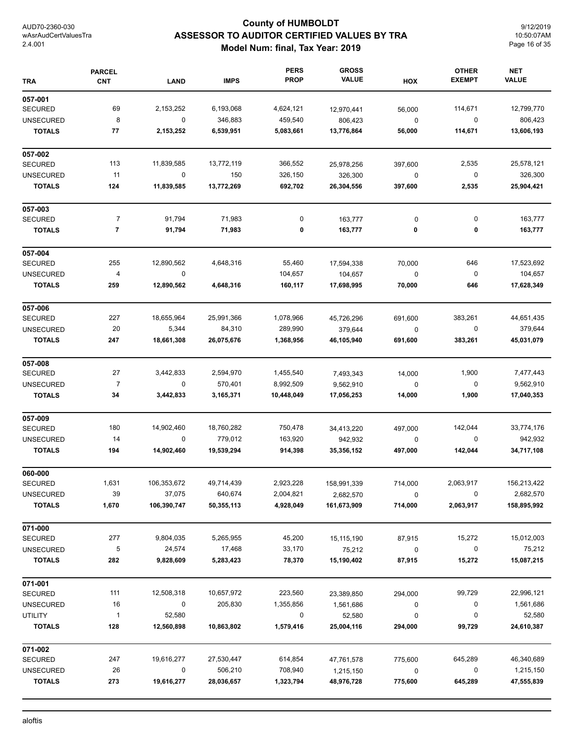# County of HUMBOLDT
## ASSESSOR TO AUDITOR CERTIFIED VALUES BY TRA
### Model Num: final, Tax Year: 2019

AUD70-2360-030
wAsrAudCertValuesTra
2.4.001

9/12/2019
10:50:07AM

| TRA | PARCEL CNT | LAND | IMPS | PERS PROP | GROSS VALUE | HOX | OTHER EXEMPT | NET VALUE |
|---|---|---|---|---|---|---|---|---|
| **057-001** | | | | | | | | |
| SECURED | 69 | 2,153,252 | 6,193,068 | 4,624,121 | 12,970,441 | 56,000 | 114,671 | 12,799,770 |
| UNSECURED | 8 | 0 | 346,883 | 459,540 | 806,423 | 0 | 0 | 806,423 |
| **TOTALS** | **77** | **2,153,252** | **6,539,951** | **5,083,661** | **13,776,864** | **56,000** | **114,671** | **13,606,193** |
| **057-002** | | | | | | | | |
| SECURED | 113 | 11,839,585 | 13,772,119 | 366,552 | 25,978,256 | 397,600 | 2,535 | 25,578,121 |
| UNSECURED | 11 | 0 | 150 | 326,150 | 326,300 | 0 | 0 | 326,300 |
| **TOTALS** | **124** | **11,839,585** | **13,772,269** | **692,702** | **26,304,556** | **397,600** | **2,535** | **25,904,421** |
| **057-003** | | | | | | | | |
| SECURED | 7 | 91,794 | 71,983 | 0 | 163,777 | 0 | 0 | 163,777 |
| **TOTALS** | **7** | **91,794** | **71,983** | **0** | **163,777** | **0** | **0** | **163,777** |
| **057-004** | | | | | | | | |
| SECURED | 255 | 12,890,562 | 4,648,316 | 55,460 | 17,594,338 | 70,000 | 646 | 17,523,692 |
| UNSECURED | 4 | 0 | | 104,657 | 104,657 | 0 | 0 | 104,657 |
| **TOTALS** | **259** | **12,890,562** | **4,648,316** | **160,117** | **17,698,995** | **70,000** | **646** | **17,628,349** |
| **057-006** | | | | | | | | |
| SECURED | 227 | 18,655,964 | 25,991,366 | 1,078,966 | 45,726,296 | 691,600 | 383,261 | 44,651,435 |
| UNSECURED | 20 | 5,344 | 84,310 | 289,990 | 379,644 | 0 | 0 | 379,644 |
| **TOTALS** | **247** | **18,661,308** | **26,075,676** | **1,368,956** | **46,105,940** | **691,600** | **383,261** | **45,031,079** |
| **057-008** | | | | | | | | |
| SECURED | 27 | 3,442,833 | 2,594,970 | 1,455,540 | 7,493,343 | 14,000 | 1,900 | 7,477,443 |
| UNSECURED | 7 | 0 | 570,401 | 8,992,509 | 9,562,910 | 0 | 0 | 9,562,910 |
| **TOTALS** | **34** | **3,442,833** | **3,165,371** | **10,448,049** | **17,056,253** | **14,000** | **1,900** | **17,040,353** |
| **057-009** | | | | | | | | |
| SECURED | 180 | 14,902,460 | 18,760,282 | 750,478 | 34,413,220 | 497,000 | 142,044 | 33,774,176 |
| UNSECURED | 14 | 0 | 779,012 | 163,920 | 942,932 | 0 | 0 | 942,932 |
| **TOTALS** | **194** | **14,902,460** | **19,539,294** | **914,398** | **35,356,152** | **497,000** | **142,044** | **34,717,108** |
| **060-000** | | | | | | | | |
| SECURED | 1,631 | 106,353,672 | 49,714,439 | 2,923,228 | 158,991,339 | 714,000 | 2,063,917 | 156,213,422 |
| UNSECURED | 39 | 37,075 | 640,674 | 2,004,821 | 2,682,570 | 0 | 0 | 2,682,570 |
| **TOTALS** | **1,670** | **106,390,747** | **50,355,113** | **4,928,049** | **161,673,909** | **714,000** | **2,063,917** | **158,895,992** |
| **071-000** | | | | | | | | |
| SECURED | 277 | 9,804,035 | 5,265,955 | 45,200 | 15,115,190 | 87,915 | 15,272 | 15,012,003 |
| UNSECURED | 5 | 24,574 | 17,468 | 33,170 | 75,212 | 0 | 0 | 75,212 |
| **TOTALS** | **282** | **9,828,609** | **5,283,423** | **78,370** | **15,190,402** | **87,915** | **15,272** | **15,087,215** |
| **071-001** | | | | | | | | |
| SECURED | 111 | 12,508,318 | 10,657,972 | 223,560 | 23,389,850 | 294,000 | 99,729 | 22,996,121 |
| UNSECURED | 16 | 0 | 205,830 | 1,355,856 | 1,561,686 | 0 | 0 | 1,561,686 |
| UTILITY | 1 | 52,580 | | 0 | 52,580 | 0 | 0 | 52,580 |
| **TOTALS** | **128** | **12,560,898** | **10,863,802** | **1,579,416** | **25,004,116** | **294,000** | **99,729** | **24,610,387** |
| **071-002** | | | | | | | | |
| SECURED | 247 | 19,616,277 | 27,530,447 | 614,854 | 47,761,578 | 775,600 | 645,289 | 46,340,689 |
| UNSECURED | 26 | 0 | 506,210 | 708,940 | 1,215,150 | 0 | 0 | 1,215,150 |
| **TOTALS** | **273** | **19,616,277** | **28,036,657** | **1,323,794** | **48,976,728** | **775,600** | **645,289** | **47,555,839** |

aloftis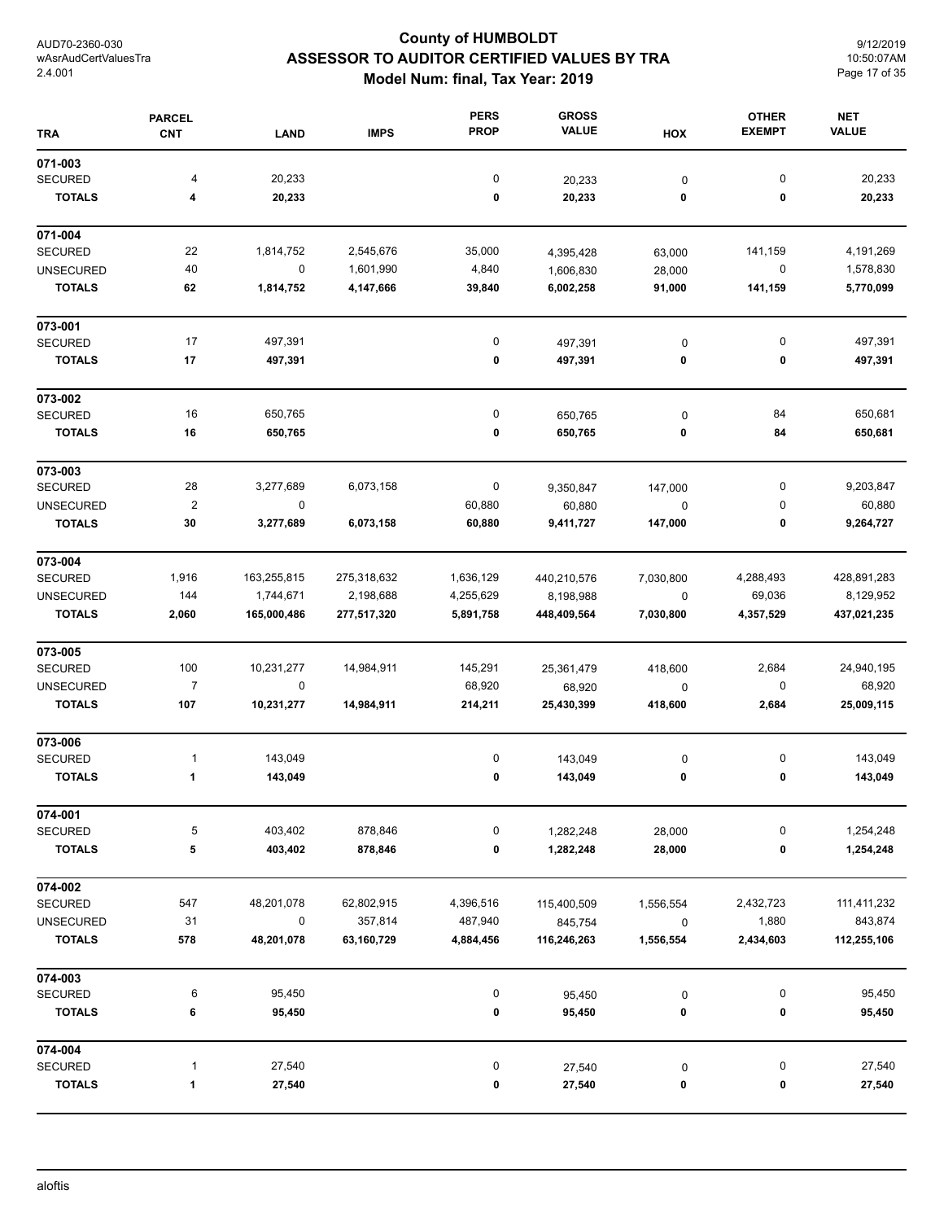# County of HUMBOLDT
## ASSESSOR TO AUDITOR CERTIFIED VALUES BY TRA
### Model Num: final, Tax Year: 2019

AUD70-2360-030
wAsrAudCertValuesTra
2.4.001

9/12/2019
10:50:07AM

| TRA | PARCEL CNT | LAND | IMPS | PERS PROP | GROSS VALUE | HOX | OTHER EXEMPT | NET VALUE |
|---|---|---|---|---|---|---|---|---|
| **071-003** | | | | | | | | |
| SECURED | 4 | 20,233 | | 0 | 20,233 | 0 | 0 | 20,233 |
| **TOTALS** | **4** | **20,233** | | **0** | **20,233** | **0** | **0** | **20,233** |
| **071-004** | | | | | | | | |
| SECURED | 22 | 1,814,752 | 2,545,676 | 35,000 | 4,395,428 | 63,000 | 141,159 | 4,191,269 |
| UNSECURED | 40 | 0 | 1,601,990 | 4,840 | 1,606,830 | 28,000 | 0 | 1,578,830 |
| **TOTALS** | **62** | **1,814,752** | **4,147,666** | **39,840** | **6,002,258** | **91,000** | **141,159** | **5,770,099** |
| **073-001** | | | | | | | | |
| SECURED | 17 | 497,391 | | 0 | 497,391 | 0 | 0 | 497,391 |
| **TOTALS** | **17** | **497,391** | | **0** | **497,391** | **0** | **0** | **497,391** |
| **073-002** | | | | | | | | |
| SECURED | 16 | 650,765 | | 0 | 650,765 | 0 | 84 | 650,681 |
| **TOTALS** | **16** | **650,765** | | **0** | **650,765** | **0** | **84** | **650,681** |
| **073-003** | | | | | | | | |
| SECURED | 28 | 3,277,689 | 6,073,158 | 0 | 9,350,847 | 147,000 | 0 | 9,203,847 |
| UNSECURED | 2 | 0 | | 60,880 | 60,880 | 0 | 0 | 60,880 |
| **TOTALS** | **30** | **3,277,689** | **6,073,158** | **60,880** | **9,411,727** | **147,000** | **0** | **9,264,727** |
| **073-004** | | | | | | | | |
| SECURED | 1,916 | 163,255,815 | 275,318,632 | 1,636,129 | 440,210,576 | 7,030,800 | 4,288,493 | 428,891,283 |
| UNSECURED | 144 | 1,744,671 | 2,198,688 | 4,255,629 | 8,198,988 | 0 | 69,036 | 8,129,952 |
| **TOTALS** | **2,060** | **165,000,486** | **277,517,320** | **5,891,758** | **448,409,564** | **7,030,800** | **4,357,529** | **437,021,235** |
| **073-005** | | | | | | | | |
| SECURED | 100 | 10,231,277 | 14,984,911 | 145,291 | 25,361,479 | 418,600 | 2,684 | 24,940,195 |
| UNSECURED | 7 | 0 | | 68,920 | 68,920 | 0 | 0 | 68,920 |
| **TOTALS** | **107** | **10,231,277** | **14,984,911** | **214,211** | **25,430,399** | **418,600** | **2,684** | **25,009,115** |
| **073-006** | | | | | | | | |
| SECURED | 1 | 143,049 | | 0 | 143,049 | 0 | 0 | 143,049 |
| **TOTALS** | **1** | **143,049** | | **0** | **143,049** | **0** | **0** | **143,049** |
| **074-001** | | | | | | | | |
| SECURED | 5 | 403,402 | 878,846 | 0 | 1,282,248 | 28,000 | 0 | 1,254,248 |
| **TOTALS** | **5** | **403,402** | **878,846** | **0** | **1,282,248** | **28,000** | **0** | **1,254,248** |
| **074-002** | | | | | | | | |
| SECURED | 547 | 48,201,078 | 62,802,915 | 4,396,516 | 115,400,509 | 1,556,554 | 2,432,723 | 111,411,232 |
| UNSECURED | 31 | 0 | 357,814 | 487,940 | 845,754 | 0 | 1,880 | 843,874 |
| **TOTALS** | **578** | **48,201,078** | **63,160,729** | **4,884,456** | **116,246,263** | **1,556,554** | **2,434,603** | **112,255,106** |
| **074-003** | | | | | | | | |
| SECURED | 6 | 95,450 | | 0 | 95,450 | 0 | 0 | 95,450 |
| **TOTALS** | **6** | **95,450** | | **0** | **95,450** | **0** | **0** | **95,450** |
| **074-004** | | | | | | | | |
| SECURED | 1 | 27,540 | | 0 | 27,540 | 0 | 0 | 27,540 |
| **TOTALS** | **1** | **27,540** | | **0** | **27,540** | **0** | **0** | **27,540** |

aloftis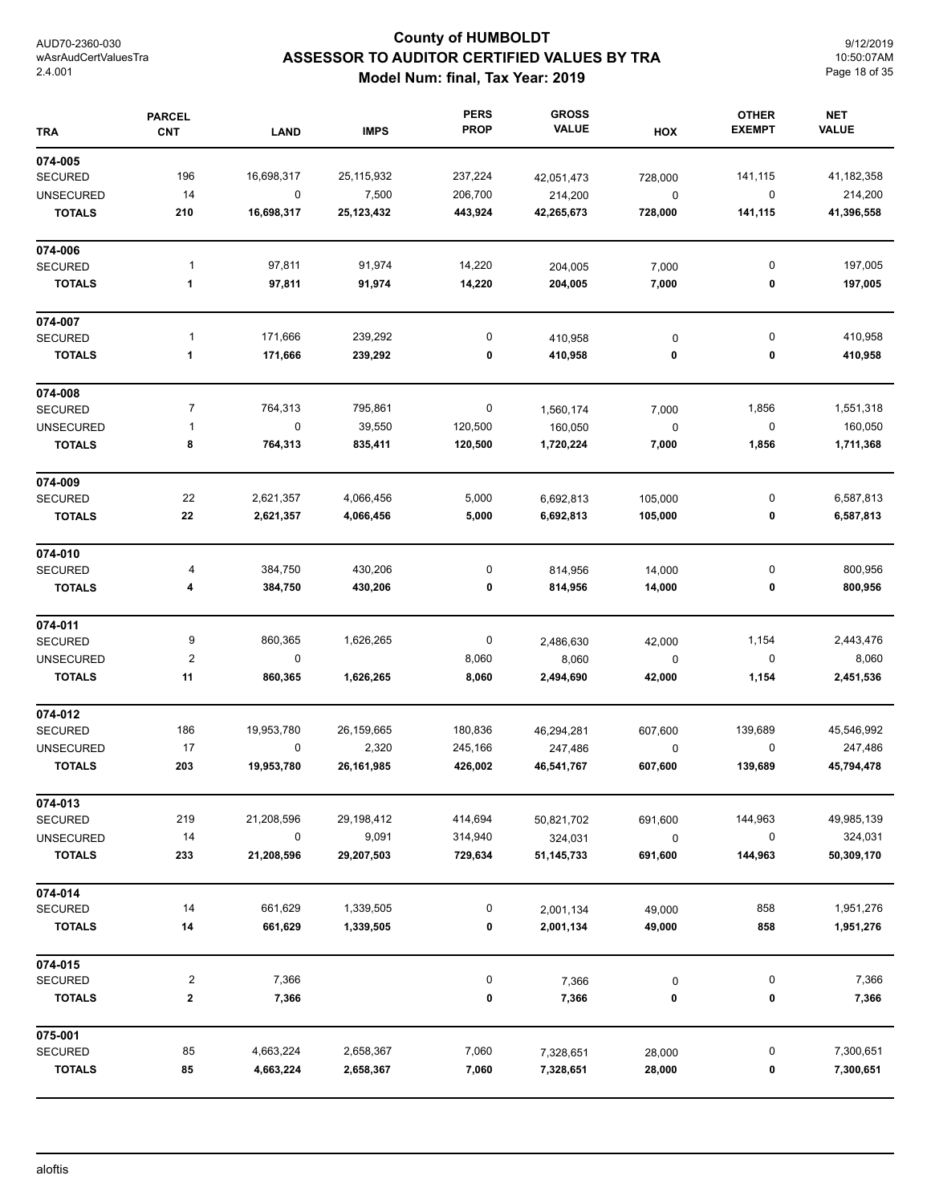# County of HUMBOLDT
## ASSESSOR TO AUDITOR CERTIFIED VALUES BY TRA
### Model Num: final, Tax Year: 2019

AUD70-2360-030
wAsrAudCertValuesTra
2.4.001

9/12/2019
10:50:07AM

| TRA | PARCEL CNT | LAND | IMPS | PERS PROP | GROSS VALUE | HOX | OTHER EXEMPT | NET VALUE |
|---|---|---|---|---|---|---|---|---|
| **074-005** | | | | | | | | |
| SECURED | 196 | 16,698,317 | 25,115,932 | 237,224 | 42,051,473 | 728,000 | 141,115 | 41,182,358 |
| UNSECURED | 14 | 0 | 7,500 | 206,700 | 214,200 | 0 | 0 | 214,200 |
| **TOTALS** | **210** | **16,698,317** | **25,123,432** | **443,924** | **42,265,673** | **728,000** | **141,115** | **41,396,558** |
| **074-006** | | | | | | | | |
| SECURED | 1 | 97,811 | 91,974 | 14,220 | 204,005 | 7,000 | 0 | 197,005 |
| **TOTALS** | **1** | **97,811** | **91,974** | **14,220** | **204,005** | **7,000** | **0** | **197,005** |
| **074-007** | | | | | | | | |
| SECURED | 1 | 171,666 | 239,292 | 0 | 410,958 | 0 | 0 | 410,958 |
| **TOTALS** | **1** | **171,666** | **239,292** | **0** | **410,958** | **0** | **0** | **410,958** |
| **074-008** | | | | | | | | |
| SECURED | 7 | 764,313 | 795,861 | 0 | 1,560,174 | 7,000 | 1,856 | 1,551,318 |
| UNSECURED | 1 | 0 | 39,550 | 120,500 | 160,050 | 0 | 0 | 160,050 |
| **TOTALS** | **8** | **764,313** | **835,411** | **120,500** | **1,720,224** | **7,000** | **1,856** | **1,711,368** |
| **074-009** | | | | | | | | |
| SECURED | 22 | 2,621,357 | 4,066,456 | 5,000 | 6,692,813 | 105,000 | 0 | 6,587,813 |
| **TOTALS** | **22** | **2,621,357** | **4,066,456** | **5,000** | **6,692,813** | **105,000** | **0** | **6,587,813** |
| **074-010** | | | | | | | | |
| SECURED | 4 | 384,750 | 430,206 | 0 | 814,956 | 14,000 | 0 | 800,956 |
| **TOTALS** | **4** | **384,750** | **430,206** | **0** | **814,956** | **14,000** | **0** | **800,956** |
| **074-011** | | | | | | | | |
| SECURED | 9 | 860,365 | 1,626,265 | 0 | 2,486,630 | 42,000 | 1,154 | 2,443,476 |
| UNSECURED | 2 | 0 | | 8,060 | 8,060 | 0 | 0 | 8,060 |
| **TOTALS** | **11** | **860,365** | **1,626,265** | **8,060** | **2,494,690** | **42,000** | **1,154** | **2,451,536** |
| **074-012** | | | | | | | | |
| SECURED | 186 | 19,953,780 | 26,159,665 | 180,836 | 46,294,281 | 607,600 | 139,689 | 45,546,992 |
| UNSECURED | 17 | 0 | 2,320 | 245,166 | 247,486 | 0 | 0 | 247,486 |
| **TOTALS** | **203** | **19,953,780** | **26,161,985** | **426,002** | **46,541,767** | **607,600** | **139,689** | **45,794,478** |
| **074-013** | | | | | | | | |
| SECURED | 219 | 21,208,596 | 29,198,412 | 414,694 | 50,821,702 | 691,600 | 144,963 | 49,985,139 |
| UNSECURED | 14 | 0 | 9,091 | 314,940 | 324,031 | 0 | 0 | 324,031 |
| **TOTALS** | **233** | **21,208,596** | **29,207,503** | **729,634** | **51,145,733** | **691,600** | **144,963** | **50,309,170** |
| **074-014** | | | | | | | | |
| SECURED | 14 | 661,629 | 1,339,505 | 0 | 2,001,134 | 49,000 | 858 | 1,951,276 |
| **TOTALS** | **14** | **661,629** | **1,339,505** | **0** | **2,001,134** | **49,000** | **858** | **1,951,276** |
| **074-015** | | | | | | | | |
| SECURED | 2 | 7,366 | | 0 | 7,366 | 0 | 0 | 7,366 |
| **TOTALS** | **2** | **7,366** | | **0** | **7,366** | **0** | **0** | **7,366** |
| **075-001** | | | | | | | | |
| SECURED | 85 | 4,663,224 | 2,658,367 | 7,060 | 7,328,651 | 28,000 | 0 | 7,300,651 |
| **TOTALS** | **85** | **4,663,224** | **2,658,367** | **7,060** | **7,328,651** | **28,000** | **0** | **7,300,651** |

aloftis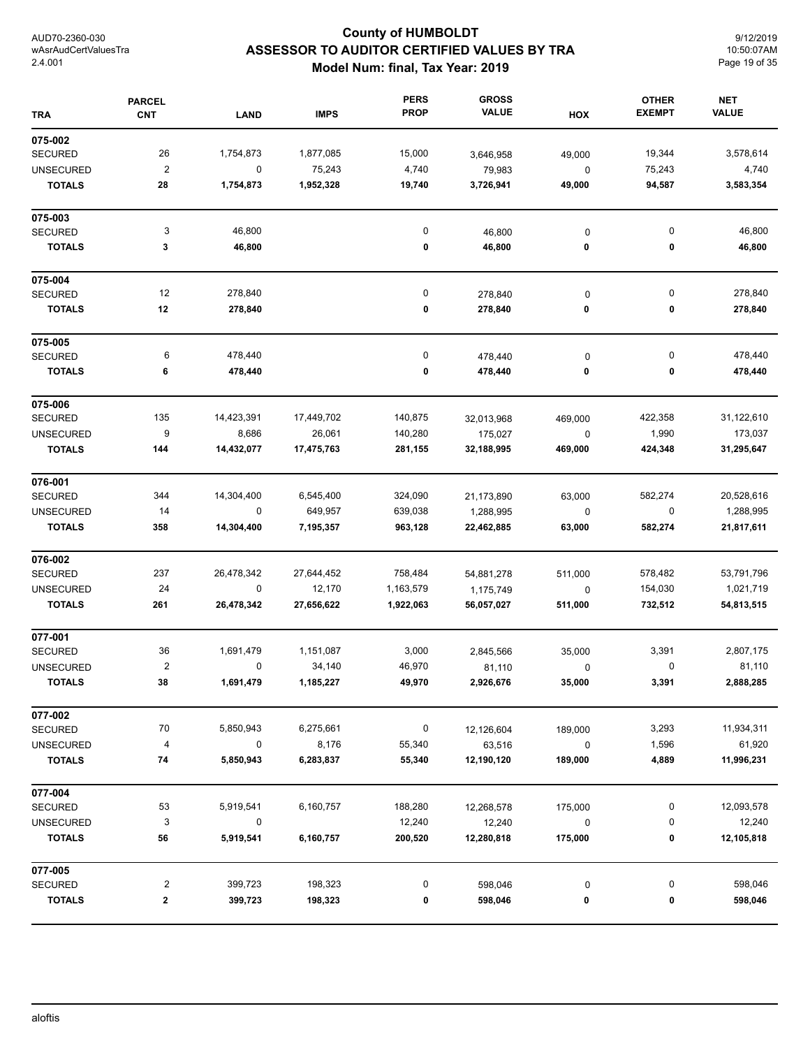# County of HUMBOLDT
## ASSESSOR TO AUDITOR CERTIFIED VALUES BY TRA
### Model Num: final, Tax Year: 2019

AUD70-2360-030
wAsrAudCertValuesTra
2.4.001

9/12/2019
10:50:07AM

| TRA | PARCEL CNT | LAND | IMPS | PERS PROP | GROSS VALUE | HOX | OTHER EXEMPT | NET VALUE |
|---|---|---|---|---|---|---|---|---|
| **075-002** | | | | | | | | |
| SECURED | 26 | 1,754,873 | 1,877,085 | 15,000 | 3,646,958 | 49,000 | 19,344 | 3,578,614 |
| UNSECURED | 2 | 0 | 75,243 | 4,740 | 79,983 | 0 | 75,243 | 4,740 |
| **TOTALS** | **28** | **1,754,873** | **1,952,328** | **19,740** | **3,726,941** | **49,000** | **94,587** | **3,583,354** |
| **075-003** | | | | | | | | |
| SECURED | 3 | 46,800 | | 0 | 46,800 | 0 | 0 | 46,800 |
| **TOTALS** | **3** | **46,800** | | **0** | **46,800** | **0** | **0** | **46,800** |
| **075-004** | | | | | | | | |
| SECURED | 12 | 278,840 | | 0 | 278,840 | 0 | 0 | 278,840 |
| **TOTALS** | **12** | **278,840** | | **0** | **278,840** | **0** | **0** | **278,840** |
| **075-005** | | | | | | | | |
| SECURED | 6 | 478,440 | | 0 | 478,440 | 0 | 0 | 478,440 |
| **TOTALS** | **6** | **478,440** | | **0** | **478,440** | **0** | **0** | **478,440** |
| **075-006** | | | | | | | | |
| SECURED | 135 | 14,423,391 | 17,449,702 | 140,875 | 32,013,968 | 469,000 | 422,358 | 31,122,610 |
| UNSECURED | 9 | 8,686 | 26,061 | 140,280 | 175,027 | 0 | 1,990 | 173,037 |
| **TOTALS** | **144** | **14,432,077** | **17,475,763** | **281,155** | **32,188,995** | **469,000** | **424,348** | **31,295,647** |
| **076-001** | | | | | | | | |
| SECURED | 344 | 14,304,400 | 6,545,400 | 324,090 | 21,173,890 | 63,000 | 582,274 | 20,528,616 |
| UNSECURED | 14 | 0 | 649,957 | 639,038 | 1,288,995 | 0 | 0 | 1,288,995 |
| **TOTALS** | **358** | **14,304,400** | **7,195,357** | **963,128** | **22,462,885** | **63,000** | **582,274** | **21,817,611** |
| **076-002** | | | | | | | | |
| SECURED | 237 | 26,478,342 | 27,644,452 | 758,484 | 54,881,278 | 511,000 | 578,482 | 53,791,796 |
| UNSECURED | 24 | 0 | 12,170 | 1,163,579 | 1,175,749 | 0 | 154,030 | 1,021,719 |
| **TOTALS** | **261** | **26,478,342** | **27,656,622** | **1,922,063** | **56,057,027** | **511,000** | **732,512** | **54,813,515** |
| **077-001** | | | | | | | | |
| SECURED | 36 | 1,691,479 | 1,151,087 | 3,000 | 2,845,566 | 35,000 | 3,391 | 2,807,175 |
| UNSECURED | 2 | 0 | 34,140 | 46,970 | 81,110 | 0 | 0 | 81,110 |
| **TOTALS** | **38** | **1,691,479** | **1,185,227** | **49,970** | **2,926,676** | **35,000** | **3,391** | **2,888,285** |
| **077-002** | | | | | | | | |
| SECURED | 70 | 5,850,943 | 6,275,661 | 0 | 12,126,604 | 189,000 | 3,293 | 11,934,311 |
| UNSECURED | 4 | 0 | 8,176 | 55,340 | 63,516 | 0 | 1,596 | 61,920 |
| **TOTALS** | **74** | **5,850,943** | **6,283,837** | **55,340** | **12,190,120** | **189,000** | **4,889** | **11,996,231** |
| **077-004** | | | | | | | | |
| SECURED | 53 | 5,919,541 | 6,160,757 | 188,280 | 12,268,578 | 175,000 | 0 | 12,093,578 |
| UNSECURED | 3 | 0 | | 12,240 | 12,240 | 0 | 0 | 12,240 |
| **TOTALS** | **56** | **5,919,541** | **6,160,757** | **200,520** | **12,280,818** | **175,000** | **0** | **12,105,818** |
| **077-005** | | | | | | | | |
| SECURED | 2 | 399,723 | 198,323 | 0 | 598,046 | 0 | 0 | 598,046 |
| **TOTALS** | **2** | **399,723** | **198,323** | **0** | **598,046** | **0** | **0** | **598,046** |

aloftis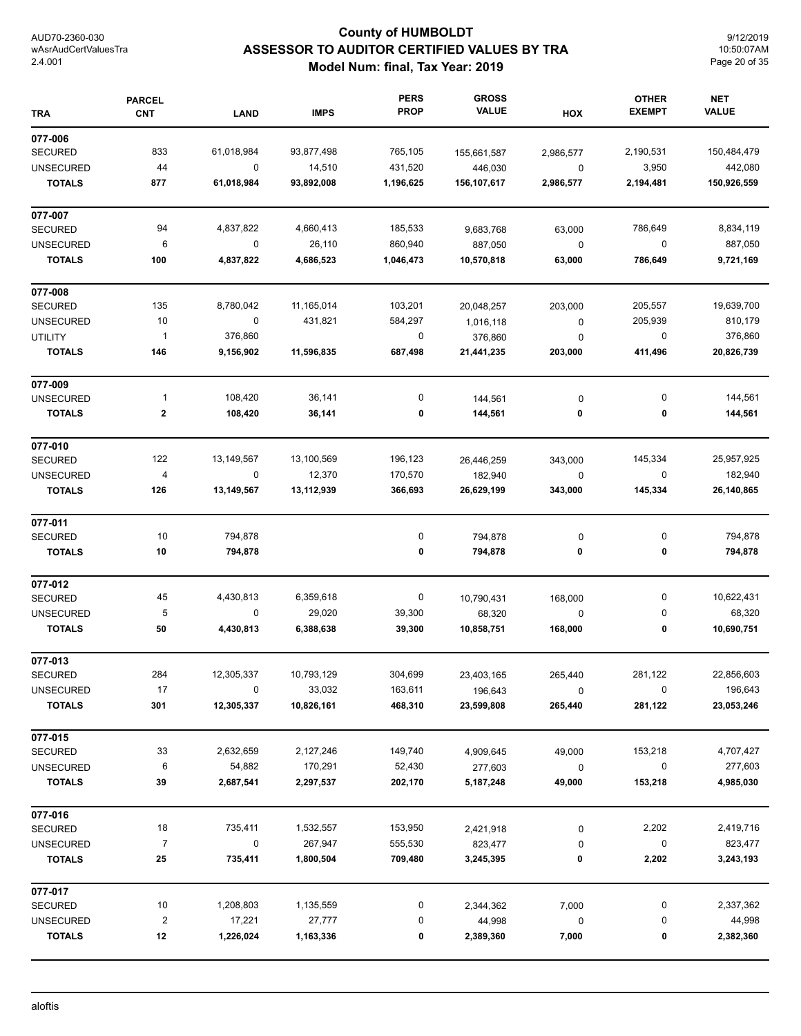# County of HUMBOLDT
## ASSESSOR TO AUDITOR CERTIFIED VALUES BY TRA
### Model Num: final, Tax Year: 2019

| TRA | PARCEL CNT | LAND | IMPS | PERS PROP | GROSS VALUE | HOX | OTHER EXEMPT | NET VALUE |
|---|---|---|---|---|---|---|---|---|
| **077-006** | | | | | | | | |
| SECURED | 833 | 61,018,984 | 93,877,498 | 765,105 | 155,661,587 | 2,986,577 | 2,190,531 | 150,484,479 |
| UNSECURED | 44 | 0 | 14,510 | 431,520 | 446,030 | 0 | 3,950 | 442,080 |
| **TOTALS** | **877** | **61,018,984** | **93,892,008** | **1,196,625** | **156,107,617** | **2,986,577** | **2,194,481** | **150,926,559** |
| **077-007** | | | | | | | | |
| SECURED | 94 | 4,837,822 | 4,660,413 | 185,533 | 9,683,768 | 63,000 | 786,649 | 8,834,119 |
| UNSECURED | 6 | 0 | 26,110 | 860,940 | 887,050 | 0 | 0 | 887,050 |
| **TOTALS** | **100** | **4,837,822** | **4,686,523** | **1,046,473** | **10,570,818** | **63,000** | **786,649** | **9,721,169** |
| **077-008** | | | | | | | | |
| SECURED | 135 | 8,780,042 | 11,165,014 | 103,201 | 20,048,257 | 203,000 | 205,557 | 19,639,700 |
| UNSECURED | 10 | 0 | 431,821 | 584,297 | 1,016,118 | 0 | 205,939 | 810,179 |
| UTILITY | 1 | 376,860 | | 0 | 376,860 | 0 | 0 | 376,860 |
| **TOTALS** | **146** | **9,156,902** | **11,596,835** | **687,498** | **21,441,235** | **203,000** | **411,496** | **20,826,739** |
| **077-009** | | | | | | | | |
| UNSECURED | 1 | 108,420 | 36,141 | 0 | 144,561 | 0 | 0 | 144,561 |
| **TOTALS** | **2** | **108,420** | **36,141** | **0** | **144,561** | **0** | **0** | **144,561** |
| **077-010** | | | | | | | | |
| SECURED | 122 | 13,149,567 | 13,100,569 | 196,123 | 26,446,259 | 343,000 | 145,334 | 25,957,925 |
| UNSECURED | 4 | 0 | 12,370 | 170,570 | 182,940 | 0 | 0 | 182,940 |
| **TOTALS** | **126** | **13,149,567** | **13,112,939** | **366,693** | **26,629,199** | **343,000** | **145,334** | **26,140,865** |
| **077-011** | | | | | | | | |
| SECURED | 10 | 794,878 | | 0 | 794,878 | 0 | 0 | 794,878 |
| **TOTALS** | **10** | **794,878** | | **0** | **794,878** | **0** | **0** | **794,878** |
| **077-012** | | | | | | | | |
| SECURED | 45 | 4,430,813 | 6,359,618 | 0 | 10,790,431 | 168,000 | 0 | 10,622,431 |
| UNSECURED | 5 | 0 | 29,020 | 39,300 | 68,320 | 0 | 0 | 68,320 |
| **TOTALS** | **50** | **4,430,813** | **6,388,638** | **39,300** | **10,858,751** | **168,000** | **0** | **10,690,751** |
| **077-013** | | | | | | | | |
| SECURED | 284 | 12,305,337 | 10,793,129 | 304,699 | 23,403,165 | 265,440 | 281,122 | 22,856,603 |
| UNSECURED | 17 | 0 | 33,032 | 163,611 | 196,643 | 0 | 0 | 196,643 |
| **TOTALS** | **301** | **12,305,337** | **10,826,161** | **468,310** | **23,599,808** | **265,440** | **281,122** | **23,053,246** |
| **077-015** | | | | | | | | |
| SECURED | 33 | 2,632,659 | 2,127,246 | 149,740 | 4,909,645 | 49,000 | 153,218 | 4,707,427 |
| UNSECURED | 6 | 54,882 | 170,291 | 52,430 | 277,603 | 0 | 0 | 277,603 |
| **TOTALS** | **39** | **2,687,541** | **2,297,537** | **202,170** | **5,187,248** | **49,000** | **153,218** | **4,985,030** |
| **077-016** | | | | | | | | |
| SECURED | 18 | 735,411 | 1,532,557 | 153,950 | 2,421,918 | 0 | 2,202 | 2,419,716 |
| UNSECURED | 7 | 0 | 267,947 | 555,530 | 823,477 | 0 | 0 | 823,477 |
| **TOTALS** | **25** | **735,411** | **1,800,504** | **709,480** | **3,245,395** | **0** | **2,202** | **3,243,193** |
| **077-017** | | | | | | | | |
| SECURED | 10 | 1,208,803 | 1,135,559 | 0 | 2,344,362 | 7,000 | 0 | 2,337,362 |
| UNSECURED | 2 | 17,221 | 27,777 | 0 | 44,998 | 0 | 0 | 44,998 |
| **TOTALS** | **12** | **1,226,024** | **1,163,336** | **0** | **2,389,360** | **7,000** | **0** | **2,382,360** |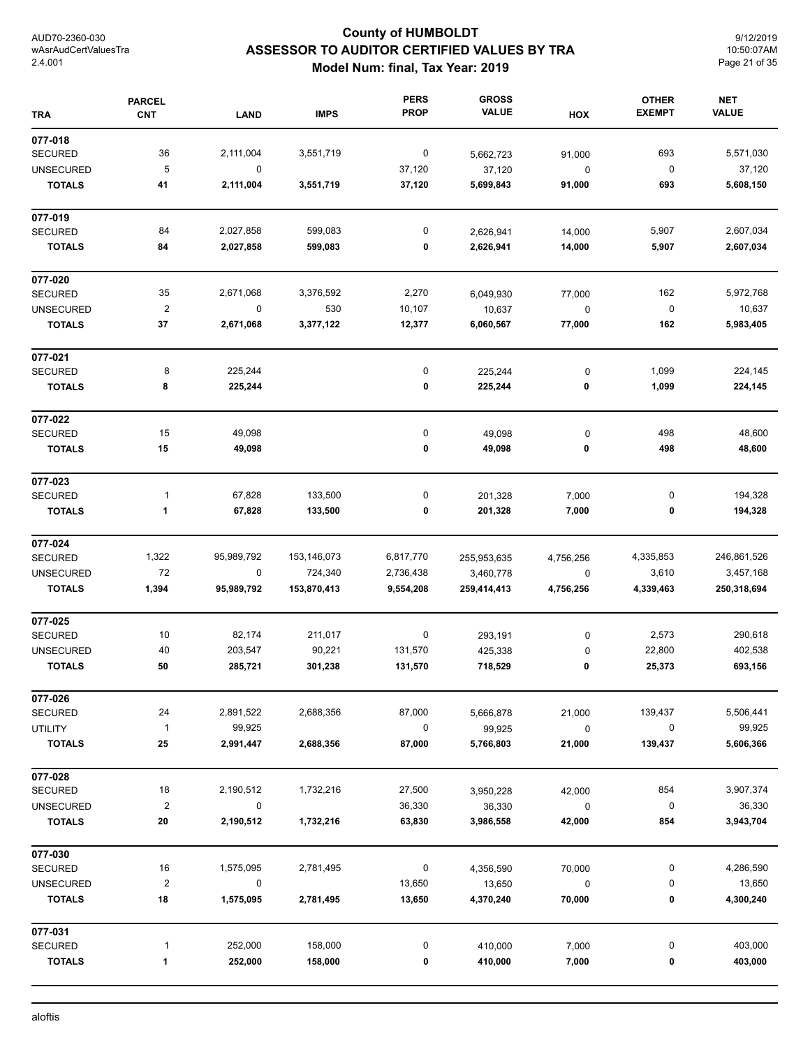# County of HUMBOLDT
## ASSESSOR TO AUDITOR CERTIFIED VALUES BY TRA
### Model Num: final, Tax Year: 2019

| TRA | PARCEL CNT | LAND | IMPS | PERS PROP | GROSS VALUE | HOX | OTHER EXEMPT | NET VALUE |
|---|---|---|---|---|---|---|---|---|
| **077-018** | | | | | | | | |
| SECURED | 36 | 2,111,004 | 3,551,719 | 0 | 5,662,723 | 91,000 | 693 | 5,571,030 |
| UNSECURED | 5 | 0 | | 37,120 | 37,120 | 0 | 0 | 37,120 |
| **TOTALS** | **41** | **2,111,004** | **3,551,719** | **37,120** | **5,699,843** | **91,000** | **693** | **5,608,150** |
| **077-019** | | | | | | | | |
| SECURED | 84 | 2,027,858 | 599,083 | 0 | 2,626,941 | 14,000 | 5,907 | 2,607,034 |
| **TOTALS** | **84** | **2,027,858** | **599,083** | **0** | **2,626,941** | **14,000** | **5,907** | **2,607,034** |
| **077-020** | | | | | | | | |
| SECURED | 35 | 2,671,068 | 3,376,592 | 2,270 | 6,049,930 | 77,000 | 162 | 5,972,768 |
| UNSECURED | 2 | 0 | 530 | 10,107 | 10,637 | 0 | 0 | 10,637 |
| **TOTALS** | **37** | **2,671,068** | **3,377,122** | **12,377** | **6,060,567** | **77,000** | **162** | **5,983,405** |
| **077-021** | | | | | | | | |
| SECURED | 8 | 225,244 | | 0 | 225,244 | 0 | 1,099 | 224,145 |
| **TOTALS** | **8** | **225,244** | | **0** | **225,244** | **0** | **1,099** | **224,145** |
| **077-022** | | | | | | | | |
| SECURED | 15 | 49,098 | | 0 | 49,098 | 0 | 498 | 48,600 |
| **TOTALS** | **15** | **49,098** | | **0** | **49,098** | **0** | **498** | **48,600** |
| **077-023** | | | | | | | | |
| SECURED | 1 | 67,828 | 133,500 | 0 | 201,328 | 7,000 | 0 | 194,328 |
| **TOTALS** | **1** | **67,828** | **133,500** | **0** | **201,328** | **7,000** | **0** | **194,328** |
| **077-024** | | | | | | | | |
| SECURED | 1,322 | 95,989,792 | 153,146,073 | 6,817,770 | 255,953,635 | 4,756,256 | 4,335,853 | 246,861,526 |
| UNSECURED | 72 | 0 | 724,340 | 2,736,438 | 3,460,778 | 0 | 3,610 | 3,457,168 |
| **TOTALS** | **1,394** | **95,989,792** | **153,870,413** | **9,554,208** | **259,414,413** | **4,756,256** | **4,339,463** | **250,318,694** |
| **077-025** | | | | | | | | |
| SECURED | 10 | 82,174 | 211,017 | 0 | 293,191 | 0 | 2,573 | 290,618 |
| UNSECURED | 40 | 203,547 | 90,221 | 131,570 | 425,338 | 0 | 22,800 | 402,538 |
| **TOTALS** | **50** | **285,721** | **301,238** | **131,570** | **718,529** | **0** | **25,373** | **693,156** |
| **077-026** | | | | | | | | |
| SECURED | 24 | 2,891,522 | 2,688,356 | 87,000 | 5,666,878 | 21,000 | 139,437 | 5,506,441 |
| UTILITY | 1 | 99,925 | | 0 | 99,925 | 0 | 0 | 99,925 |
| **TOTALS** | **25** | **2,991,447** | **2,688,356** | **87,000** | **5,766,803** | **21,000** | **139,437** | **5,606,366** |
| **077-028** | | | | | | | | |
| SECURED | 18 | 2,190,512 | 1,732,216 | 27,500 | 3,950,228 | 42,000 | 854 | 3,907,374 |
| UNSECURED | 2 | 0 | | 36,330 | 36,330 | 0 | 0 | 36,330 |
| **TOTALS** | **20** | **2,190,512** | **1,732,216** | **63,830** | **3,986,558** | **42,000** | **854** | **3,943,704** |
| **077-030** | | | | | | | | |
| SECURED | 16 | 1,575,095 | 2,781,495 | 0 | 4,356,590 | 70,000 | 0 | 4,286,590 |
| UNSECURED | 2 | 0 | | 13,650 | 13,650 | 0 | 0 | 13,650 |
| **TOTALS** | **18** | **1,575,095** | **2,781,495** | **13,650** | **4,370,240** | **70,000** | **0** | **4,300,240** |
| **077-031** | | | | | | | | |
| SECURED | 1 | 252,000 | 158,000 | 0 | 410,000 | 7,000 | 0 | 403,000 |
| **TOTALS** | **1** | **252,000** | **158,000** | **0** | **410,000** | **7,000** | **0** | **403,000** |

aloftis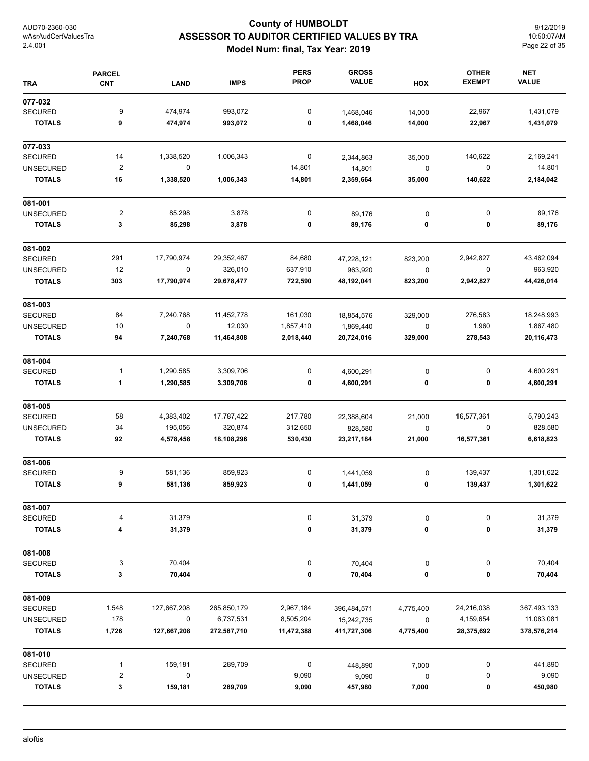# County of HUMBOLDT
## ASSESSOR TO AUDITOR CERTIFIED VALUES BY TRA
### Model Num: final, Tax Year: 2019

| TRA | PARCEL CNT | LAND | IMPS | PERS PROP | GROSS VALUE | HOX | OTHER EXEMPT | NET VALUE |
|---|---|---|---|---|---|---|---|---|
| **077-032** | | | | | | | | |
| SECURED | 9 | 474,974 | 993,072 | 0 | 1,468,046 | 14,000 | 22,967 | 1,431,079 |
| **TOTALS** | **9** | **474,974** | **993,072** | **0** | **1,468,046** | **14,000** | **22,967** | **1,431,079** |
| **077-033** | | | | | | | | |
| SECURED | 14 | 1,338,520 | 1,006,343 | 0 | 2,344,863 | 35,000 | 140,622 | 2,169,241 |
| UNSECURED | 2 | 0 | | 14,801 | 14,801 | 0 | 0 | 14,801 |
| **TOTALS** | **16** | **1,338,520** | **1,006,343** | **14,801** | **2,359,664** | **35,000** | **140,622** | **2,184,042** |
| **081-001** | | | | | | | | |
| UNSECURED | 2 | 85,298 | 3,878 | 0 | 89,176 | 0 | 0 | 89,176 |
| **TOTALS** | **3** | **85,298** | **3,878** | **0** | **89,176** | **0** | **0** | **89,176** |
| **081-002** | | | | | | | | |
| SECURED | 291 | 17,790,974 | 29,352,467 | 84,680 | 47,228,121 | 823,200 | 2,942,827 | 43,462,094 |
| UNSECURED | 12 | 0 | 326,010 | 637,910 | 963,920 | 0 | 0 | 963,920 |
| **TOTALS** | **303** | **17,790,974** | **29,678,477** | **722,590** | **48,192,041** | **823,200** | **2,942,827** | **44,426,014** |
| **081-003** | | | | | | | | |
| SECURED | 84 | 7,240,768 | 11,452,778 | 161,030 | 18,854,576 | 329,000 | 276,583 | 18,248,993 |
| UNSECURED | 10 | 0 | 12,030 | 1,857,410 | 1,869,440 | 0 | 1,960 | 1,867,480 |
| **TOTALS** | **94** | **7,240,768** | **11,464,808** | **2,018,440** | **20,724,016** | **329,000** | **278,543** | **20,116,473** |
| **081-004** | | | | | | | | |
| SECURED | 1 | 1,290,585 | 3,309,706 | 0 | 4,600,291 | 0 | 0 | 4,600,291 |
| **TOTALS** | **1** | **1,290,585** | **3,309,706** | **0** | **4,600,291** | **0** | **0** | **4,600,291** |
| **081-005** | | | | | | | | |
| SECURED | 58 | 4,383,402 | 17,787,422 | 217,780 | 22,388,604 | 21,000 | 16,577,361 | 5,790,243 |
| UNSECURED | 34 | 195,056 | 320,874 | 312,650 | 828,580 | 0 | 0 | 828,580 |
| **TOTALS** | **92** | **4,578,458** | **18,108,296** | **530,430** | **23,217,184** | **21,000** | **16,577,361** | **6,618,823** |
| **081-006** | | | | | | | | |
| SECURED | 9 | 581,136 | 859,923 | 0 | 1,441,059 | 0 | 139,437 | 1,301,622 |
| **TOTALS** | **9** | **581,136** | **859,923** | **0** | **1,441,059** | **0** | **139,437** | **1,301,622** |
| **081-007** | | | | | | | | |
| SECURED | 4 | 31,379 | | 0 | 31,379 | 0 | 0 | 31,379 |
| **TOTALS** | **4** | **31,379** | | **0** | **31,379** | **0** | **0** | **31,379** |
| **081-008** | | | | | | | | |
| SECURED | 3 | 70,404 | | 0 | 70,404 | 0 | 0 | 70,404 |
| **TOTALS** | **3** | **70,404** | | **0** | **70,404** | **0** | **0** | **70,404** |
| **081-009** | | | | | | | | |
| SECURED | 1,548 | 127,667,208 | 265,850,179 | 2,967,184 | 396,484,571 | 4,775,400 | 24,216,038 | 367,493,133 |
| UNSECURED | 178 | 0 | 6,737,531 | 8,505,204 | 15,242,735 | 0 | 4,159,654 | 11,083,081 |
| **TOTALS** | **1,726** | **127,667,208** | **272,587,710** | **11,472,388** | **411,727,306** | **4,775,400** | **28,375,692** | **378,576,214** |
| **081-010** | | | | | | | | |
| SECURED | 1 | 159,181 | 289,709 | 0 | 448,890 | 7,000 | 0 | 441,890 |
| UNSECURED | 2 | 0 | | 9,090 | 9,090 | 0 | 0 | 9,090 |
| **TOTALS** | **3** | **159,181** | **289,709** | **9,090** | **457,980** | **7,000** | **0** | **450,980** |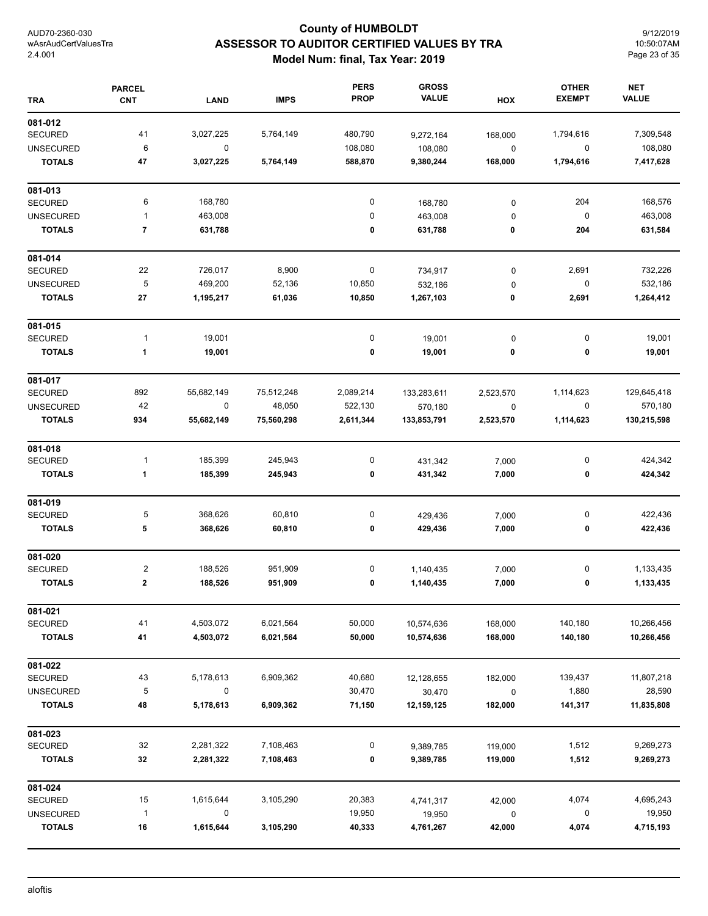# County of HUMBOLDT
## ASSESSOR TO AUDITOR CERTIFIED VALUES BY TRA
### Model Num: final, Tax Year: 2019

| TRA | PARCEL CNT | LAND | IMPS | PERS PROP | GROSS VALUE | HOX | OTHER EXEMPT | NET VALUE |
|---|---|---|---|---|---|---|---|---|
| **081-012** | | | | | | | | |
| SECURED | 41 | 3,027,225 | 5,764,149 | 480,790 | 9,272,164 | 168,000 | 1,794,616 | 7,309,548 |
| UNSECURED | 6 | 0 | | 108,080 | 108,080 | 0 | 0 | 108,080 |
| **TOTALS** | **47** | **3,027,225** | **5,764,149** | **588,870** | **9,380,244** | **168,000** | **1,794,616** | **7,417,628** |
| **081-013** | | | | | | | | |
| SECURED | 6 | 168,780 | | 0 | 168,780 | 0 | 204 | 168,576 |
| UNSECURED | 1 | 463,008 | | 0 | 463,008 | 0 | 0 | 463,008 |
| **TOTALS** | **7** | **631,788** | | **0** | **631,788** | **0** | **204** | **631,584** |
| **081-014** | | | | | | | | |
| SECURED | 22 | 726,017 | 8,900 | 0 | 734,917 | 0 | 2,691 | 732,226 |
| UNSECURED | 5 | 469,200 | 52,136 | 10,850 | 532,186 | 0 | 0 | 532,186 |
| **TOTALS** | **27** | **1,195,217** | **61,036** | **10,850** | **1,267,103** | **0** | **2,691** | **1,264,412** |
| **081-015** | | | | | | | | |
| SECURED | 1 | 19,001 | | 0 | 19,001 | 0 | 0 | 19,001 |
| **TOTALS** | **1** | **19,001** | | **0** | **19,001** | **0** | **0** | **19,001** |
| **081-017** | | | | | | | | |
| SECURED | 892 | 55,682,149 | 75,512,248 | 2,089,214 | 133,283,611 | 2,523,570 | 1,114,623 | 129,645,418 |
| UNSECURED | 42 | 0 | 48,050 | 522,130 | 570,180 | 0 | 0 | 570,180 |
| **TOTALS** | **934** | **55,682,149** | **75,560,298** | **2,611,344** | **133,853,791** | **2,523,570** | **1,114,623** | **130,215,598** |
| **081-018** | | | | | | | | |
| SECURED | 1 | 185,399 | 245,943 | 0 | 431,342 | 7,000 | 0 | 424,342 |
| **TOTALS** | **1** | **185,399** | **245,943** | **0** | **431,342** | **7,000** | **0** | **424,342** |
| **081-019** | | | | | | | | |
| SECURED | 5 | 368,626 | 60,810 | 0 | 429,436 | 7,000 | 0 | 422,436 |
| **TOTALS** | **5** | **368,626** | **60,810** | **0** | **429,436** | **7,000** | **0** | **422,436** |
| **081-020** | | | | | | | | |
| SECURED | 2 | 188,526 | 951,909 | 0 | 1,140,435 | 7,000 | 0 | 1,133,435 |
| **TOTALS** | **2** | **188,526** | **951,909** | **0** | **1,140,435** | **7,000** | **0** | **1,133,435** |
| **081-021** | | | | | | | | |
| SECURED | 41 | 4,503,072 | 6,021,564 | 50,000 | 10,574,636 | 168,000 | 140,180 | 10,266,456 |
| **TOTALS** | **41** | **4,503,072** | **6,021,564** | **50,000** | **10,574,636** | **168,000** | **140,180** | **10,266,456** |
| **081-022** | | | | | | | | |
| SECURED | 43 | 5,178,613 | 6,909,362 | 40,680 | 12,128,655 | 182,000 | 139,437 | 11,807,218 |
| UNSECURED | 5 | 0 | | 30,470 | 30,470 | 0 | 1,880 | 28,590 |
| **TOTALS** | **48** | **5,178,613** | **6,909,362** | **71,150** | **12,159,125** | **182,000** | **141,317** | **11,835,808** |
| **081-023** | | | | | | | | |
| SECURED | 32 | 2,281,322 | 7,108,463 | 0 | 9,389,785 | 119,000 | 1,512 | 9,269,273 |
| **TOTALS** | **32** | **2,281,322** | **7,108,463** | **0** | **9,389,785** | **119,000** | **1,512** | **9,269,273** |
| **081-024** | | | | | | | | |
| SECURED | 15 | 1,615,644 | 3,105,290 | 20,383 | 4,741,317 | 42,000 | 4,074 | 4,695,243 |
| UNSECURED | 1 | 0 | | 19,950 | 19,950 | 0 | 0 | 19,950 |
| **TOTALS** | **16** | **1,615,644** | **3,105,290** | **40,333** | **4,761,267** | **42,000** | **4,074** | **4,715,193** |

aloftis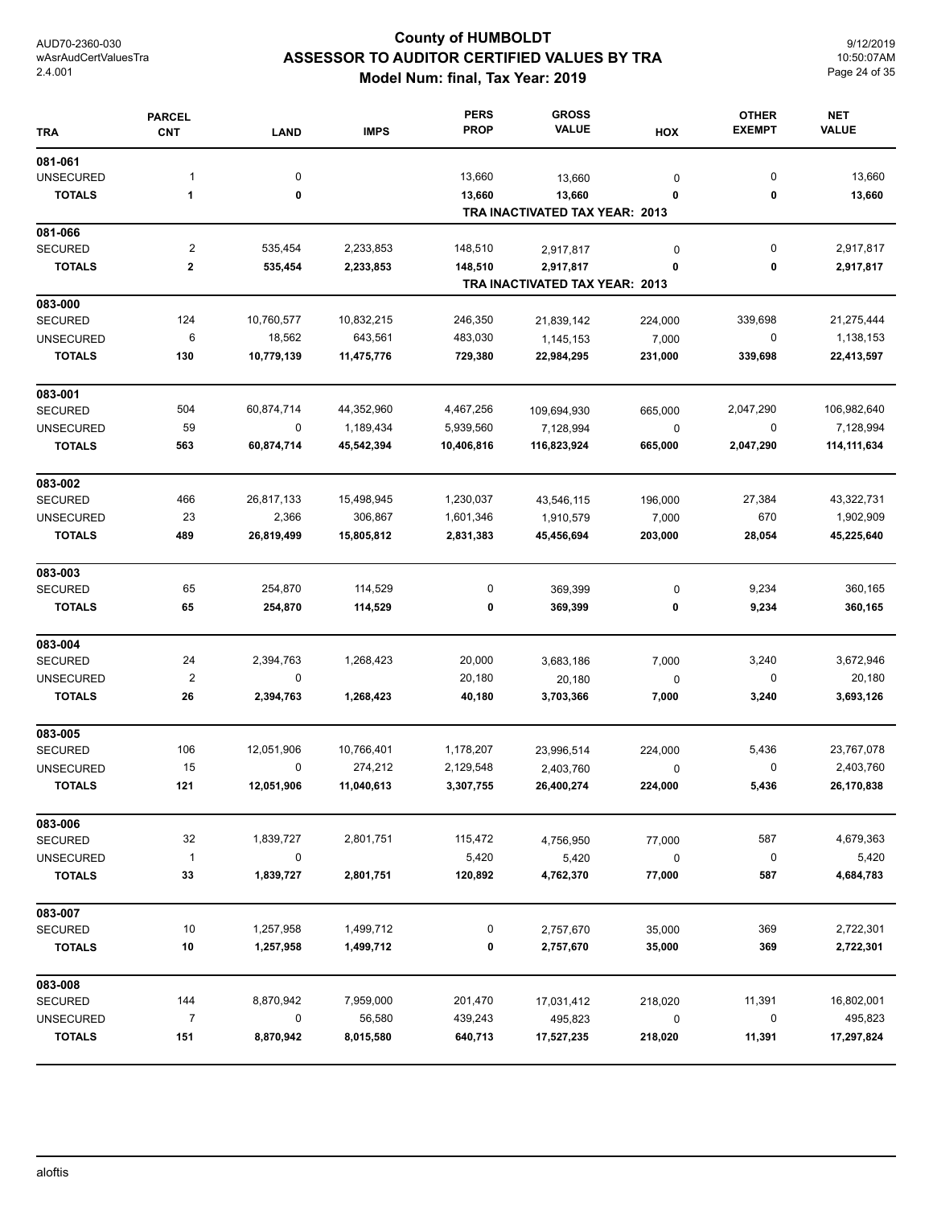# County of HUMBOLDT
## ASSESSOR TO AUDITOR CERTIFIED VALUES BY TRA
### Model Num: final, Tax Year: 2019

| TRA | PARCEL CNT | LAND | IMPS | PERS PROP | GROSS VALUE | HOX | OTHER EXEMPT | NET VALUE |
|---|---|---|---|---|---|---|---|---|
| **081-061** | | | | | | | | |
| UNSECURED | 1 | 0 | | 13,660 | 13,660 | 0 | 0 | 13,660 |
| **TOTALS** | **1** | **0** | | **13,660** | **13,660** | **0** | **0** | **13,660** |
| | | | | | **TRA INACTIVATED TAX YEAR: 2013** | | | |
| **081-066** | | | | | | | | |
| SECURED | 2 | 535,454 | 2,233,853 | 148,510 | 2,917,817 | 0 | 0 | 2,917,817 |
| **TOTALS** | **2** | **535,454** | **2,233,853** | **148,510** | **2,917,817** | **0** | **0** | **2,917,817** |
| | | | | | **TRA INACTIVATED TAX YEAR: 2013** | | | |
| **083-000** | | | | | | | | |
| SECURED | 124 | 10,760,577 | 10,832,215 | 246,350 | 21,839,142 | 224,000 | 339,698 | 21,275,444 |
| UNSECURED | 6 | 18,562 | 643,561 | 483,030 | 1,145,153 | 7,000 | 0 | 1,138,153 |
| **TOTALS** | **130** | **10,779,139** | **11,475,776** | **729,380** | **22,984,295** | **231,000** | **339,698** | **22,413,597** |
| **083-001** | | | | | | | | |
| SECURED | 504 | 60,874,714 | 44,352,960 | 4,467,256 | 109,694,930 | 665,000 | 2,047,290 | 106,982,640 |
| UNSECURED | 59 | 0 | 1,189,434 | 5,939,560 | 7,128,994 | 0 | 0 | 7,128,994 |
| **TOTALS** | **563** | **60,874,714** | **45,542,394** | **10,406,816** | **116,823,924** | **665,000** | **2,047,290** | **114,111,634** |
| **083-002** | | | | | | | | |
| SECURED | 466 | 26,817,133 | 15,498,945 | 1,230,037 | 43,546,115 | 196,000 | 27,384 | 43,322,731 |
| UNSECURED | 23 | 2,366 | 306,867 | 1,601,346 | 1,910,579 | 7,000 | 670 | 1,902,909 |
| **TOTALS** | **489** | **26,819,499** | **15,805,812** | **2,831,383** | **45,456,694** | **203,000** | **28,054** | **45,225,640** |
| **083-003** | | | | | | | | |
| SECURED | 65 | 254,870 | 114,529 | 0 | 369,399 | 0 | 9,234 | 360,165 |
| **TOTALS** | **65** | **254,870** | **114,529** | **0** | **369,399** | **0** | **9,234** | **360,165** |
| **083-004** | | | | | | | | |
| SECURED | 24 | 2,394,763 | 1,268,423 | 20,000 | 3,683,186 | 7,000 | 3,240 | 3,672,946 |
| UNSECURED | 2 | 0 | | 20,180 | 20,180 | 0 | 0 | 20,180 |
| **TOTALS** | **26** | **2,394,763** | **1,268,423** | **40,180** | **3,703,366** | **7,000** | **3,240** | **3,693,126** |
| **083-005** | | | | | | | | |
| SECURED | 106 | 12,051,906 | 10,766,401 | 1,178,207 | 23,996,514 | 224,000 | 5,436 | 23,767,078 |
| UNSECURED | 15 | 0 | 274,212 | 2,129,548 | 2,403,760 | 0 | 0 | 2,403,760 |
| **TOTALS** | **121** | **12,051,906** | **11,040,613** | **3,307,755** | **26,400,274** | **224,000** | **5,436** | **26,170,838** |
| **083-006** | | | | | | | | |
| SECURED | 32 | 1,839,727 | 2,801,751 | 115,472 | 4,756,950 | 77,000 | 587 | 4,679,363 |
| UNSECURED | 1 | 0 | | 5,420 | 5,420 | 0 | 0 | 5,420 |
| **TOTALS** | **33** | **1,839,727** | **2,801,751** | **120,892** | **4,762,370** | **77,000** | **587** | **4,684,783** |
| **083-007** | | | | | | | | |
| SECURED | 10 | 1,257,958 | 1,499,712 | 0 | 2,757,670 | 35,000 | 369 | 2,722,301 |
| **TOTALS** | **10** | **1,257,958** | **1,499,712** | **0** | **2,757,670** | **35,000** | **369** | **2,722,301** |
| **083-008** | | | | | | | | |
| SECURED | 144 | 8,870,942 | 7,959,000 | 201,470 | 17,031,412 | 218,020 | 11,391 | 16,802,001 |
| UNSECURED | 7 | 0 | 56,580 | 439,243 | 495,823 | 0 | 0 | 495,823 |
| **TOTALS** | **151** | **8,870,942** | **8,015,580** | **640,713** | **17,527,235** | **218,020** | **11,391** | **17,297,824** |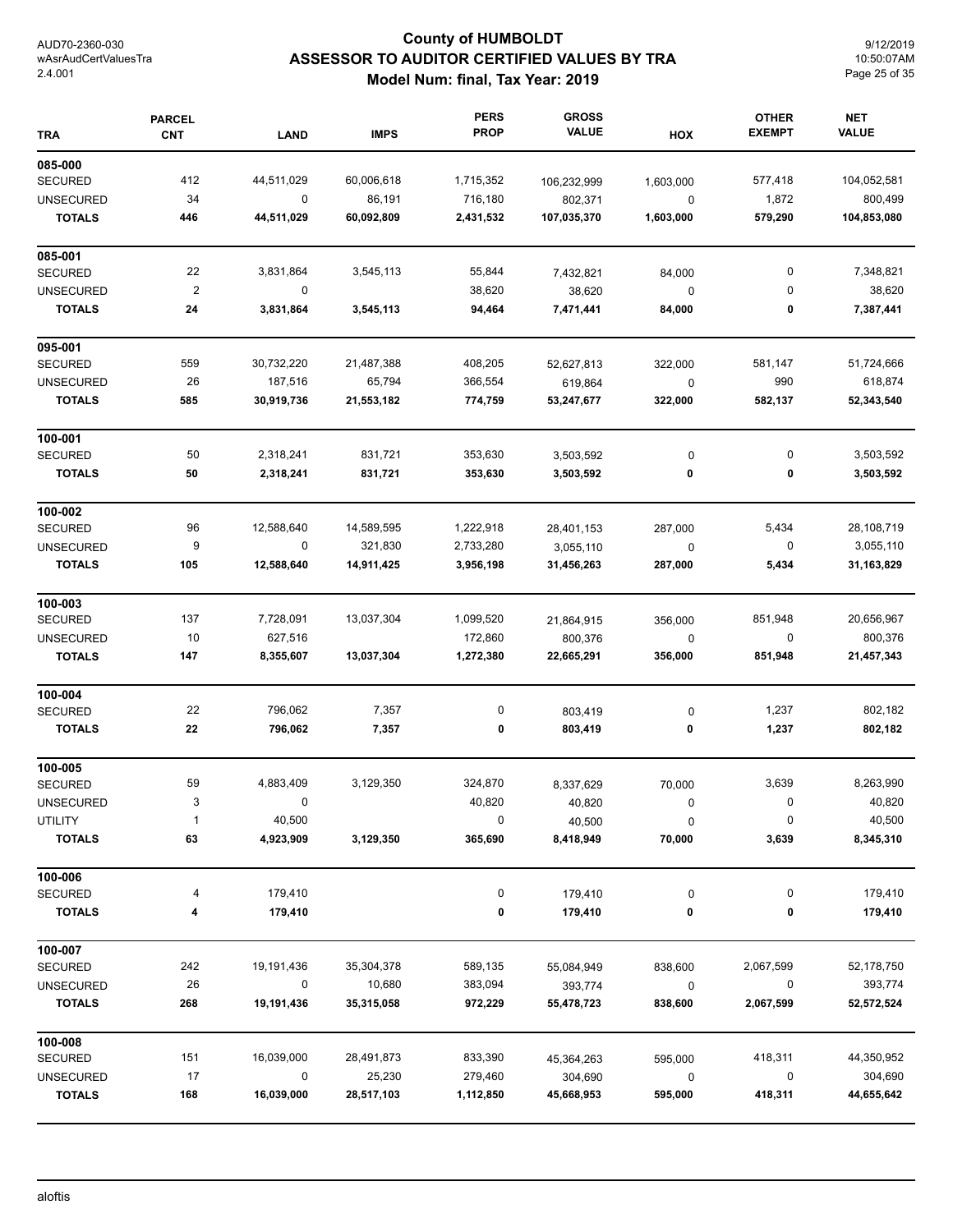# County of HUMBOLDT
## ASSESSOR TO AUDITOR CERTIFIED VALUES BY TRA
### Model Num: final, Tax Year: 2019

AUD70-2360-030
wAsrAudCertValuesTra
2.4.001

9/12/2019
10:50:07AM

| TRA | PARCEL CNT | LAND | IMPS | PERS PROP | GROSS VALUE | HOX | OTHER EXEMPT | NET VALUE |
|---|---|---|---|---|---|---|---|---|
| **085-000** | | | | | | | | |
| SECURED | 412 | 44,511,029 | 60,006,618 | 1,715,352 | 106,232,999 | 1,603,000 | 577,418 | 104,052,581 |
| UNSECURED | 34 | 0 | 86,191 | 716,180 | 802,371 | 0 | 1,872 | 800,499 |
| **TOTALS** | **446** | **44,511,029** | **60,092,809** | **2,431,532** | **107,035,370** | **1,603,000** | **579,290** | **104,853,080** |
| **085-001** | | | | | | | | |
| SECURED | 22 | 3,831,864 | 3,545,113 | 55,844 | 7,432,821 | 84,000 | 0 | 7,348,821 |
| UNSECURED | 2 | 0 | | 38,620 | 38,620 | 0 | 0 | 38,620 |
| **TOTALS** | **24** | **3,831,864** | **3,545,113** | **94,464** | **7,471,441** | **84,000** | **0** | **7,387,441** |
| **095-001** | | | | | | | | |
| SECURED | 559 | 30,732,220 | 21,487,388 | 408,205 | 52,627,813 | 322,000 | 581,147 | 51,724,666 |
| UNSECURED | 26 | 187,516 | 65,794 | 366,554 | 619,864 | 0 | 990 | 618,874 |
| **TOTALS** | **585** | **30,919,736** | **21,553,182** | **774,759** | **53,247,677** | **322,000** | **582,137** | **52,343,540** |
| **100-001** | | | | | | | | |
| SECURED | 50 | 2,318,241 | 831,721 | 353,630 | 3,503,592 | 0 | 0 | 3,503,592 |
| **TOTALS** | **50** | **2,318,241** | **831,721** | **353,630** | **3,503,592** | **0** | **0** | **3,503,592** |
| **100-002** | | | | | | | | |
| SECURED | 96 | 12,588,640 | 14,589,595 | 1,222,918 | 28,401,153 | 287,000 | 5,434 | 28,108,719 |
| UNSECURED | 9 | 0 | 321,830 | 2,733,280 | 3,055,110 | 0 | 0 | 3,055,110 |
| **TOTALS** | **105** | **12,588,640** | **14,911,425** | **3,956,198** | **31,456,263** | **287,000** | **5,434** | **31,163,829** |
| **100-003** | | | | | | | | |
| SECURED | 137 | 7,728,091 | 13,037,304 | 1,099,520 | 21,864,915 | 356,000 | 851,948 | 20,656,967 |
| UNSECURED | 10 | 627,516 | | 172,860 | 800,376 | 0 | 0 | 800,376 |
| **TOTALS** | **147** | **8,355,607** | **13,037,304** | **1,272,380** | **22,665,291** | **356,000** | **851,948** | **21,457,343** |
| **100-004** | | | | | | | | |
| SECURED | 22 | 796,062 | 7,357 | 0 | 803,419 | 0 | 1,237 | 802,182 |
| **TOTALS** | **22** | **796,062** | **7,357** | **0** | **803,419** | **0** | **1,237** | **802,182** |
| **100-005** | | | | | | | | |
| SECURED | 59 | 4,883,409 | 3,129,350 | 324,870 | 8,337,629 | 70,000 | 3,639 | 8,263,990 |
| UNSECURED | 3 | 0 | | 40,820 | 40,820 | 0 | 0 | 40,820 |
| UTILITY | 1 | 40,500 | | 0 | 40,500 | 0 | 0 | 40,500 |
| **TOTALS** | **63** | **4,923,909** | **3,129,350** | **365,690** | **8,418,949** | **70,000** | **3,639** | **8,345,310** |
| **100-006** | | | | | | | | |
| SECURED | 4 | 179,410 | | 0 | 179,410 | 0 | 0 | 179,410 |
| **TOTALS** | **4** | **179,410** | | **0** | **179,410** | **0** | **0** | **179,410** |
| **100-007** | | | | | | | | |
| SECURED | 242 | 19,191,436 | 35,304,378 | 589,135 | 55,084,949 | 838,600 | 2,067,599 | 52,178,750 |
| UNSECURED | 26 | 0 | 10,680 | 383,094 | 393,774 | 0 | 0 | 393,774 |
| **TOTALS** | **268** | **19,191,436** | **35,315,058** | **972,229** | **55,478,723** | **838,600** | **2,067,599** | **52,572,524** |
| **100-008** | | | | | | | | |
| SECURED | 151 | 16,039,000 | 28,491,873 | 833,390 | 45,364,263 | 595,000 | 418,311 | 44,350,952 |
| UNSECURED | 17 | 0 | 25,230 | 279,460 | 304,690 | 0 | 0 | 304,690 |
| **TOTALS** | **168** | **16,039,000** | **28,517,103** | **1,112,850** | **45,668,953** | **595,000** | **418,311** | **44,655,642** |

aloftis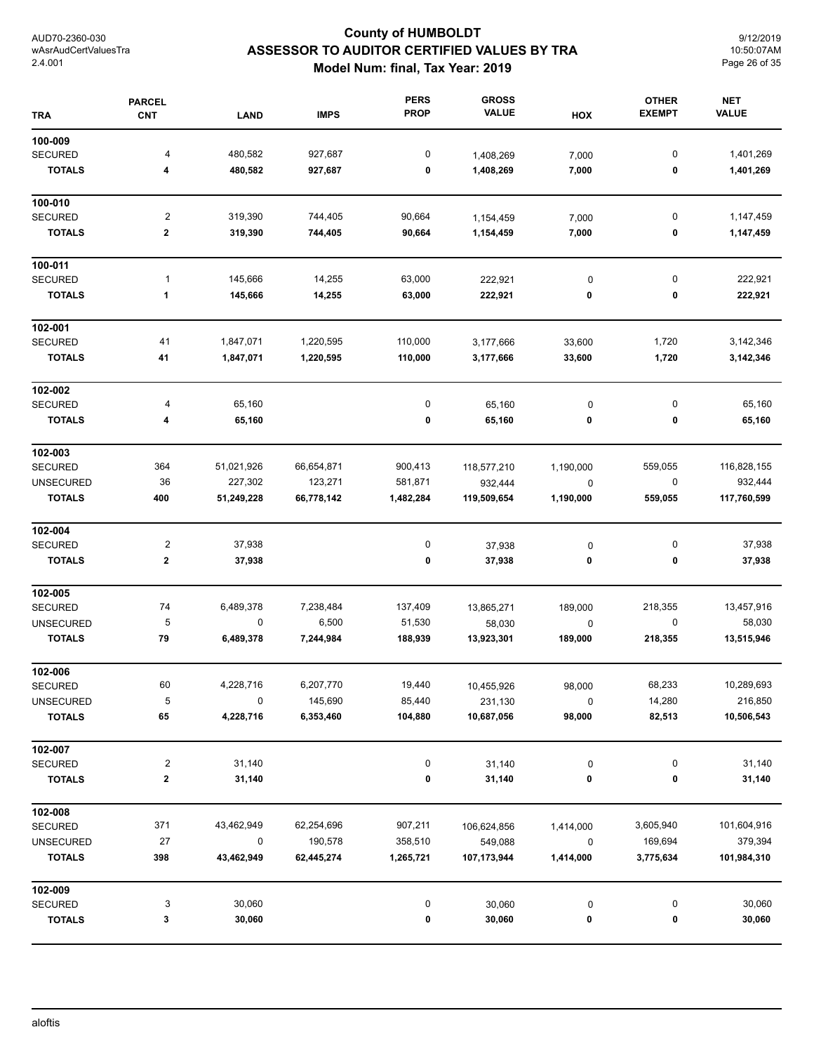# County of HUMBOLDT
## ASSESSOR TO AUDITOR CERTIFIED VALUES BY TRA
### Model Num: final, Tax Year: 2019

| TRA | PARCEL CNT | LAND | IMPS | PERS PROP | GROSS VALUE | HOX | OTHER EXEMPT | NET VALUE |
|---|---|---|---|---|---|---|---|---|
| **100-009** | | | | | | | | |
| SECURED | 4 | 480,582 | 927,687 | 0 | 1,408,269 | 7,000 | 0 | 1,401,269 |
| **TOTALS** | **4** | **480,582** | **927,687** | **0** | **1,408,269** | **7,000** | **0** | **1,401,269** |
| **100-010** | | | | | | | | |
| SECURED | 2 | 319,390 | 744,405 | 90,664 | 1,154,459 | 7,000 | 0 | 1,147,459 |
| **TOTALS** | **2** | **319,390** | **744,405** | **90,664** | **1,154,459** | **7,000** | **0** | **1,147,459** |
| **100-011** | | | | | | | | |
| SECURED | 1 | 145,666 | 14,255 | 63,000 | 222,921 | 0 | 0 | 222,921 |
| **TOTALS** | **1** | **145,666** | **14,255** | **63,000** | **222,921** | **0** | **0** | **222,921** |
| **102-001** | | | | | | | | |
| SECURED | 41 | 1,847,071 | 1,220,595 | 110,000 | 3,177,666 | 33,600 | 1,720 | 3,142,346 |
| **TOTALS** | **41** | **1,847,071** | **1,220,595** | **110,000** | **3,177,666** | **33,600** | **1,720** | **3,142,346** |
| **102-002** | | | | | | | | |
| SECURED | 4 | 65,160 | | 0 | 65,160 | 0 | 0 | 65,160 |
| **TOTALS** | **4** | **65,160** | | **0** | **65,160** | **0** | **0** | **65,160** |
| **102-003** | | | | | | | | |
| SECURED | 364 | 51,021,926 | 66,654,871 | 900,413 | 118,577,210 | 1,190,000 | 559,055 | 116,828,155 |
| UNSECURED | 36 | 227,302 | 123,271 | 581,871 | 932,444 | 0 | 0 | 932,444 |
| **TOTALS** | **400** | **51,249,228** | **66,778,142** | **1,482,284** | **119,509,654** | **1,190,000** | **559,055** | **117,760,599** |
| **102-004** | | | | | | | | |
| SECURED | 2 | 37,938 | | 0 | 37,938 | 0 | 0 | 37,938 |
| **TOTALS** | **2** | **37,938** | | **0** | **37,938** | **0** | **0** | **37,938** |
| **102-005** | | | | | | | | |
| SECURED | 74 | 6,489,378 | 7,238,484 | 137,409 | 13,865,271 | 189,000 | 218,355 | 13,457,916 |
| UNSECURED | 5 | 0 | 6,500 | 51,530 | 58,030 | 0 | 0 | 58,030 |
| **TOTALS** | **79** | **6,489,378** | **7,244,984** | **188,939** | **13,923,301** | **189,000** | **218,355** | **13,515,946** |
| **102-006** | | | | | | | | |
| SECURED | 60 | 4,228,716 | 6,207,770 | 19,440 | 10,455,926 | 98,000 | 68,233 | 10,289,693 |
| UNSECURED | 5 | 0 | 145,690 | 85,440 | 231,130 | 0 | 14,280 | 216,850 |
| **TOTALS** | **65** | **4,228,716** | **6,353,460** | **104,880** | **10,687,056** | **98,000** | **82,513** | **10,506,543** |
| **102-007** | | | | | | | | |
| SECURED | 2 | 31,140 | | 0 | 31,140 | 0 | 0 | 31,140 |
| **TOTALS** | **2** | **31,140** | | **0** | **31,140** | **0** | **0** | **31,140** |
| **102-008** | | | | | | | | |
| SECURED | 371 | 43,462,949 | 62,254,696 | 907,211 | 106,624,856 | 1,414,000 | 3,605,940 | 101,604,916 |
| UNSECURED | 27 | 0 | 190,578 | 358,510 | 549,088 | 0 | 169,694 | 379,394 |
| **TOTALS** | **398** | **43,462,949** | **62,445,274** | **1,265,721** | **107,173,944** | **1,414,000** | **3,775,634** | **101,984,310** |
| **102-009** | | | | | | | | |
| SECURED | 3 | 30,060 | | 0 | 30,060 | 0 | 0 | 30,060 |
| **TOTALS** | **3** | **30,060** | | **0** | **30,060** | **0** | **0** | **30,060** |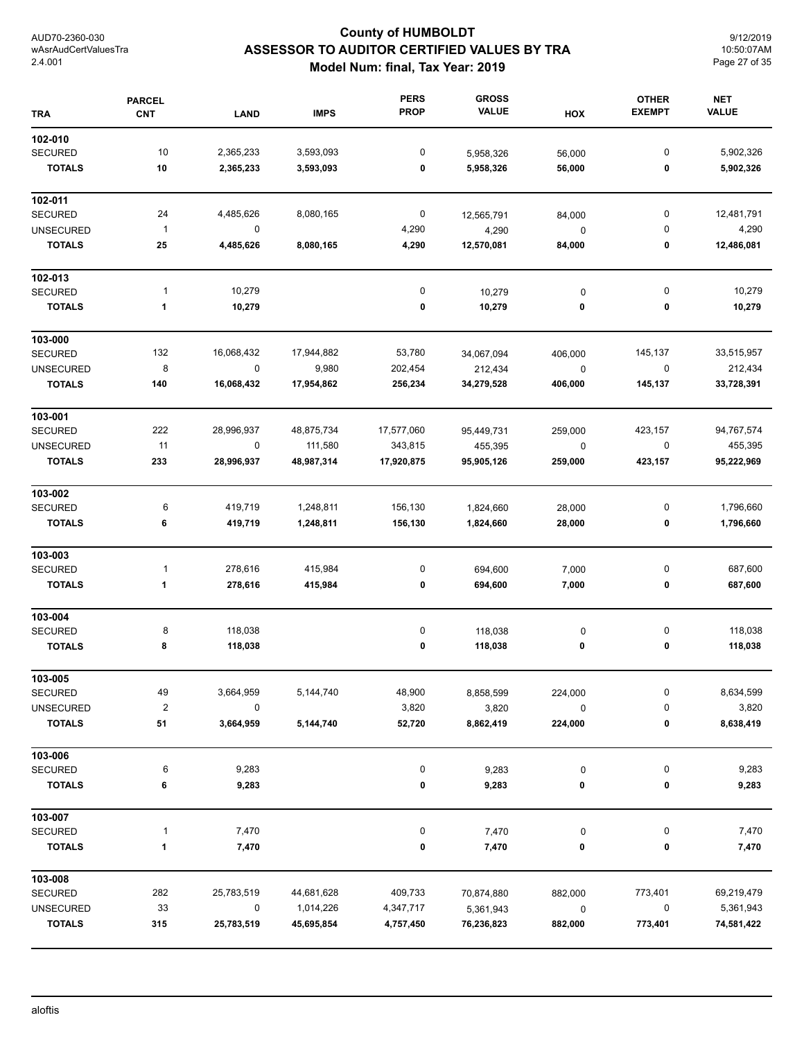# County of HUMBOLDT
## ASSESSOR TO AUDITOR CERTIFIED VALUES BY TRA
### Model Num: final, Tax Year: 2019

| TRA | PARCEL CNT | LAND | IMPS | PERS PROP | GROSS VALUE | HOX | OTHER EXEMPT | NET VALUE |
|---|---|---|---|---|---|---|---|---|
| **102-010** | | | | | | | | |
| SECURED | 10 | 2,365,233 | 3,593,093 | 0 | 5,958,326 | 56,000 | 0 | 5,902,326 |
| **TOTALS** | **10** | **2,365,233** | **3,593,093** | **0** | **5,958,326** | **56,000** | **0** | **5,902,326** |
| **102-011** | | | | | | | | |
| SECURED | 24 | 4,485,626 | 8,080,165 | 0 | 12,565,791 | 84,000 | 0 | 12,481,791 |
| UNSECURED | 1 | 0 | | 4,290 | 4,290 | 0 | 0 | 4,290 |
| **TOTALS** | **25** | **4,485,626** | **8,080,165** | **4,290** | **12,570,081** | **84,000** | **0** | **12,486,081** |
| **102-013** | | | | | | | | |
| SECURED | 1 | 10,279 | | 0 | 10,279 | 0 | 0 | 10,279 |
| **TOTALS** | **1** | **10,279** | | **0** | **10,279** | **0** | **0** | **10,279** |
| **103-000** | | | | | | | | |
| SECURED | 132 | 16,068,432 | 17,944,882 | 53,780 | 34,067,094 | 406,000 | 145,137 | 33,515,957 |
| UNSECURED | 8 | 0 | 9,980 | 202,454 | 212,434 | 0 | 0 | 212,434 |
| **TOTALS** | **140** | **16,068,432** | **17,954,862** | **256,234** | **34,279,528** | **406,000** | **145,137** | **33,728,391** |
| **103-001** | | | | | | | | |
| SECURED | 222 | 28,996,937 | 48,875,734 | 17,577,060 | 95,449,731 | 259,000 | 423,157 | 94,767,574 |
| UNSECURED | 11 | 0 | 111,580 | 343,815 | 455,395 | 0 | 0 | 455,395 |
| **TOTALS** | **233** | **28,996,937** | **48,987,314** | **17,920,875** | **95,905,126** | **259,000** | **423,157** | **95,222,969** |
| **103-002** | | | | | | | | |
| SECURED | 6 | 419,719 | 1,248,811 | 156,130 | 1,824,660 | 28,000 | 0 | 1,796,660 |
| **TOTALS** | **6** | **419,719** | **1,248,811** | **156,130** | **1,824,660** | **28,000** | **0** | **1,796,660** |
| **103-003** | | | | | | | | |
| SECURED | 1 | 278,616 | 415,984 | 0 | 694,600 | 7,000 | 0 | 687,600 |
| **TOTALS** | **1** | **278,616** | **415,984** | **0** | **694,600** | **7,000** | **0** | **687,600** |
| **103-004** | | | | | | | | |
| SECURED | 8 | 118,038 | | 0 | 118,038 | 0 | 0 | 118,038 |
| **TOTALS** | **8** | **118,038** | | **0** | **118,038** | **0** | **0** | **118,038** |
| **103-005** | | | | | | | | |
| SECURED | 49 | 3,664,959 | 5,144,740 | 48,900 | 8,858,599 | 224,000 | 0 | 8,634,599 |
| UNSECURED | 2 | 0 | | 3,820 | 3,820 | 0 | 0 | 3,820 |
| **TOTALS** | **51** | **3,664,959** | **5,144,740** | **52,720** | **8,862,419** | **224,000** | **0** | **8,638,419** |
| **103-006** | | | | | | | | |
| SECURED | 6 | 9,283 | | 0 | 9,283 | 0 | 0 | 9,283 |
| **TOTALS** | **6** | **9,283** | | **0** | **9,283** | **0** | **0** | **9,283** |
| **103-007** | | | | | | | | |
| SECURED | 1 | 7,470 | | 0 | 7,470 | 0 | 0 | 7,470 |
| **TOTALS** | **1** | **7,470** | | **0** | **7,470** | **0** | **0** | **7,470** |
| **103-008** | | | | | | | | |
| SECURED | 282 | 25,783,519 | 44,681,628 | 409,733 | 70,874,880 | 882,000 | 773,401 | 69,219,479 |
| UNSECURED | 33 | 0 | 1,014,226 | 4,347,717 | 5,361,943 | 0 | 0 | 5,361,943 |
| **TOTALS** | **315** | **25,783,519** | **45,695,854** | **4,757,450** | **76,236,823** | **882,000** | **773,401** | **74,581,422** |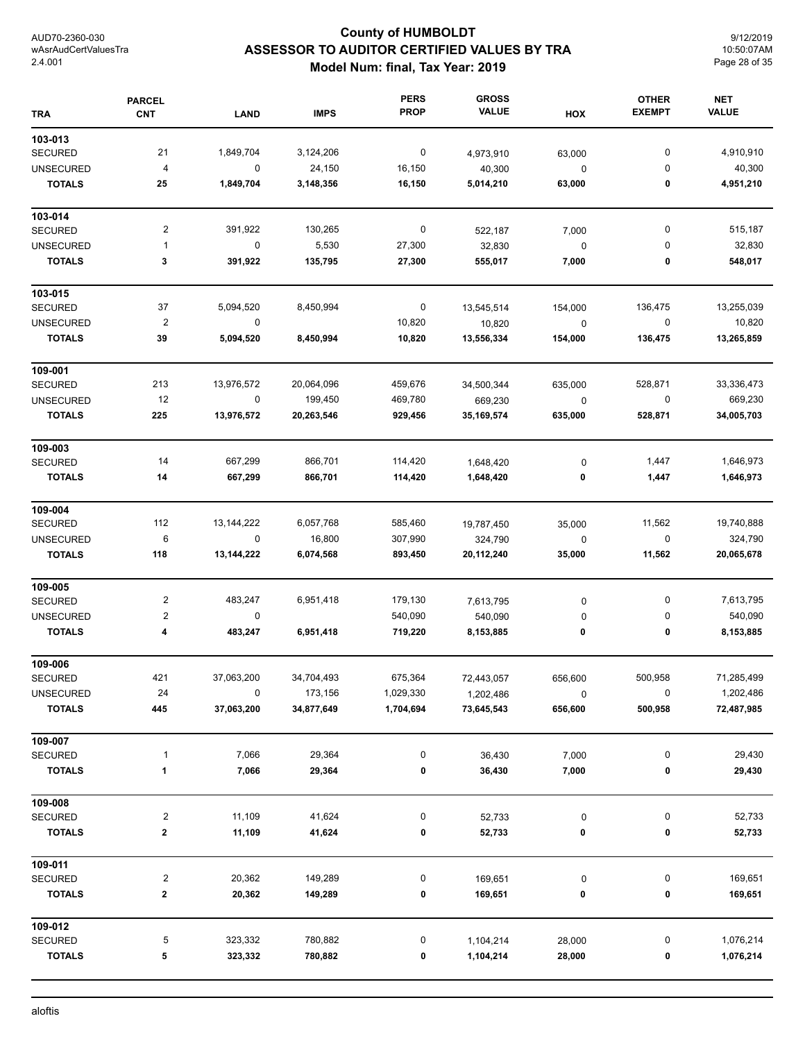# County of HUMBOLDT
## ASSESSOR TO AUDITOR CERTIFIED VALUES BY TRA
### Model Num: final, Tax Year: 2019

| TRA | PARCEL CNT | LAND | IMPS | PERS PROP | GROSS VALUE | HOX | OTHER EXEMPT | NET VALUE |
|---|---|---|---|---|---|---|---|---|
| **103-013** | | | | | | | | |
| SECURED | 21 | 1,849,704 | 3,124,206 | 0 | 4,973,910 | 63,000 | 0 | 4,910,910 |
| UNSECURED | 4 | 0 | 24,150 | 16,150 | 40,300 | 0 | 0 | 40,300 |
| **TOTALS** | **25** | **1,849,704** | **3,148,356** | **16,150** | **5,014,210** | **63,000** | **0** | **4,951,210** |
| **103-014** | | | | | | | | |
| SECURED | 2 | 391,922 | 130,265 | 0 | 522,187 | 7,000 | 0 | 515,187 |
| UNSECURED | 1 | 0 | 5,530 | 27,300 | 32,830 | 0 | 0 | 32,830 |
| **TOTALS** | **3** | **391,922** | **135,795** | **27,300** | **555,017** | **7,000** | **0** | **548,017** |
| **103-015** | | | | | | | | |
| SECURED | 37 | 5,094,520 | 8,450,994 | 0 | 13,545,514 | 154,000 | 136,475 | 13,255,039 |
| UNSECURED | 2 | 0 | | 10,820 | 10,820 | 0 | 0 | 10,820 |
| **TOTALS** | **39** | **5,094,520** | **8,450,994** | **10,820** | **13,556,334** | **154,000** | **136,475** | **13,265,859** |
| **109-001** | | | | | | | | |
| SECURED | 213 | 13,976,572 | 20,064,096 | 459,676 | 34,500,344 | 635,000 | 528,871 | 33,336,473 |
| UNSECURED | 12 | 0 | 199,450 | 469,780 | 669,230 | 0 | 0 | 669,230 |
| **TOTALS** | **225** | **13,976,572** | **20,263,546** | **929,456** | **35,169,574** | **635,000** | **528,871** | **34,005,703** |
| **109-003** | | | | | | | | |
| SECURED | 14 | 667,299 | 866,701 | 114,420 | 1,648,420 | 0 | 1,447 | 1,646,973 |
| **TOTALS** | **14** | **667,299** | **866,701** | **114,420** | **1,648,420** | **0** | **1,447** | **1,646,973** |
| **109-004** | | | | | | | | |
| SECURED | 112 | 13,144,222 | 6,057,768 | 585,460 | 19,787,450 | 35,000 | 11,562 | 19,740,888 |
| UNSECURED | 6 | 0 | 16,800 | 307,990 | 324,790 | 0 | 0 | 324,790 |
| **TOTALS** | **118** | **13,144,222** | **6,074,568** | **893,450** | **20,112,240** | **35,000** | **11,562** | **20,065,678** |
| **109-005** | | | | | | | | |
| SECURED | 2 | 483,247 | 6,951,418 | 179,130 | 7,613,795 | 0 | 0 | 7,613,795 |
| UNSECURED | 2 | 0 | | 540,090 | 540,090 | 0 | 0 | 540,090 |
| **TOTALS** | **4** | **483,247** | **6,951,418** | **719,220** | **8,153,885** | **0** | **0** | **8,153,885** |
| **109-006** | | | | | | | | |
| SECURED | 421 | 37,063,200 | 34,704,493 | 675,364 | 72,443,057 | 656,600 | 500,958 | 71,285,499 |
| UNSECURED | 24 | 0 | 173,156 | 1,029,330 | 1,202,486 | 0 | 0 | 1,202,486 |
| **TOTALS** | **445** | **37,063,200** | **34,877,649** | **1,704,694** | **73,645,543** | **656,600** | **500,958** | **72,487,985** |
| **109-007** | | | | | | | | |
| SECURED | 1 | 7,066 | 29,364 | 0 | 36,430 | 7,000 | 0 | 29,430 |
| **TOTALS** | **1** | **7,066** | **29,364** | **0** | **36,430** | **7,000** | **0** | **29,430** |
| **109-008** | | | | | | | | |
| SECURED | 2 | 11,109 | 41,624 | 0 | 52,733 | 0 | 0 | 52,733 |
| **TOTALS** | **2** | **11,109** | **41,624** | **0** | **52,733** | **0** | **0** | **52,733** |
| **109-011** | | | | | | | | |
| SECURED | 2 | 20,362 | 149,289 | 0 | 169,651 | 0 | 0 | 169,651 |
| **TOTALS** | **2** | **20,362** | **149,289** | **0** | **169,651** | **0** | **0** | **169,651** |
| **109-012** | | | | | | | | |
| SECURED | 5 | 323,332 | 780,882 | 0 | 1,104,214 | 28,000 | 0 | 1,076,214 |
| **TOTALS** | **5** | **323,332** | **780,882** | **0** | **1,104,214** | **28,000** | **0** | **1,076,214** |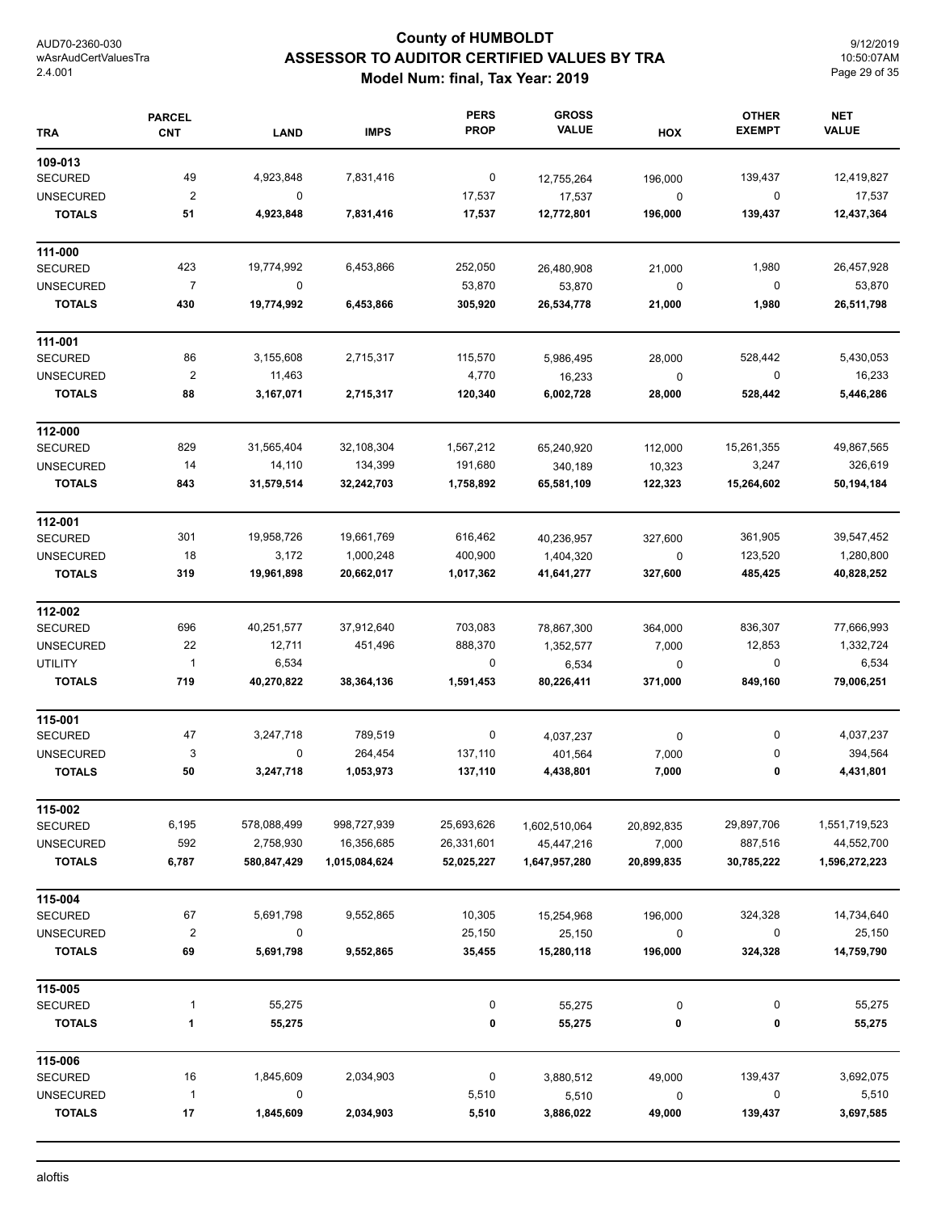# County of HUMBOLDT
## ASSESSOR TO AUDITOR CERTIFIED VALUES BY TRA
### Model Num: final, Tax Year: 2019

AUD70-2360-030
wAsrAudCertValuesTra
2.4.001

9/12/2019
10:50:07AM

| TRA | PARCEL CNT | LAND | IMPS | PERS PROP | GROSS VALUE | HOX | OTHER EXEMPT | NET VALUE |
|---|---|---|---|---|---|---|---|---|
| **109-013** | | | | | | | | |
| SECURED | 49 | 4,923,848 | 7,831,416 | 0 | 12,755,264 | 196,000 | 139,437 | 12,419,827 |
| UNSECURED | 2 | 0 | | 17,537 | 17,537 | 0 | 0 | 17,537 |
| **TOTALS** | **51** | **4,923,848** | **7,831,416** | **17,537** | **12,772,801** | **196,000** | **139,437** | **12,437,364** |
| **111-000** | | | | | | | | |
| SECURED | 423 | 19,774,992 | 6,453,866 | 252,050 | 26,480,908 | 21,000 | 1,980 | 26,457,928 |
| UNSECURED | 7 | 0 | | 53,870 | 53,870 | 0 | 0 | 53,870 |
| **TOTALS** | **430** | **19,774,992** | **6,453,866** | **305,920** | **26,534,778** | **21,000** | **1,980** | **26,511,798** |
| **111-001** | | | | | | | | |
| SECURED | 86 | 3,155,608 | 2,715,317 | 115,570 | 5,986,495 | 28,000 | 528,442 | 5,430,053 |
| UNSECURED | 2 | 11,463 | | 4,770 | 16,233 | 0 | 0 | 16,233 |
| **TOTALS** | **88** | **3,167,071** | **2,715,317** | **120,340** | **6,002,728** | **28,000** | **528,442** | **5,446,286** |
| **112-000** | | | | | | | | |
| SECURED | 829 | 31,565,404 | 32,108,304 | 1,567,212 | 65,240,920 | 112,000 | 15,261,355 | 49,867,565 |
| UNSECURED | 14 | 14,110 | 134,399 | 191,680 | 340,189 | 10,323 | 3,247 | 326,619 |
| **TOTALS** | **843** | **31,579,514** | **32,242,703** | **1,758,892** | **65,581,109** | **122,323** | **15,264,602** | **50,194,184** |
| **112-001** | | | | | | | | |
| SECURED | 301 | 19,958,726 | 19,661,769 | 616,462 | 40,236,957 | 327,600 | 361,905 | 39,547,452 |
| UNSECURED | 18 | 3,172 | 1,000,248 | 400,900 | 1,404,320 | 0 | 123,520 | 1,280,800 |
| **TOTALS** | **319** | **19,961,898** | **20,662,017** | **1,017,362** | **41,641,277** | **327,600** | **485,425** | **40,828,252** |
| **112-002** | | | | | | | | |
| SECURED | 696 | 40,251,577 | 37,912,640 | 703,083 | 78,867,300 | 364,000 | 836,307 | 77,666,993 |
| UNSECURED | 22 | 12,711 | 451,496 | 888,370 | 1,352,577 | 7,000 | 12,853 | 1,332,724 |
| UTILITY | 1 | 6,534 | | 0 | 6,534 | 0 | 0 | 6,534 |
| **TOTALS** | **719** | **40,270,822** | **38,364,136** | **1,591,453** | **80,226,411** | **371,000** | **849,160** | **79,006,251** |
| **115-001** | | | | | | | | |
| SECURED | 47 | 3,247,718 | 789,519 | 0 | 4,037,237 | 0 | 0 | 4,037,237 |
| UNSECURED | 3 | 0 | 264,454 | 137,110 | 401,564 | 7,000 | 0 | 394,564 |
| **TOTALS** | **50** | **3,247,718** | **1,053,973** | **137,110** | **4,438,801** | **7,000** | **0** | **4,431,801** |
| **115-002** | | | | | | | | |
| SECURED | 6,195 | 578,088,499 | 998,727,939 | 25,693,626 | 1,602,510,064 | 20,892,835 | 29,897,706 | 1,551,719,523 |
| UNSECURED | 592 | 2,758,930 | 16,356,685 | 26,331,601 | 45,447,216 | 7,000 | 887,516 | 44,552,700 |
| **TOTALS** | **6,787** | **580,847,429** | **1,015,084,624** | **52,025,227** | **1,647,957,280** | **20,899,835** | **30,785,222** | **1,596,272,223** |
| **115-004** | | | | | | | | |
| SECURED | 67 | 5,691,798 | 9,552,865 | 10,305 | 15,254,968 | 196,000 | 324,328 | 14,734,640 |
| UNSECURED | 2 | 0 | | 25,150 | 25,150 | 0 | 0 | 25,150 |
| **TOTALS** | **69** | **5,691,798** | **9,552,865** | **35,455** | **15,280,118** | **196,000** | **324,328** | **14,759,790** |
| **115-005** | | | | | | | | |
| SECURED | 1 | 55,275 | | 0 | 55,275 | 0 | 0 | 55,275 |
| **TOTALS** | **1** | **55,275** | | **0** | **55,275** | **0** | **0** | **55,275** |
| **115-006** | | | | | | | | |
| SECURED | 16 | 1,845,609 | 2,034,903 | 0 | 3,880,512 | 49,000 | 139,437 | 3,692,075 |
| UNSECURED | 1 | 0 | | 5,510 | 5,510 | 0 | 0 | 5,510 |
| **TOTALS** | **17** | **1,845,609** | **2,034,903** | **5,510** | **3,886,022** | **49,000** | **139,437** | **3,697,585** |

aloftis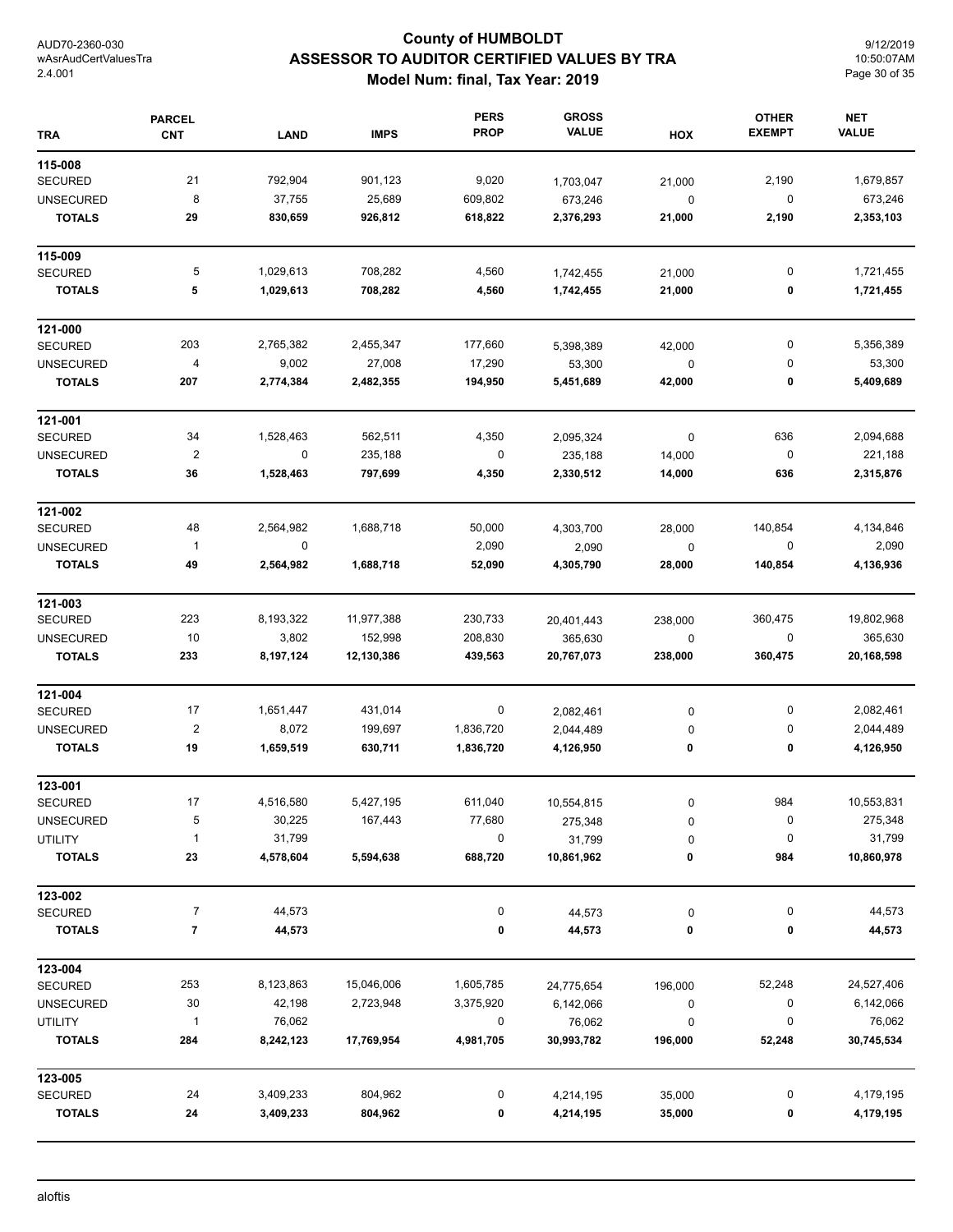# County of HUMBOLDT
## ASSESSOR TO AUDITOR CERTIFIED VALUES BY TRA
### Model Num: final, Tax Year: 2019

| TRA | PARCEL CNT | LAND | IMPS | PERS PROP | GROSS VALUE | HOX | OTHER EXEMPT | NET VALUE |
|---|---|---|---|---|---|---|---|---|
| **115-008** | | | | | | | | |
| SECURED | 21 | 792,904 | 901,123 | 9,020 | 1,703,047 | 21,000 | 2,190 | 1,679,857 |
| UNSECURED | 8 | 37,755 | 25,689 | 609,802 | 673,246 | 0 | 0 | 673,246 |
| **TOTALS** | **29** | **830,659** | **926,812** | **618,822** | **2,376,293** | **21,000** | **2,190** | **2,353,103** |
| **115-009** | | | | | | | | |
| SECURED | 5 | 1,029,613 | 708,282 | 4,560 | 1,742,455 | 21,000 | 0 | 1,721,455 |
| **TOTALS** | **5** | **1,029,613** | **708,282** | **4,560** | **1,742,455** | **21,000** | **0** | **1,721,455** |
| **121-000** | | | | | | | | |
| SECURED | 203 | 2,765,382 | 2,455,347 | 177,660 | 5,398,389 | 42,000 | 0 | 5,356,389 |
| UNSECURED | 4 | 9,002 | 27,008 | 17,290 | 53,300 | 0 | 0 | 53,300 |
| **TOTALS** | **207** | **2,774,384** | **2,482,355** | **194,950** | **5,451,689** | **42,000** | **0** | **5,409,689** |
| **121-001** | | | | | | | | |
| SECURED | 34 | 1,528,463 | 562,511 | 4,350 | 2,095,324 | 0 | 636 | 2,094,688 |
| UNSECURED | 2 | 0 | 235,188 | 0 | 235,188 | 14,000 | 0 | 221,188 |
| **TOTALS** | **36** | **1,528,463** | **797,699** | **4,350** | **2,330,512** | **14,000** | **636** | **2,315,876** |
| **121-002** | | | | | | | | |
| SECURED | 48 | 2,564,982 | 1,688,718 | 50,000 | 4,303,700 | 28,000 | 140,854 | 4,134,846 |
| UNSECURED | 1 | 0 | | 2,090 | 2,090 | 0 | 0 | 2,090 |
| **TOTALS** | **49** | **2,564,982** | **1,688,718** | **52,090** | **4,305,790** | **28,000** | **140,854** | **4,136,936** |
| **121-003** | | | | | | | | |
| SECURED | 223 | 8,193,322 | 11,977,388 | 230,733 | 20,401,443 | 238,000 | 360,475 | 19,802,968 |
| UNSECURED | 10 | 3,802 | 152,998 | 208,830 | 365,630 | 0 | 0 | 365,630 |
| **TOTALS** | **233** | **8,197,124** | **12,130,386** | **439,563** | **20,767,073** | **238,000** | **360,475** | **20,168,598** |
| **121-004** | | | | | | | | |
| SECURED | 17 | 1,651,447 | 431,014 | 0 | 2,082,461 | 0 | 0 | 2,082,461 |
| UNSECURED | 2 | 8,072 | 199,697 | 1,836,720 | 2,044,489 | 0 | 0 | 2,044,489 |
| **TOTALS** | **19** | **1,659,519** | **630,711** | **1,836,720** | **4,126,950** | **0** | **0** | **4,126,950** |
| **123-001** | | | | | | | | |
| SECURED | 17 | 4,516,580 | 5,427,195 | 611,040 | 10,554,815 | 0 | 984 | 10,553,831 |
| UNSECURED | 5 | 30,225 | 167,443 | 77,680 | 275,348 | 0 | 0 | 275,348 |
| UTILITY | 1 | 31,799 | | 0 | 31,799 | 0 | 0 | 31,799 |
| **TOTALS** | **23** | **4,578,604** | **5,594,638** | **688,720** | **10,861,962** | **0** | **984** | **10,860,978** |
| **123-002** | | | | | | | | |
| SECURED | 7 | 44,573 | | 0 | 44,573 | 0 | 0 | 44,573 |
| **TOTALS** | **7** | **44,573** | | **0** | **44,573** | **0** | **0** | **44,573** |
| **123-004** | | | | | | | | |
| SECURED | 253 | 8,123,863 | 15,046,006 | 1,605,785 | 24,775,654 | 196,000 | 52,248 | 24,527,406 |
| UNSECURED | 30 | 42,198 | 2,723,948 | 3,375,920 | 6,142,066 | 0 | 0 | 6,142,066 |
| UTILITY | 1 | 76,062 | | 0 | 76,062 | 0 | 0 | 76,062 |
| **TOTALS** | **284** | **8,242,123** | **17,769,954** | **4,981,705** | **30,993,782** | **196,000** | **52,248** | **30,745,534** |
| **123-005** | | | | | | | | |
| SECURED | 24 | 3,409,233 | 804,962 | 0 | 4,214,195 | 35,000 | 0 | 4,179,195 |
| **TOTALS** | **24** | **3,409,233** | **804,962** | **0** | **4,214,195** | **35,000** | **0** | **4,179,195** |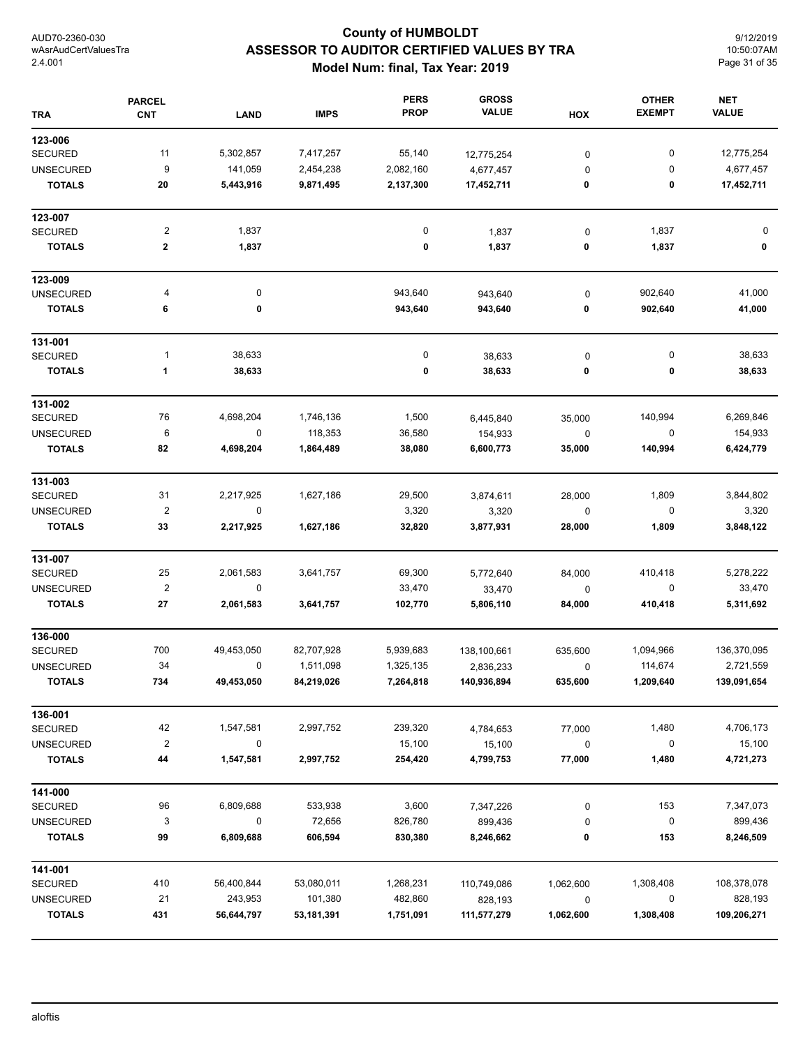# County of HUMBOLDT
## ASSESSOR TO AUDITOR CERTIFIED VALUES BY TRA
### Model Num: final, Tax Year: 2019

| TRA | PARCEL CNT | LAND | IMPS | PERS PROP | GROSS VALUE | HOX | OTHER EXEMPT | NET VALUE |
|---|---|---|---|---|---|---|---|---|
| **123-006** | | | | | | | | |
| SECURED | 11 | 5,302,857 | 7,417,257 | 55,140 | 12,775,254 | 0 | 0 | 12,775,254 |
| UNSECURED | 9 | 141,059 | 2,454,238 | 2,082,160 | 4,677,457 | 0 | 0 | 4,677,457 |
| **TOTALS** | **20** | **5,443,916** | **9,871,495** | **2,137,300** | **17,452,711** | **0** | **0** | **17,452,711** |
| **123-007** | | | | | | | | |
| SECURED | 2 | 1,837 | | 0 | 1,837 | 0 | 1,837 | 0 |
| **TOTALS** | **2** | **1,837** | | **0** | **1,837** | **0** | **1,837** | **0** |
| **123-009** | | | | | | | | |
| UNSECURED | 4 | 0 | | 943,640 | 943,640 | 0 | 902,640 | 41,000 |
| **TOTALS** | **6** | **0** | | **943,640** | **943,640** | **0** | **902,640** | **41,000** |
| **131-001** | | | | | | | | |
| SECURED | 1 | 38,633 | | 0 | 38,633 | 0 | 0 | 38,633 |
| **TOTALS** | **1** | **38,633** | | **0** | **38,633** | **0** | **0** | **38,633** |
| **131-002** | | | | | | | | |
| SECURED | 76 | 4,698,204 | 1,746,136 | 1,500 | 6,445,840 | 35,000 | 140,994 | 6,269,846 |
| UNSECURED | 6 | 0 | 118,353 | 36,580 | 154,933 | 0 | 0 | 154,933 |
| **TOTALS** | **82** | **4,698,204** | **1,864,489** | **38,080** | **6,600,773** | **35,000** | **140,994** | **6,424,779** |
| **131-003** | | | | | | | | |
| SECURED | 31 | 2,217,925 | 1,627,186 | 29,500 | 3,874,611 | 28,000 | 1,809 | 3,844,802 |
| UNSECURED | 2 | 0 | | 3,320 | 3,320 | 0 | 0 | 3,320 |
| **TOTALS** | **33** | **2,217,925** | **1,627,186** | **32,820** | **3,877,931** | **28,000** | **1,809** | **3,848,122** |
| **131-007** | | | | | | | | |
| SECURED | 25 | 2,061,583 | 3,641,757 | 69,300 | 5,772,640 | 84,000 | 410,418 | 5,278,222 |
| UNSECURED | 2 | 0 | | 33,470 | 33,470 | 0 | 0 | 33,470 |
| **TOTALS** | **27** | **2,061,583** | **3,641,757** | **102,770** | **5,806,110** | **84,000** | **410,418** | **5,311,692** |
| **136-000** | | | | | | | | |
| SECURED | 700 | 49,453,050 | 82,707,928 | 5,939,683 | 138,100,661 | 635,600 | 1,094,966 | 136,370,095 |
| UNSECURED | 34 | 0 | 1,511,098 | 1,325,135 | 2,836,233 | 0 | 114,674 | 2,721,559 |
| **TOTALS** | **734** | **49,453,050** | **84,219,026** | **7,264,818** | **140,936,894** | **635,600** | **1,209,640** | **139,091,654** |
| **136-001** | | | | | | | | |
| SECURED | 42 | 1,547,581 | 2,997,752 | 239,320 | 4,784,653 | 77,000 | 1,480 | 4,706,173 |
| UNSECURED | 2 | 0 | | 15,100 | 15,100 | 0 | 0 | 15,100 |
| **TOTALS** | **44** | **1,547,581** | **2,997,752** | **254,420** | **4,799,753** | **77,000** | **1,480** | **4,721,273** |
| **141-000** | | | | | | | | |
| SECURED | 96 | 6,809,688 | 533,938 | 3,600 | 7,347,226 | 0 | 153 | 7,347,073 |
| UNSECURED | 3 | 0 | 72,656 | 826,780 | 899,436 | 0 | 0 | 899,436 |
| **TOTALS** | **99** | **6,809,688** | **606,594** | **830,380** | **8,246,662** | **0** | **153** | **8,246,509** |
| **141-001** | | | | | | | | |
| SECURED | 410 | 56,400,844 | 53,080,011 | 1,268,231 | 110,749,086 | 1,062,600 | 1,308,408 | 108,378,078 |
| UNSECURED | 21 | 243,953 | 101,380 | 482,860 | 828,193 | 0 | 0 | 828,193 |
| **TOTALS** | **431** | **56,644,797** | **53,181,391** | **1,751,091** | **111,577,279** | **1,062,600** | **1,308,408** | **109,206,271** |

aloftis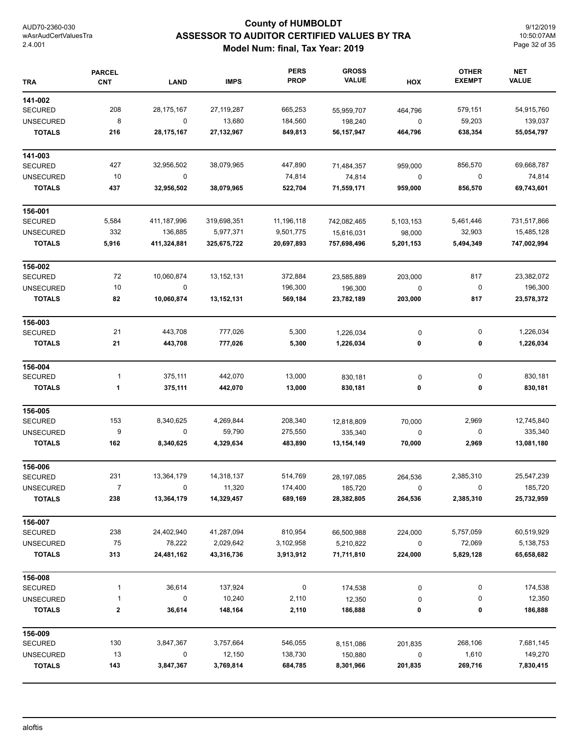# County of HUMBOLDT
## ASSESSOR TO AUDITOR CERTIFIED VALUES BY TRA
### Model Num: final, Tax Year: 2019

| TRA | PARCEL CNT | LAND | IMPS | PERS PROP | GROSS VALUE | HOX | OTHER EXEMPT | NET VALUE |
|---|---|---|---|---|---|---|---|---|
| **141-002** | | | | | | | | |
| SECURED | 208 | 28,175,167 | 27,119,287 | 665,253 | 55,959,707 | 464,796 | 579,151 | 54,915,760 |
| UNSECURED | 8 | 0 | 13,680 | 184,560 | 198,240 | 0 | 59,203 | 139,037 |
| **TOTALS** | **216** | **28,175,167** | **27,132,967** | **849,813** | **56,157,947** | **464,796** | **638,354** | **55,054,797** |
| **141-003** | | | | | | | | |
| SECURED | 427 | 32,956,502 | 38,079,965 | 447,890 | 71,484,357 | 959,000 | 856,570 | 69,668,787 |
| UNSECURED | 10 | 0 | | 74,814 | 74,814 | 0 | 0 | 74,814 |
| **TOTALS** | **437** | **32,956,502** | **38,079,965** | **522,704** | **71,559,171** | **959,000** | **856,570** | **69,743,601** |
| **156-001** | | | | | | | | |
| SECURED | 5,584 | 411,187,996 | 319,698,351 | 11,196,118 | 742,082,465 | 5,103,153 | 5,461,446 | 731,517,866 |
| UNSECURED | 332 | 136,885 | 5,977,371 | 9,501,775 | 15,616,031 | 98,000 | 32,903 | 15,485,128 |
| **TOTALS** | **5,916** | **411,324,881** | **325,675,722** | **20,697,893** | **757,698,496** | **5,201,153** | **5,494,349** | **747,002,994** |
| **156-002** | | | | | | | | |
| SECURED | 72 | 10,060,874 | 13,152,131 | 372,884 | 23,585,889 | 203,000 | 817 | 23,382,072 |
| UNSECURED | 10 | 0 | | 196,300 | 196,300 | 0 | 0 | 196,300 |
| **TOTALS** | **82** | **10,060,874** | **13,152,131** | **569,184** | **23,782,189** | **203,000** | **817** | **23,578,372** |
| **156-003** | | | | | | | | |
| SECURED | 21 | 443,708 | 777,026 | 5,300 | 1,226,034 | 0 | 0 | 1,226,034 |
| **TOTALS** | **21** | **443,708** | **777,026** | **5,300** | **1,226,034** | **0** | **0** | **1,226,034** |
| **156-004** | | | | | | | | |
| SECURED | 1 | 375,111 | 442,070 | 13,000 | 830,181 | 0 | 0 | 830,181 |
| **TOTALS** | **1** | **375,111** | **442,070** | **13,000** | **830,181** | **0** | **0** | **830,181** |
| **156-005** | | | | | | | | |
| SECURED | 153 | 8,340,625 | 4,269,844 | 208,340 | 12,818,809 | 70,000 | 2,969 | 12,745,840 |
| UNSECURED | 9 | 0 | 59,790 | 275,550 | 335,340 | 0 | 0 | 335,340 |
| **TOTALS** | **162** | **8,340,625** | **4,329,634** | **483,890** | **13,154,149** | **70,000** | **2,969** | **13,081,180** |
| **156-006** | | | | | | | | |
| SECURED | 231 | 13,364,179 | 14,318,137 | 514,769 | 28,197,085 | 264,536 | 2,385,310 | 25,547,239 |
| UNSECURED | 7 | 0 | 11,320 | 174,400 | 185,720 | 0 | 0 | 185,720 |
| **TOTALS** | **238** | **13,364,179** | **14,329,457** | **689,169** | **28,382,805** | **264,536** | **2,385,310** | **25,732,959** |
| **156-007** | | | | | | | | |
| SECURED | 238 | 24,402,940 | 41,287,094 | 810,954 | 66,500,988 | 224,000 | 5,757,059 | 60,519,929 |
| UNSECURED | 75 | 78,222 | 2,029,642 | 3,102,958 | 5,210,822 | 0 | 72,069 | 5,138,753 |
| **TOTALS** | **313** | **24,481,162** | **43,316,736** | **3,913,912** | **71,711,810** | **224,000** | **5,829,128** | **65,658,682** |
| **156-008** | | | | | | | | |
| SECURED | 1 | 36,614 | 137,924 | 0 | 174,538 | 0 | 0 | 174,538 |
| UNSECURED | 1 | 0 | 10,240 | 2,110 | 12,350 | 0 | 0 | 12,350 |
| **TOTALS** | **2** | **36,614** | **148,164** | **2,110** | **186,888** | **0** | **0** | **186,888** |
| **156-009** | | | | | | | | |
| SECURED | 130 | 3,847,367 | 3,757,664 | 546,055 | 8,151,086 | 201,835 | 268,106 | 7,681,145 |
| UNSECURED | 13 | 0 | 12,150 | 138,730 | 150,880 | 0 | 1,610 | 149,270 |
| **TOTALS** | **143** | **3,847,367** | **3,769,814** | **684,785** | **8,301,966** | **201,835** | **269,716** | **7,830,415** |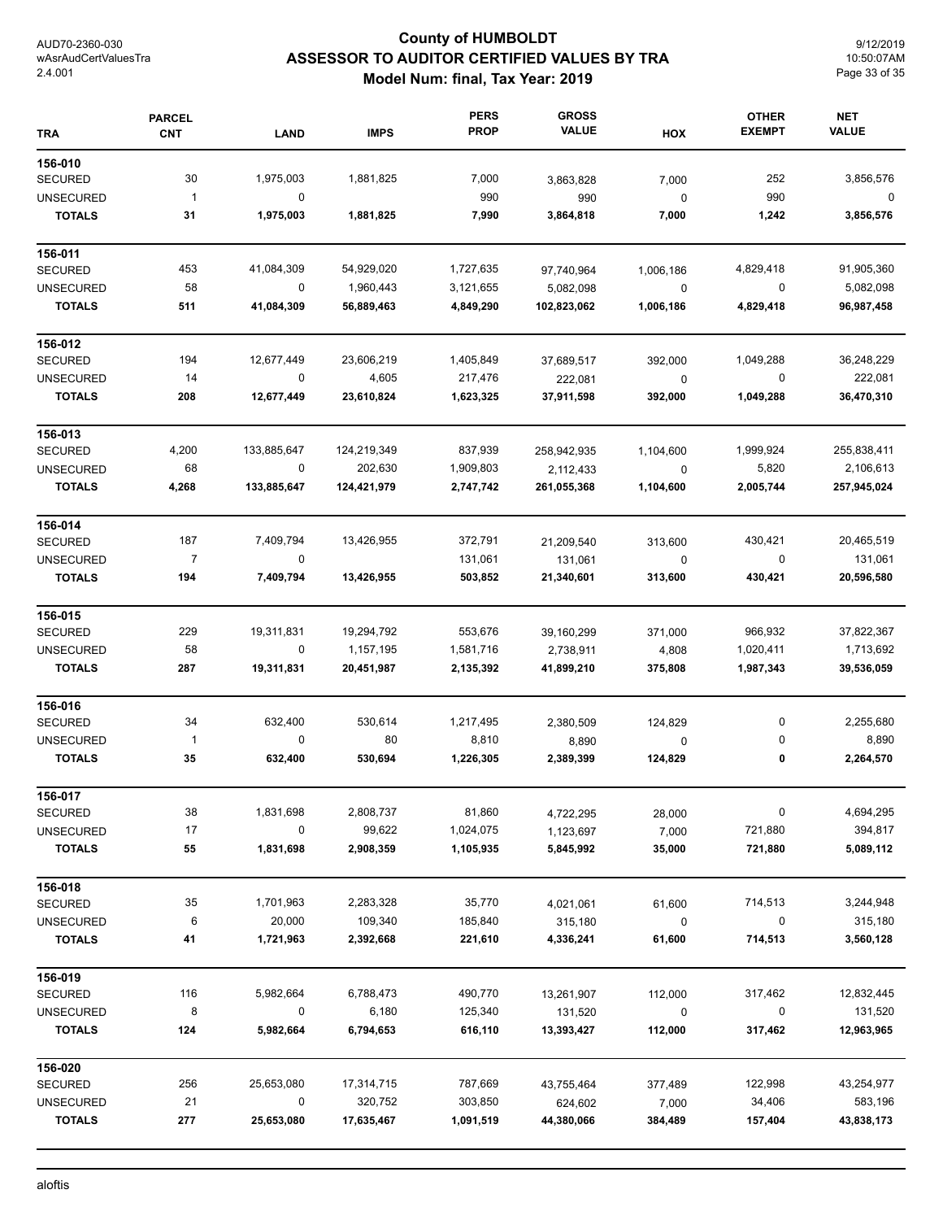# County of HUMBOLDT
## ASSESSOR TO AUDITOR CERTIFIED VALUES BY TRA
### Model Num: final, Tax Year: 2019

| TRA | PARCEL CNT | LAND | IMPS | PERS PROP | GROSS VALUE | HOX | OTHER EXEMPT | NET VALUE |
|---|---|---|---|---|---|---|---|---|
| **156-010** | | | | | | | | |
| SECURED | 30 | 1,975,003 | 1,881,825 | 7,000 | 3,863,828 | 7,000 | 252 | 3,856,576 |
| UNSECURED | 1 | 0 | | 990 | 990 | 0 | 990 | 0 |
| **TOTALS** | **31** | **1,975,003** | **1,881,825** | **7,990** | **3,864,818** | **7,000** | **1,242** | **3,856,576** |
| **156-011** | | | | | | | | |
| SECURED | 453 | 41,084,309 | 54,929,020 | 1,727,635 | 97,740,964 | 1,006,186 | 4,829,418 | 91,905,360 |
| UNSECURED | 58 | 0 | 1,960,443 | 3,121,655 | 5,082,098 | 0 | 0 | 5,082,098 |
| **TOTALS** | **511** | **41,084,309** | **56,889,463** | **4,849,290** | **102,823,062** | **1,006,186** | **4,829,418** | **96,987,458** |
| **156-012** | | | | | | | | |
| SECURED | 194 | 12,677,449 | 23,606,219 | 1,405,849 | 37,689,517 | 392,000 | 1,049,288 | 36,248,229 |
| UNSECURED | 14 | 0 | 4,605 | 217,476 | 222,081 | 0 | 0 | 222,081 |
| **TOTALS** | **208** | **12,677,449** | **23,610,824** | **1,623,325** | **37,911,598** | **392,000** | **1,049,288** | **36,470,310** |
| **156-013** | | | | | | | | |
| SECURED | 4,200 | 133,885,647 | 124,219,349 | 837,939 | 258,942,935 | 1,104,600 | 1,999,924 | 255,838,411 |
| UNSECURED | 68 | 0 | 202,630 | 1,909,803 | 2,112,433 | 0 | 5,820 | 2,106,613 |
| **TOTALS** | **4,268** | **133,885,647** | **124,421,979** | **2,747,742** | **261,055,368** | **1,104,600** | **2,005,744** | **257,945,024** |
| **156-014** | | | | | | | | |
| SECURED | 187 | 7,409,794 | 13,426,955 | 372,791 | 21,209,540 | 313,600 | 430,421 | 20,465,519 |
| UNSECURED | 7 | 0 | | 131,061 | 131,061 | 0 | 0 | 131,061 |
| **TOTALS** | **194** | **7,409,794** | **13,426,955** | **503,852** | **21,340,601** | **313,600** | **430,421** | **20,596,580** |
| **156-015** | | | | | | | | |
| SECURED | 229 | 19,311,831 | 19,294,792 | 553,676 | 39,160,299 | 371,000 | 966,932 | 37,822,367 |
| UNSECURED | 58 | 0 | 1,157,195 | 1,581,716 | 2,738,911 | 4,808 | 1,020,411 | 1,713,692 |
| **TOTALS** | **287** | **19,311,831** | **20,451,987** | **2,135,392** | **41,899,210** | **375,808** | **1,987,343** | **39,536,059** |
| **156-016** | | | | | | | | |
| SECURED | 34 | 632,400 | 530,614 | 1,217,495 | 2,380,509 | 124,829 | 0 | 2,255,680 |
| UNSECURED | 1 | 0 | 80 | 8,810 | 8,890 | 0 | 0 | 8,890 |
| **TOTALS** | **35** | **632,400** | **530,694** | **1,226,305** | **2,389,399** | **124,829** | **0** | **2,264,570** |
| **156-017** | | | | | | | | |
| SECURED | 38 | 1,831,698 | 2,808,737 | 81,860 | 4,722,295 | 28,000 | 0 | 4,694,295 |
| UNSECURED | 17 | 0 | 99,622 | 1,024,075 | 1,123,697 | 7,000 | 721,880 | 394,817 |
| **TOTALS** | **55** | **1,831,698** | **2,908,359** | **1,105,935** | **5,845,992** | **35,000** | **721,880** | **5,089,112** |
| **156-018** | | | | | | | | |
| SECURED | 35 | 1,701,963 | 2,283,328 | 35,770 | 4,021,061 | 61,600 | 714,513 | 3,244,948 |
| UNSECURED | 6 | 20,000 | 109,340 | 185,840 | 315,180 | 0 | 0 | 315,180 |
| **TOTALS** | **41** | **1,721,963** | **2,392,668** | **221,610** | **4,336,241** | **61,600** | **714,513** | **3,560,128** |
| **156-019** | | | | | | | | |
| SECURED | 116 | 5,982,664 | 6,788,473 | 490,770 | 13,261,907 | 112,000 | 317,462 | 12,832,445 |
| UNSECURED | 8 | 0 | 6,180 | 125,340 | 131,520 | 0 | 0 | 131,520 |
| **TOTALS** | **124** | **5,982,664** | **6,794,653** | **616,110** | **13,393,427** | **112,000** | **317,462** | **12,963,965** |
| **156-020** | | | | | | | | |
| SECURED | 256 | 25,653,080 | 17,314,715 | 787,669 | 43,755,464 | 377,489 | 122,998 | 43,254,977 |
| UNSECURED | 21 | 0 | 320,752 | 303,850 | 624,602 | 7,000 | 34,406 | 583,196 |
| **TOTALS** | **277** | **25,653,080** | **17,635,467** | **1,091,519** | **44,380,066** | **384,489** | **157,404** | **43,838,173** |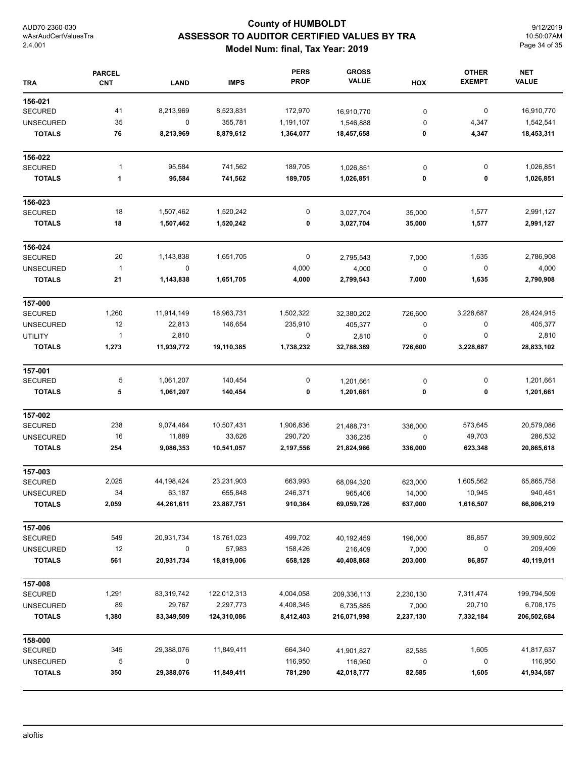# County of HUMBOLDT
## ASSESSOR TO AUDITOR CERTIFIED VALUES BY TRA
### Model Num: final, Tax Year: 2019

| TRA | PARCEL CNT | LAND | IMPS | PERS PROP | GROSS VALUE | HOX | OTHER EXEMPT | NET VALUE |
|---|---|---|---|---|---|---|---|---|
| **156-021** | | | | | | | | |
| SECURED | 41 | 8,213,969 | 8,523,831 | 172,970 | 16,910,770 | 0 | 0 | 16,910,770 |
| UNSECURED | 35 | 0 | 355,781 | 1,191,107 | 1,546,888 | 0 | 4,347 | 1,542,541 |
| **TOTALS** | **76** | **8,213,969** | **8,879,612** | **1,364,077** | **18,457,658** | **0** | **4,347** | **18,453,311** |
| **156-022** | | | | | | | | |
| SECURED | 1 | 95,584 | 741,562 | 189,705 | 1,026,851 | 0 | 0 | 1,026,851 |
| **TOTALS** | **1** | **95,584** | **741,562** | **189,705** | **1,026,851** | **0** | **0** | **1,026,851** |
| **156-023** | | | | | | | | |
| SECURED | 18 | 1,507,462 | 1,520,242 | 0 | 3,027,704 | 35,000 | 1,577 | 2,991,127 |
| **TOTALS** | **18** | **1,507,462** | **1,520,242** | **0** | **3,027,704** | **35,000** | **1,577** | **2,991,127** |
| **156-024** | | | | | | | | |
| SECURED | 20 | 1,143,838 | 1,651,705 | 0 | 2,795,543 | 7,000 | 1,635 | 2,786,908 |
| UNSECURED | 1 | 0 | | 4,000 | 4,000 | 0 | 0 | 4,000 |
| **TOTALS** | **21** | **1,143,838** | **1,651,705** | **4,000** | **2,799,543** | **7,000** | **1,635** | **2,790,908** |
| **157-000** | | | | | | | | |
| SECURED | 1,260 | 11,914,149 | 18,963,731 | 1,502,322 | 32,380,202 | 726,600 | 3,228,687 | 28,424,915 |
| UNSECURED | 12 | 22,813 | 146,654 | 235,910 | 405,377 | 0 | 0 | 405,377 |
| UTILITY | 1 | 2,810 | | 0 | 2,810 | 0 | 0 | 2,810 |
| **TOTALS** | **1,273** | **11,939,772** | **19,110,385** | **1,738,232** | **32,788,389** | **726,600** | **3,228,687** | **28,833,102** |
| **157-001** | | | | | | | | |
| SECURED | 5 | 1,061,207 | 140,454 | 0 | 1,201,661 | 0 | 0 | 1,201,661 |
| **TOTALS** | **5** | **1,061,207** | **140,454** | **0** | **1,201,661** | **0** | **0** | **1,201,661** |
| **157-002** | | | | | | | | |
| SECURED | 238 | 9,074,464 | 10,507,431 | 1,906,836 | 21,488,731 | 336,000 | 573,645 | 20,579,086 |
| UNSECURED | 16 | 11,889 | 33,626 | 290,720 | 336,235 | 0 | 49,703 | 286,532 |
| **TOTALS** | **254** | **9,086,353** | **10,541,057** | **2,197,556** | **21,824,966** | **336,000** | **623,348** | **20,865,618** |
| **157-003** | | | | | | | | |
| SECURED | 2,025 | 44,198,424 | 23,231,903 | 663,993 | 68,094,320 | 623,000 | 1,605,562 | 65,865,758 |
| UNSECURED | 34 | 63,187 | 655,848 | 246,371 | 965,406 | 14,000 | 10,945 | 940,461 |
| **TOTALS** | **2,059** | **44,261,611** | **23,887,751** | **910,364** | **69,059,726** | **637,000** | **1,616,507** | **66,806,219** |
| **157-006** | | | | | | | | |
| SECURED | 549 | 20,931,734 | 18,761,023 | 499,702 | 40,192,459 | 196,000 | 86,857 | 39,909,602 |
| UNSECURED | 12 | 0 | 57,983 | 158,426 | 216,409 | 7,000 | 0 | 209,409 |
| **TOTALS** | **561** | **20,931,734** | **18,819,006** | **658,128** | **40,408,868** | **203,000** | **86,857** | **40,119,011** |
| **157-008** | | | | | | | | |
| SECURED | 1,291 | 83,319,742 | 122,012,313 | 4,004,058 | 209,336,113 | 2,230,130 | 7,311,474 | 199,794,509 |
| UNSECURED | 89 | 29,767 | 2,297,773 | 4,408,345 | 6,735,885 | 7,000 | 20,710 | 6,708,175 |
| **TOTALS** | **1,380** | **83,349,509** | **124,310,086** | **8,412,403** | **216,071,998** | **2,237,130** | **7,332,184** | **206,502,684** |
| **158-000** | | | | | | | | |
| SECURED | 345 | 29,388,076 | 11,849,411 | 664,340 | 41,901,827 | 82,585 | 1,605 | 41,817,637 |
| UNSECURED | 5 | 0 | | 116,950 | 116,950 | 0 | 0 | 116,950 |
| **TOTALS** | **350** | **29,388,076** | **11,849,411** | **781,290** | **42,018,777** | **82,585** | **1,605** | **41,934,587** |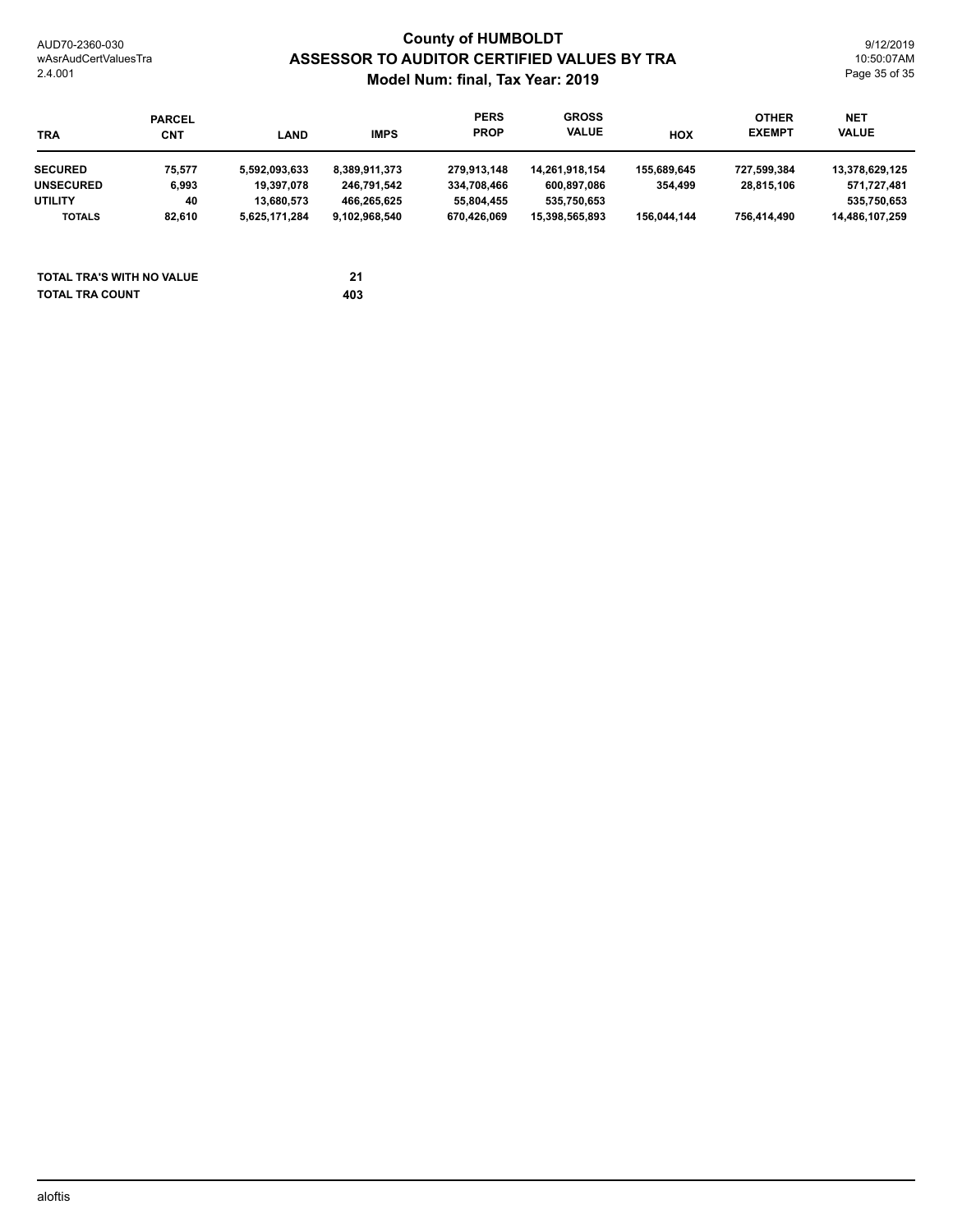# County of HUMBOLDT

## ASSESSOR TO AUDITOR CERTIFIED VALUES BY TRA

### Model Num: final, Tax Year: 2019

| TRA | PARCEL CNT | LAND | IMPS | PERS PROP | GROSS VALUE | HOX | OTHER EXEMPT | NET VALUE |
|---|---|---|---|---|---|---|---|---|
| SECURED | 75,577 | 5,592,093,633 | 8,389,911,373 | 279,913,148 | 14,261,918,154 | 155,689,645 | 727,599,384 | 13,378,629,125 |
| UNSECURED | 6,993 | 19,397,078 | 246,791,542 | 334,708,466 | 600,897,086 | 354,499 | 28,815,106 | 571,727,481 |
| UTILITY | 40 | 13,680,573 | 466,265,625 | 55,804,455 | 535,750,653 | | | 535,750,653 |
| TOTALS | 82,610 | 5,625,171,284 | 9,102,968,540 | 670,426,069 | 15,398,565,893 | 156,044,144 | 756,414,490 | 14,486,107,259 |

| | |
|---|---|
| TOTAL TRA'S WITH NO VALUE | 21 |
| TOTAL TRA COUNT | 403 |